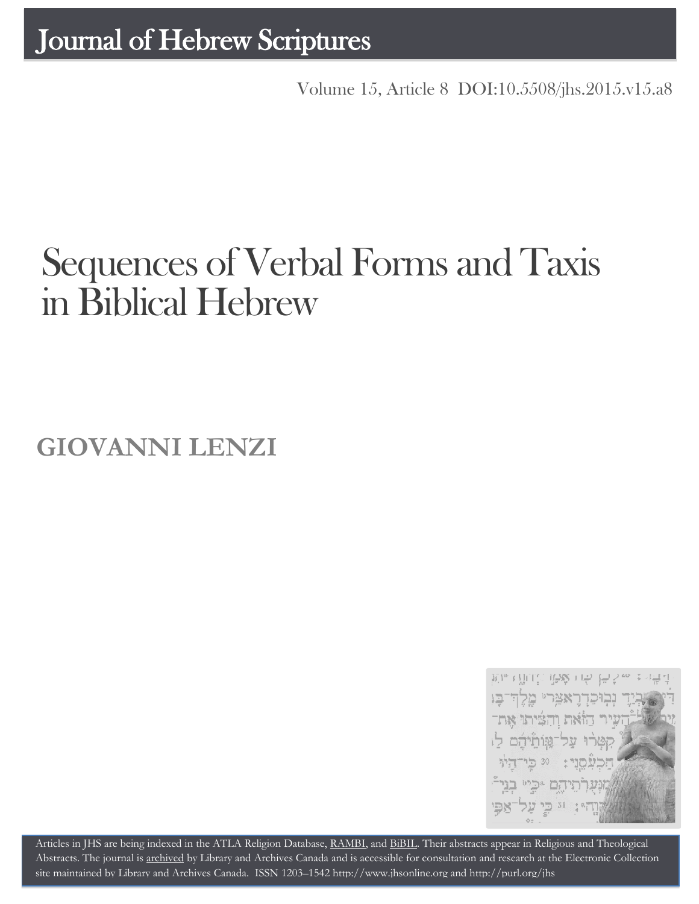# Journal of Hebrew Scriptures

Volume 15, Article 8 DOI:10.5508/jhs.2015.v15.a8

# Sequences of Verbal Forms and Taxis in Biblical Hebrew

## GIOVANNI LENZI

Articles in JHS are being indexed in the ATLA Religion Database, RAMBI, and BiBIL. Their abstracts appear in Religious and Theological Abstracts. The journal is archived by Library and Archives Canada and is accessible for consultation and research at the Electronic Collection site maintained by Library and Archives Canada. ISSN 1203–1542 http://www.jhsonline.org and http://purl.org/jhs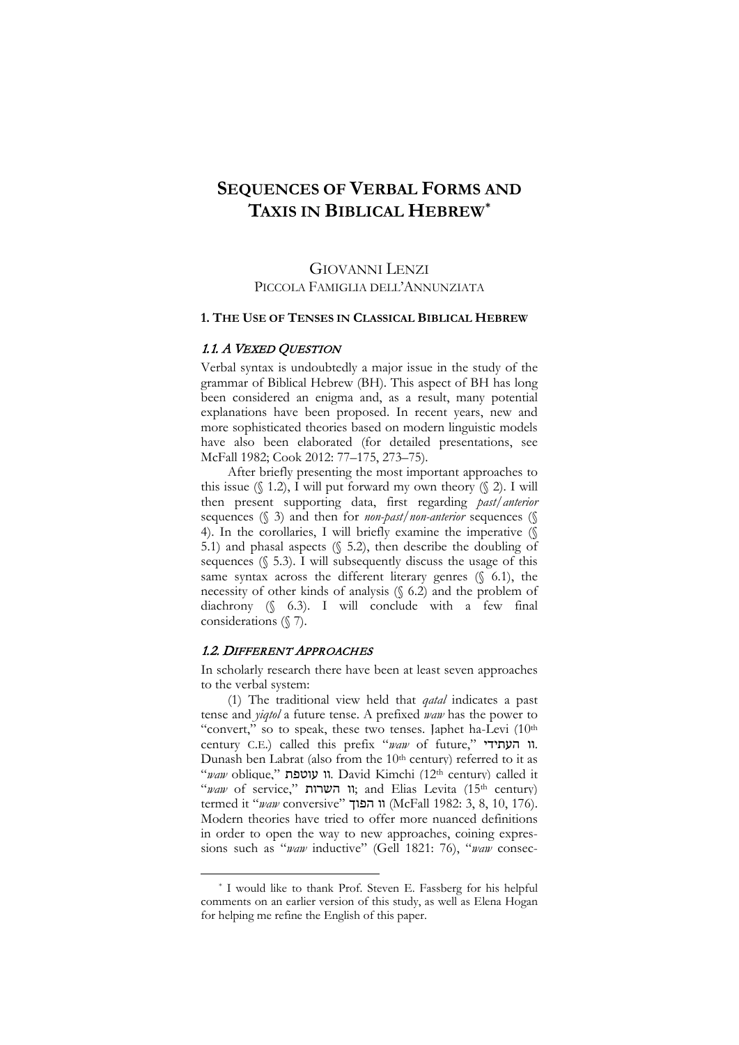# SEQUENCES OF VERBAL FORMS AND TAXIS IN BIBLICAL HEBREW*

GIOVANNI LENZI
PICCOLA FAMIGLIA DELL'ANNUNZIATA

## 1. THE USE OF TENSES IN CLASSICAL BIBLICAL HEBREW

### 1.1. A VEXED QUESTION

Verbal syntax is undoubtedly a major issue in the study of the grammar of Biblical Hebrew (BH). This aspect of BH has long been considered an enigma and, as a result, many potential explanations have been proposed. In recent years, new and more sophisticated theories based on modern linguistic models have also been elaborated (for detailed presentations, see McFall 1982; Cook 2012: 77–175, 273–75).

After briefly presenting the most important approaches to this issue (§ 1.2), I will put forward my own theory (§ 2). I will then present supporting data, first regarding *past/anterior* sequences (§ 3) and then for *non-past/non-anterior* sequences (§ 4). In the corollaries, I will briefly examine the imperative (§ 5.1) and phasal aspects (§ 5.2), then describe the doubling of sequences (§ 5.3). I will subsequently discuss the usage of this same syntax across the different literary genres (§ 6.1), the necessity of other kinds of analysis (§ 6.2) and the problem of diachrony (§ 6.3). I will conclude with a few final considerations (§ 7).

### 1.2. DIFFERENT APPROACHES

In scholarly research there have been at least seven approaches to the verbal system:

(1) The traditional view held that *qatal* indicates a past tense and *yiqtol* a future tense. A prefixed *waw* has the power to "convert," so to speak, these two tenses. Japhet ha-Levi (10th century C.E.) called this prefix "*waw* of future," וו העתידי. Dunash ben Labrat (also from the 10th century) referred to it as "*waw* oblique," וו עוטפת. David Kimchi (12th century) called it "*waw* of service," וו השרות; and Elias Levita (15th century) termed it "*waw* conversive" וו הפוך (McFall 1982: 3, 8, 10, 176). Modern theories have tried to offer more nuanced definitions in order to open the way to new approaches, coining expressions such as "*waw* inductive" (Gell 1821: 76), "*waw* consec-

---

* I would like to thank Prof. Steven E. Fassberg for his helpful comments on an earlier version of this study, as well as Elena Hogan for helping me refine the English of this paper.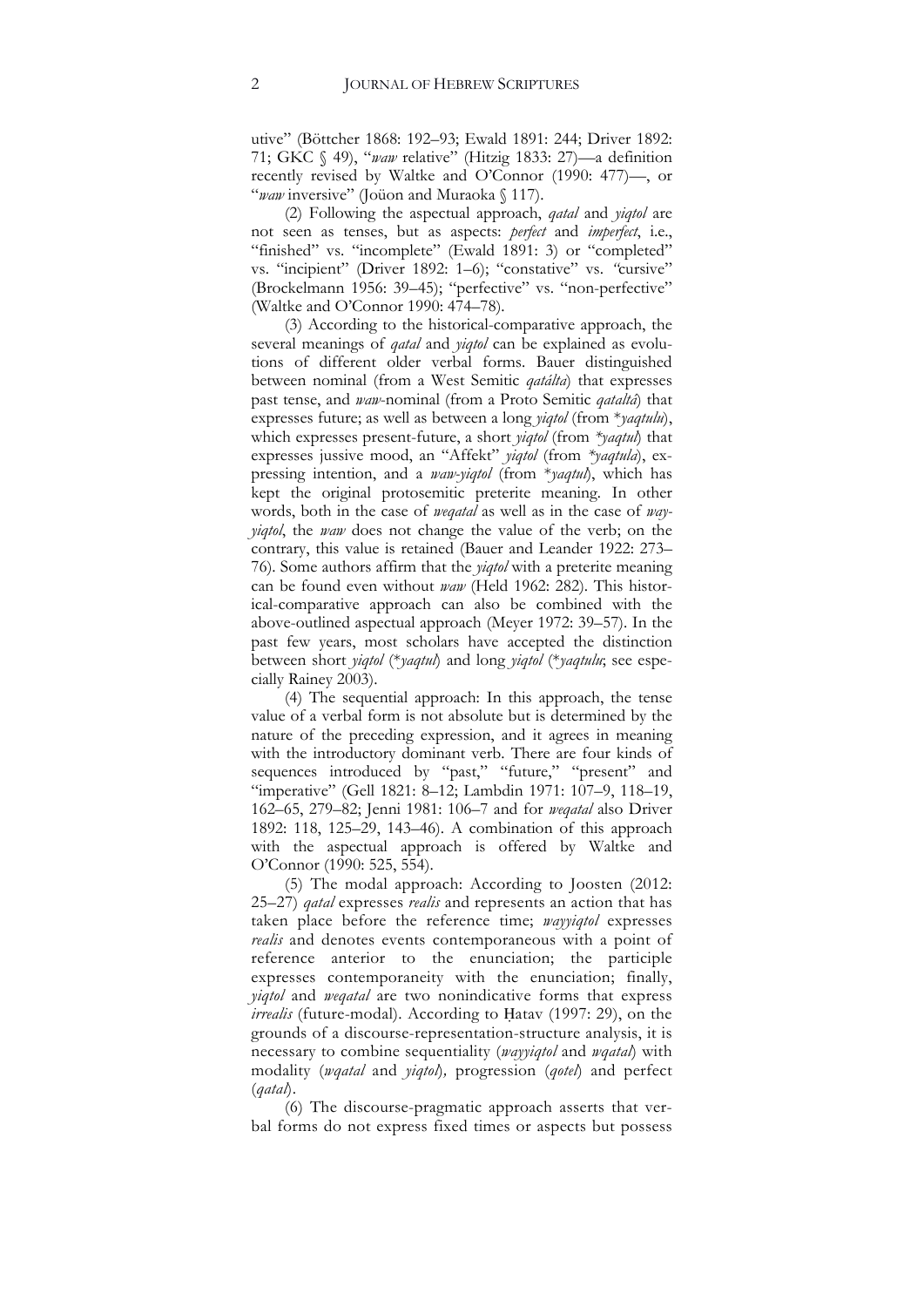utive" (Böttcher 1868: 192–93; Ewald 1891: 244; Driver 1892: 71; GKC § 49), "*waw* relative" (Hitzig 1833: 27)—a definition recently revised by Waltke and O'Connor (1990: 477)—, or "*waw* inversive" (Joüon and Muraoka § 117).

(2) Following the aspectual approach, *qatal* and *yiqtol* are not seen as tenses, but as aspects: *perfect* and *imperfect*, i.e., "finished" vs. "incomplete" (Ewald 1891: 3) or "completed" vs. "incipient" (Driver 1892: 1–6); "constative" vs. "cursive" (Brockelmann 1956: 39–45); "perfective" vs. "non-perfective" (Waltke and O'Connor 1990: 474–78).

(3) According to the historical-comparative approach, the several meanings of *qatal* and *yiqtol* can be explained as evolutions of different older verbal forms. Bauer distinguished between nominal (from a West Semitic *qatálta*) that expresses past tense, and *waw*-nominal (from a Proto Semitic *qataltá*) that expresses future; as well as between a long *yiqtol* (from \**yaqtulu*), which expresses present-future, a short *yiqtol* (from *\*yaqtul*) that expresses jussive mood, an "Affekt" *yiqtol* (from *\*yaqtula*), expressing intention, and a *waw-yiqtol* (from \**yaqtul*), which has kept the original protosemitic preterite meaning. In other words, both in the case of *weqatal* as well as in the case of *way-yiqtol*, the *waw* does not change the value of the verb; on the contrary, this value is retained (Bauer and Leander 1922: 273–76). Some authors affirm that the *yiqtol* with a preterite meaning can be found even without *waw* (Held 1962: 282). This historical-comparative approach can also be combined with the above-outlined aspectual approach (Meyer 1972: 39–57). In the past few years, most scholars have accepted the distinction between short *yiqtol* (\**yaqtul*) and long *yiqtol* (\**yaqtulu*; see especially Rainey 2003).

(4) The sequential approach: In this approach, the tense value of a verbal form is not absolute but is determined by the nature of the preceding expression, and it agrees in meaning with the introductory dominant verb. There are four kinds of sequences introduced by "past," "future," "present" and "imperative" (Gell 1821: 8–12; Lambdin 1971: 107–9, 118–19, 162–65, 279–82; Jenni 1981: 106–7 and for *weqatal* also Driver 1892: 118, 125–29, 143–46). A combination of this approach with the aspectual approach is offered by Waltke and O'Connor (1990: 525, 554).

(5) The modal approach: According to Joosten (2012: 25–27) *qatal* expresses *realis* and represents an action that has taken place before the reference time; *wayyiqtol* expresses *realis* and denotes events contemporaneous with a point of reference anterior to the enunciation; the participle expresses contemporaneity with the enunciation; finally, *yiqtol* and *weqatal* are two nonindicative forms that express *irrealis* (future-modal). According to Ḥatav (1997: 29), on the grounds of a discourse-representation-structure analysis, it is necessary to combine sequentiality (*wayyiqtol* and *wqatal*) with modality (*wqatal* and *yiqtol*), progression (*qotel*) and perfect (*qatal*).

(6) The discourse-pragmatic approach asserts that verbal forms do not express fixed times or aspects but possess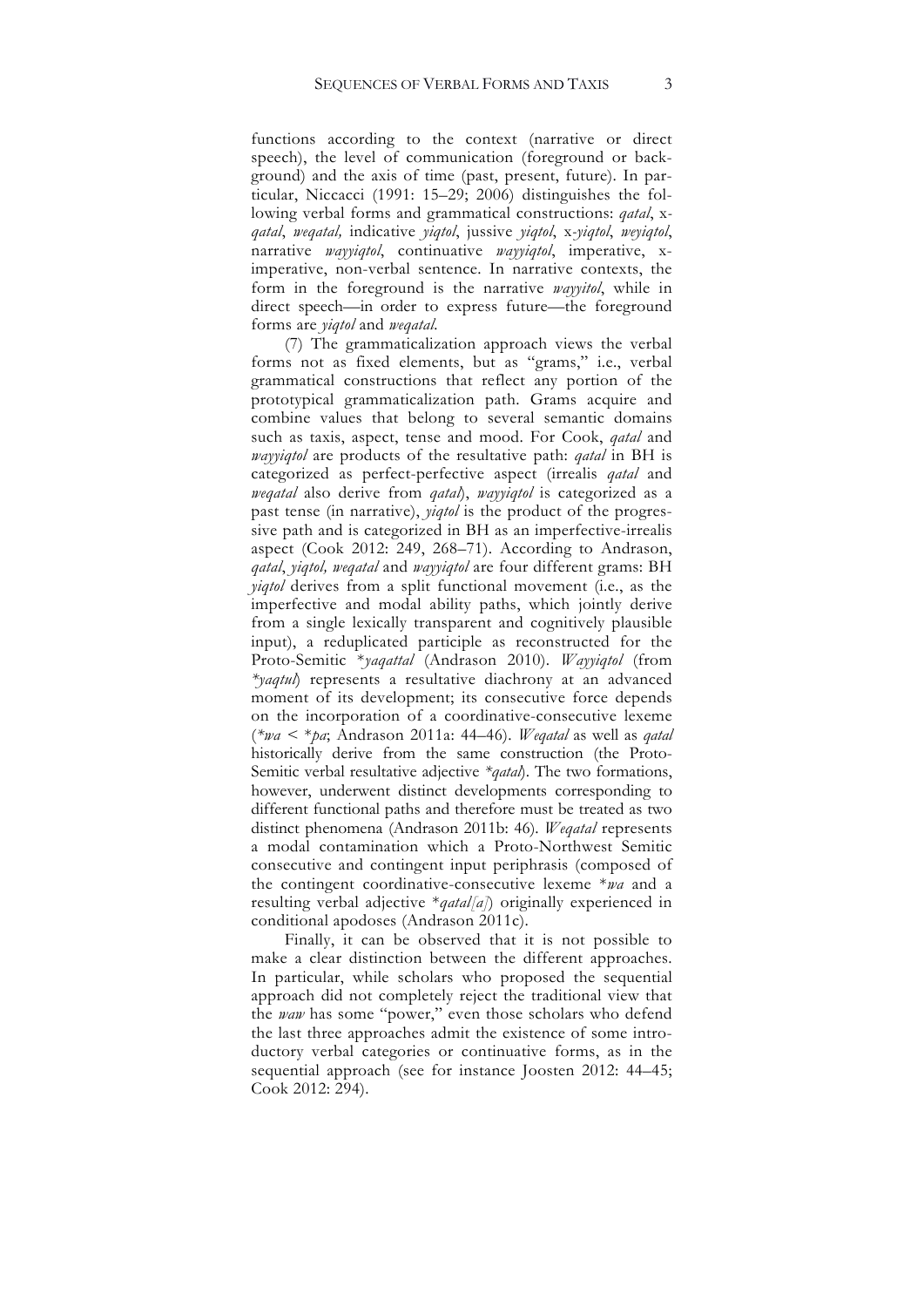functions according to the context (narrative or direct speech), the level of communication (foreground or background) and the axis of time (past, present, future). In particular, Niccacci (1991: 15–29; 2006) distinguishes the following verbal forms and grammatical constructions: *qatal*, x-*qatal*, *weqatal,* indicative *yiqtol*, jussive *yiqtol*, x-*yiqtol*, *weyiqtol*, narrative *wayyiqtol*, continuative *wayyiqtol*, imperative, x-imperative, non-verbal sentence. In narrative contexts, the form in the foreground is the narrative *wayyitol*, while in direct speech—in order to express future—the foreground forms are *yiqtol* and *weqatal*.

(7) The grammaticalization approach views the verbal forms not as fixed elements, but as "grams," i.e., verbal grammatical constructions that reflect any portion of the prototypical grammaticalization path. Grams acquire and combine values that belong to several semantic domains such as taxis, aspect, tense and mood. For Cook, *qatal* and *wayyiqtol* are products of the resultative path: *qatal* in BH is categorized as perfect-perfective aspect (irrealis *qatal* and *weqatal* also derive from *qatal*), *wayyiqtol* is categorized as a past tense (in narrative), *yiqtol* is the product of the progressive path and is categorized in BH as an imperfective-irrealis aspect (Cook 2012: 249, 268–71). According to Andrason, *qatal*, *yiqtol, weqatal* and *wayyiqtol* are four different grams: BH *yiqtol* derives from a split functional movement (i.e., as the imperfective and modal ability paths, which jointly derive from a single lexically transparent and cognitively plausible input), a reduplicated participle as reconstructed for the Proto-Semitic *\*yaqattal* (Andrason 2010). *Wayyiqtol* (from *\*yaqtul*) represents a resultative diachrony at an advanced moment of its development; its consecutive force depends on the incorporation of a coordinative-consecutive lexeme (*\*wa* < *\*pa*; Andrason 2011a: 44–46). *Weqatal* as well as *qatal* historically derive from the same construction (the Proto-Semitic verbal resultative adjective *\*qatal*). The two formations, however, underwent distinct developments corresponding to different functional paths and therefore must be treated as two distinct phenomena (Andrason 2011b: 46). *Weqatal* represents a modal contamination which a Proto-Northwest Semitic consecutive and contingent input periphrasis (composed of the contingent coordinative-consecutive lexeme \**wa* and a resulting verbal adjective \**qatal[a]*) originally experienced in conditional apodoses (Andrason 2011c).

Finally, it can be observed that it is not possible to make a clear distinction between the different approaches. In particular, while scholars who proposed the sequential approach did not completely reject the traditional view that the *waw* has some "power," even those scholars who defend the last three approaches admit the existence of some introductory verbal categories or continuative forms, as in the sequential approach (see for instance Joosten 2012: 44–45; Cook 2012: 294).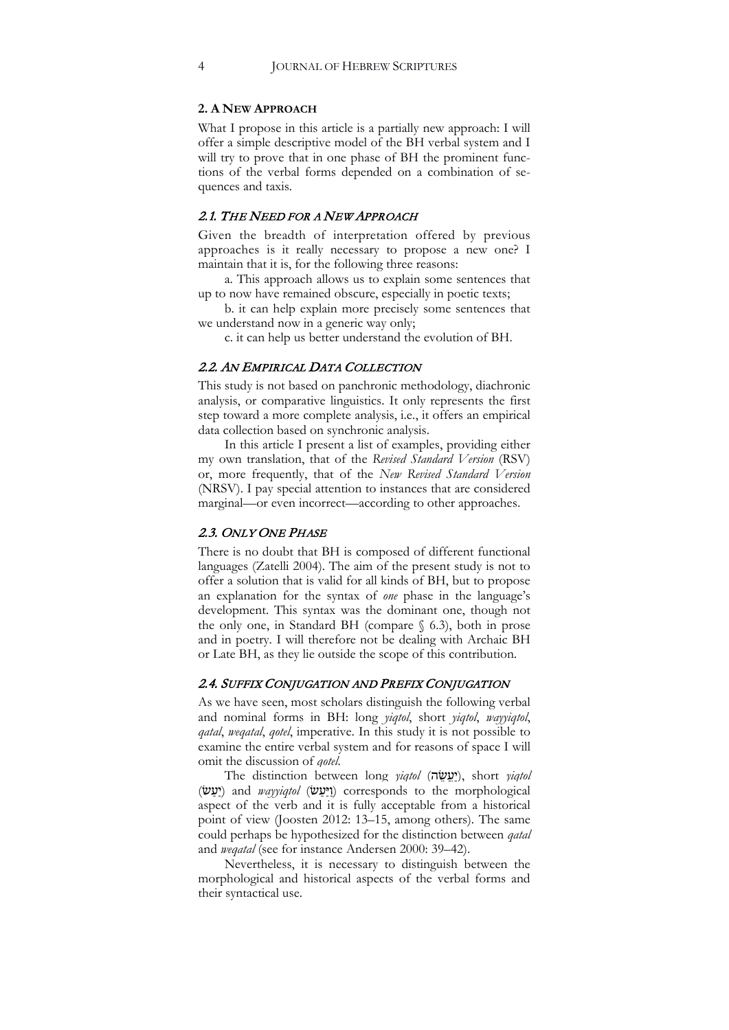## 2. A New Approach

What I propose in this article is a partially new approach: I will offer a simple descriptive model of the BH verbal system and I will try to prove that in one phase of BH the prominent functions of the verbal forms depended on a combination of sequences and taxis.

### *2.1. The Need for a New Approach*

Given the breadth of interpretation offered by previous approaches is it really necessary to propose a new one? I maintain that it is, for the following three reasons:

a. This approach allows us to explain some sentences that up to now have remained obscure, especially in poetic texts;

b. it can help explain more precisely some sentences that we understand now in a generic way only;

c. it can help us better understand the evolution of BH.

### *2.2. An Empirical Data Collection*

This study is not based on panchronic methodology, diachronic analysis, or comparative linguistics. It only represents the first step toward a more complete analysis, i.e., it offers an empirical data collection based on synchronic analysis.

In this article I present a list of examples, providing either my own translation, that of the *Revised Standard Version* (RSV) or, more frequently, that of the *New Revised Standard Version* (NRSV). I pay special attention to instances that are considered marginal—or even incorrect—according to other approaches.

### *2.3. Only One Phase*

There is no doubt that BH is composed of different functional languages (Zatelli 2004). The aim of the present study is not to offer a solution that is valid for all kinds of BH, but to propose an explanation for the syntax of *one* phase in the language's development. This syntax was the dominant one, though not the only one, in Standard BH (compare § 6.3), both in prose and in poetry. I will therefore not be dealing with Archaic BH or Late BH, as they lie outside the scope of this contribution.

### *2.4. Suffix Conjugation and Prefix Conjugation*

As we have seen, most scholars distinguish the following verbal and nominal forms in BH: long *yiqtol*, short *yiqtol*, *wayyiqtol*, *qatal*, *weqatal*, *qotel*, imperative. In this study it is not possible to examine the entire verbal system and for reasons of space I will omit the discussion of *qotel*.

The distinction between long *yiqtol* (יַעֲשֶׂה), short *yiqtol* (יַעַשׂ) and *wayyiqtol* (וַיַּעַשׂ) corresponds to the morphological aspect of the verb and it is fully acceptable from a historical point of view (Joosten 2012: 13–15, among others). The same could perhaps be hypothesized for the distinction between *qatal* and *weqatal* (see for instance Andersen 2000: 39–42).

Nevertheless, it is necessary to distinguish between the morphological and historical aspects of the verbal forms and their syntactical use.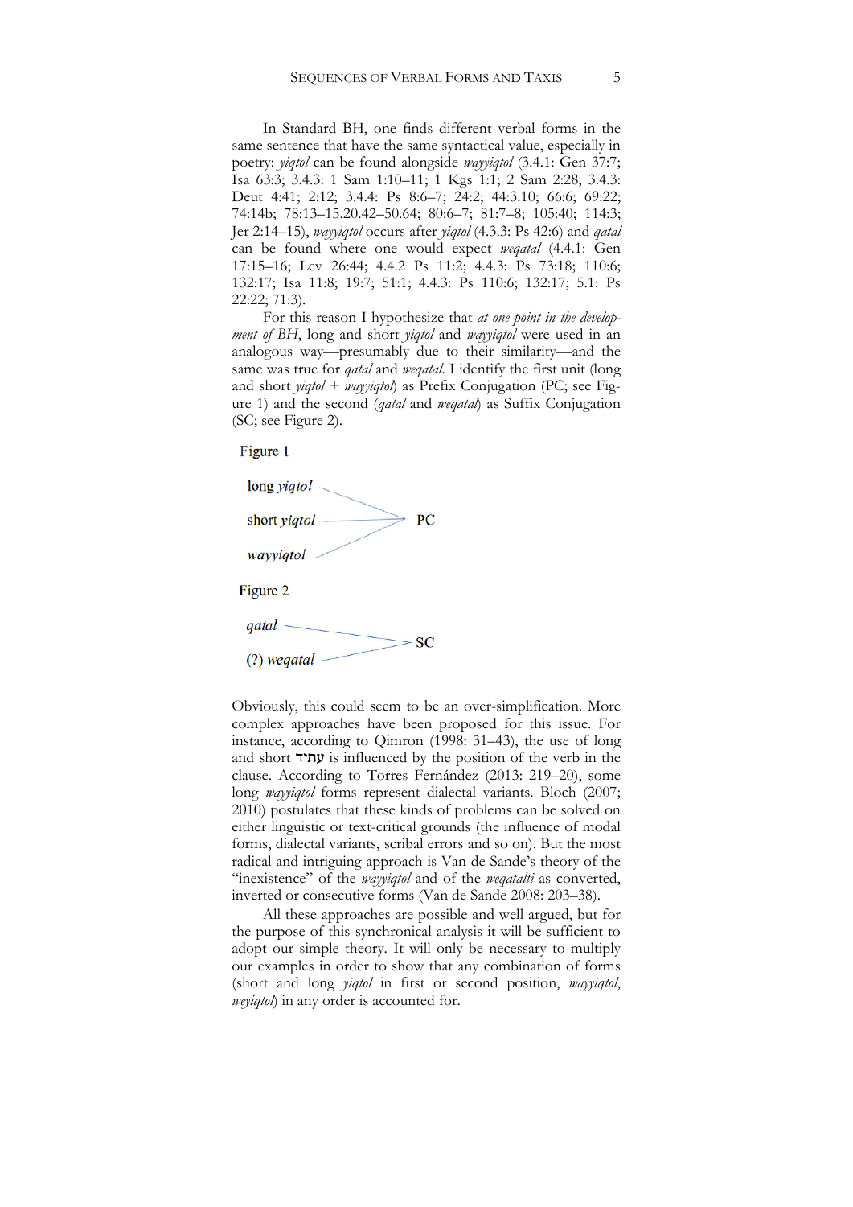In Standard BH, one finds different verbal forms in the same sentence that have the same syntactical value, especially in poetry: *yiqtol* can be found alongside *wayyiqtol* (3.4.1: Gen 37:7; Isa 63:3; 3.4.3: 1 Sam 1:10–11; 1 Kgs 1:1; 2 Sam 2:28; 3.4.3: Deut 4:41; 2:12; 3.4.4: Ps 8:6–7; 24:2; 44:3.10; 66:6; 69:22; 74:14b; 78:13–15.20.42–50.64; 80:6–7; 81:7–8; 105:40; 114:3; Jer 2:14–15), *wayyiqtol* occurs after *yiqtol* (4.3.3: Ps 42:6) and *qatal* can be found where one would expect *weqatal* (4.4.1: Gen 17:15–16; Lev 26:44; 4.4.2 Ps 11:2; 4.4.3: Ps 73:18; 110:6; 132:17; Isa 11:8; 19:7; 51:1; 4.4.3: Ps 110:6; 132:17; 5.1: Ps 22:22; 71:3).

For this reason I hypothesize that *at one point in the development of BH*, long and short *yiqtol* and *wayyiqtol* were used in an analogous way—presumably due to their similarity—and the same was true for *qatal* and *weqatal*. I identify the first unit (long and short *yiqtol* + *wayyiqtol*) as Prefix Conjugation (PC; see Figure 1) and the second (*qatal* and *weqatal*) as Suffix Conjugation (SC; see Figure 2).

Figure 1

```
long yiqtol  ──┐
short yiqtol ──┼──> PC
wayyiqtol    ──┘
```

Figure 2

```
qatal        ──┐
(?) weqatal  ──┴──> SC
```

Obviously, this could seem to be an over-simplification. More complex approaches have been proposed for this issue. For instance, according to Qimron (1998: 31–43), the use of long and short עתיד is influenced by the position of the verb in the clause. According to Torres Fernández (2013: 219–20), some long *wayyiqtol* forms represent dialectal variants. Bloch (2007; 2010) postulates that these kinds of problems can be solved on either linguistic or text-critical grounds (the influence of modal forms, dialectal variants, scribal errors and so on). But the most radical and intriguing approach is Van de Sande's theory of the "inexistence" of the *wayyiqtol* and of the *weqatalti* as converted, inverted or consecutive forms (Van de Sande 2008: 203–38).

All these approaches are possible and well argued, but for the purpose of this synchronical analysis it will be sufficient to adopt our simple theory. It will only be necessary to multiply our examples in order to show that any combination of forms (short and long *yiqtol* in first or second position, *wayyiqtol*, *weyiqtol*) in any order is accounted for.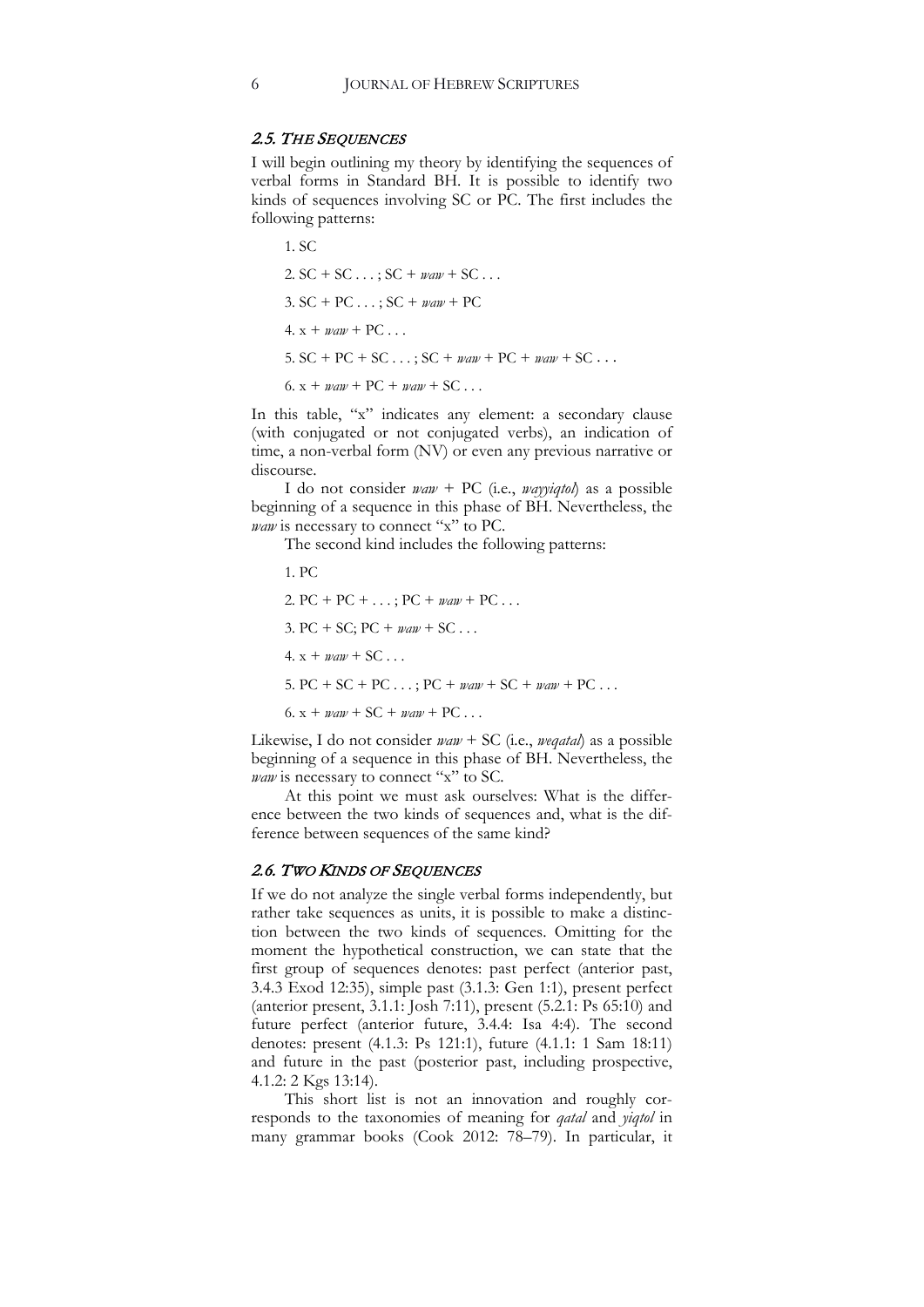### 2.5. The Sequences

I will begin outlining my theory by identifying the sequences of verbal forms in Standard BH. It is possible to identify two kinds of sequences involving SC or PC. The first includes the following patterns:

1. SC
2. SC + SC . . . ; SC + *waw* + SC . . .
3. SC + PC . . . ; SC + *waw* + PC
4. x + *waw* + PC . . .
5. SC + PC + SC . . . ; SC + *waw* + PC + *waw* + SC . . .
6. x + *waw* + PC + *waw* + SC . . .

In this table, "x" indicates any element: a secondary clause (with conjugated or not conjugated verbs), an indication of time, a non-verbal form (NV) or even any previous narrative or discourse.

I do not consider *waw* + PC (i.e., *wayyiqtol*) as a possible beginning of a sequence in this phase of BH. Nevertheless, the *waw* is necessary to connect "x" to PC.

The second kind includes the following patterns:

1. PC
2. PC + PC + . . . ; PC + *waw* + PC . . .
3. PC + SC; PC + *waw* + SC . . .
4. x + *waw* + SC . . .
5. PC + SC + PC . . . ; PC + *waw* + SC + *waw* + PC . . .
6. x + *waw* + SC + *waw* + PC . . .

Likewise, I do not consider *waw* + SC (i.e., *weqatal*) as a possible beginning of a sequence in this phase of BH. Nevertheless, the *waw* is necessary to connect "x" to SC.

At this point we must ask ourselves: What is the difference between the two kinds of sequences and, what is the difference between sequences of the same kind?

### 2.6. Two Kinds of Sequences

If we do not analyze the single verbal forms independently, but rather take sequences as units, it is possible to make a distinction between the two kinds of sequences. Omitting for the moment the hypothetical construction, we can state that the first group of sequences denotes: past perfect (anterior past, 3.4.3 Exod 12:35), simple past (3.1.3: Gen 1:1), present perfect (anterior present, 3.1.1: Josh 7:11), present (5.2.1: Ps 65:10) and future perfect (anterior future, 3.4.4: Isa 4:4). The second denotes: present (4.1.3: Ps 121:1), future (4.1.1: 1 Sam 18:11) and future in the past (posterior past, including prospective, 4.1.2: 2 Kgs 13:14).

This short list is not an innovation and roughly corresponds to the taxonomies of meaning for *qatal* and *yiqtol* in many grammar books (Cook 2012: 78–79). In particular, it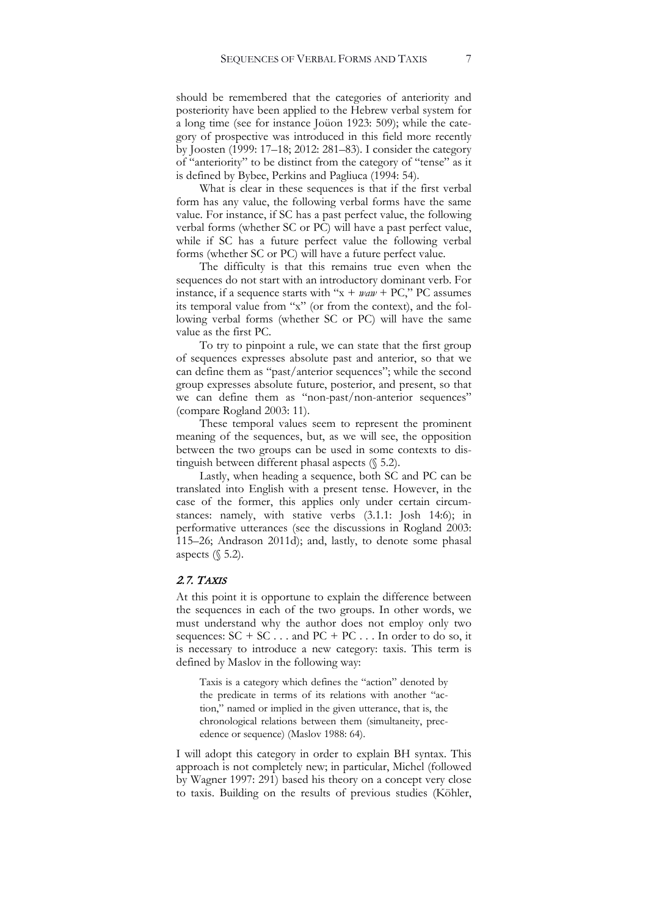should be remembered that the categories of anteriority and posteriority have been applied to the Hebrew verbal system for a long time (see for instance Joüon 1923: 509); while the category of prospective was introduced in this field more recently by Joosten (1999: 17–18; 2012: 281–83). I consider the category of "anteriority" to be distinct from the category of "tense" as it is defined by Bybee, Perkins and Pagliuca (1994: 54).

What is clear in these sequences is that if the first verbal form has any value, the following verbal forms have the same value. For instance, if SC has a past perfect value, the following verbal forms (whether SC or PC) will have a past perfect value, while if SC has a future perfect value the following verbal forms (whether SC or PC) will have a future perfect value.

The difficulty is that this remains true even when the sequences do not start with an introductory dominant verb. For instance, if a sequence starts with "x + *waw* + PC," PC assumes its temporal value from "x" (or from the context), and the following verbal forms (whether SC or PC) will have the same value as the first PC.

To try to pinpoint a rule, we can state that the first group of sequences expresses absolute past and anterior, so that we can define them as "past/anterior sequences"; while the second group expresses absolute future, posterior, and present, so that we can define them as "non-past/non-anterior sequences" (compare Rogland 2003: 11).

These temporal values seem to represent the prominent meaning of the sequences, but, as we will see, the opposition between the two groups can be used in some contexts to distinguish between different phasal aspects (§ 5.2).

Lastly, when heading a sequence, both SC and PC can be translated into English with a present tense. However, in the case of the former, this applies only under certain circumstances: namely, with stative verbs (3.1.1: Josh 14:6); in performative utterances (see the discussions in Rogland 2003: 115–26; Andrason 2011d); and, lastly, to denote some phasal aspects (§ 5.2).

## *2.7. Taxis*

At this point it is opportune to explain the difference between the sequences in each of the two groups. In other words, we must understand why the author does not employ only two sequences: SC + SC . . . and PC + PC . . . In order to do so, it is necessary to introduce a new category: taxis. This term is defined by Maslov in the following way:

> Taxis is a category which defines the "action" denoted by the predicate in terms of its relations with another "action," named or implied in the given utterance, that is, the chronological relations between them (simultaneity, precedence or sequence) (Maslov 1988: 64).

I will adopt this category in order to explain BH syntax. This approach is not completely new; in particular, Michel (followed by Wagner 1997: 291) based his theory on a concept very close to taxis. Building on the results of previous studies (Köhler,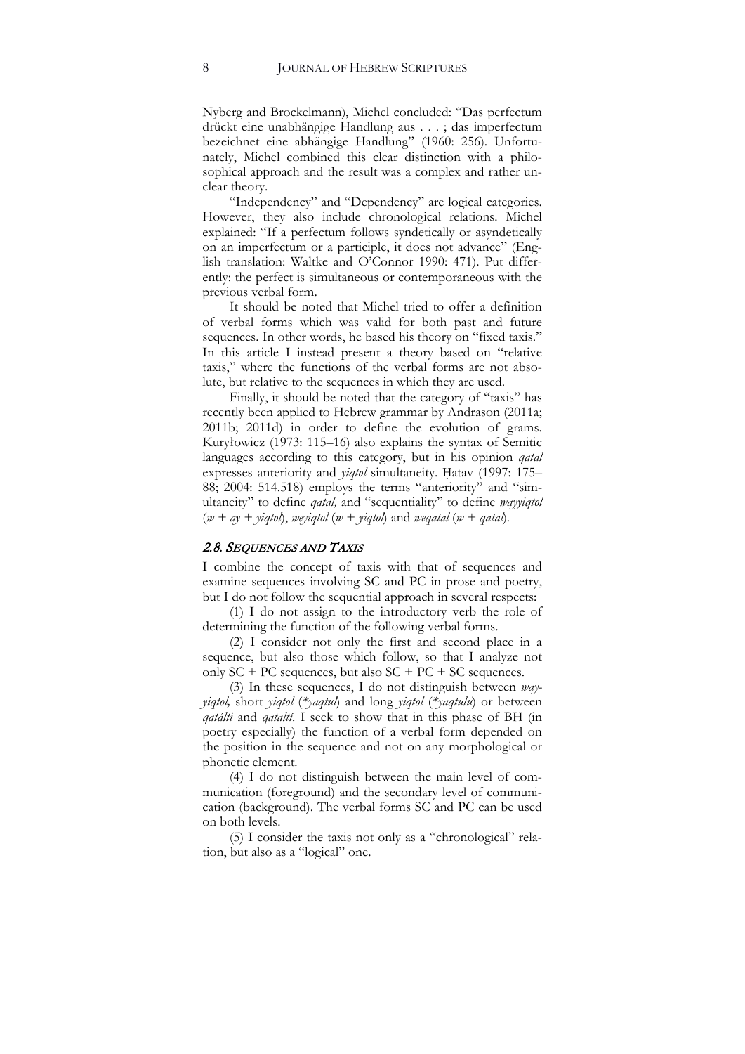Nyberg and Brockelmann), Michel concluded: "Das perfectum drückt eine unabhängige Handlung aus . . . ; das imperfectum bezeichnet eine abhängige Handlung" (1960: 256). Unfortunately, Michel combined this clear distinction with a philosophical approach and the result was a complex and rather unclear theory.

"Independency" and "Dependency" are logical categories. However, they also include chronological relations. Michel explained: "If a perfectum follows syndetically or asyndetically on an imperfectum or a participle, it does not advance" (English translation: Waltke and O'Connor 1990: 471). Put differently: the perfect is simultaneous or contemporaneous with the previous verbal form.

It should be noted that Michel tried to offer a definition of verbal forms which was valid for both past and future sequences. In other words, he based his theory on "fixed taxis." In this article I instead present a theory based on "relative taxis," where the functions of the verbal forms are not absolute, but relative to the sequences in which they are used.

Finally, it should be noted that the category of "taxis" has recently been applied to Hebrew grammar by Andrason (2011a; 2011b; 2011d) in order to define the evolution of grams. Kuryłowicz (1973: 115–16) also explains the syntax of Semitic languages according to this category, but in his opinion *qatal* expresses anteriority and *yiqtol* simultaneity. Ḥatav (1997: 175–88; 2004: 514.518) employs the terms "anteriority" and "simultaneity" to define *qatal,* and "sequentiality" to define *wayyiqtol* (*w + ay + yiqtol*), *weyiqtol* (*w + yiqtol*) and *weqatal* (*w + qatal*).

### 2.8. *Sequences and Taxis*

I combine the concept of taxis with that of sequences and examine sequences involving SC and PC in prose and poetry, but I do not follow the sequential approach in several respects:

(1) I do not assign to the introductory verb the role of determining the function of the following verbal forms.

(2) I consider not only the first and second place in a sequence, but also those which follow, so that I analyze not only SC + PC sequences, but also SC + PC + SC sequences.

(3) In these sequences, I do not distinguish between *wayyiqtol,* short *yiqtol* (*\*yaqtul*) and long *yiqtol* (*\*yaqtulu*) or between *qatálti* and *qataltí*. I seek to show that in this phase of BH (in poetry especially) the function of a verbal form depended on the position in the sequence and not on any morphological or phonetic element.

(4) I do not distinguish between the main level of communication (foreground) and the secondary level of communication (background). The verbal forms SC and PC can be used on both levels.

(5) I consider the taxis not only as a "chronological" relation, but also as a "logical" one.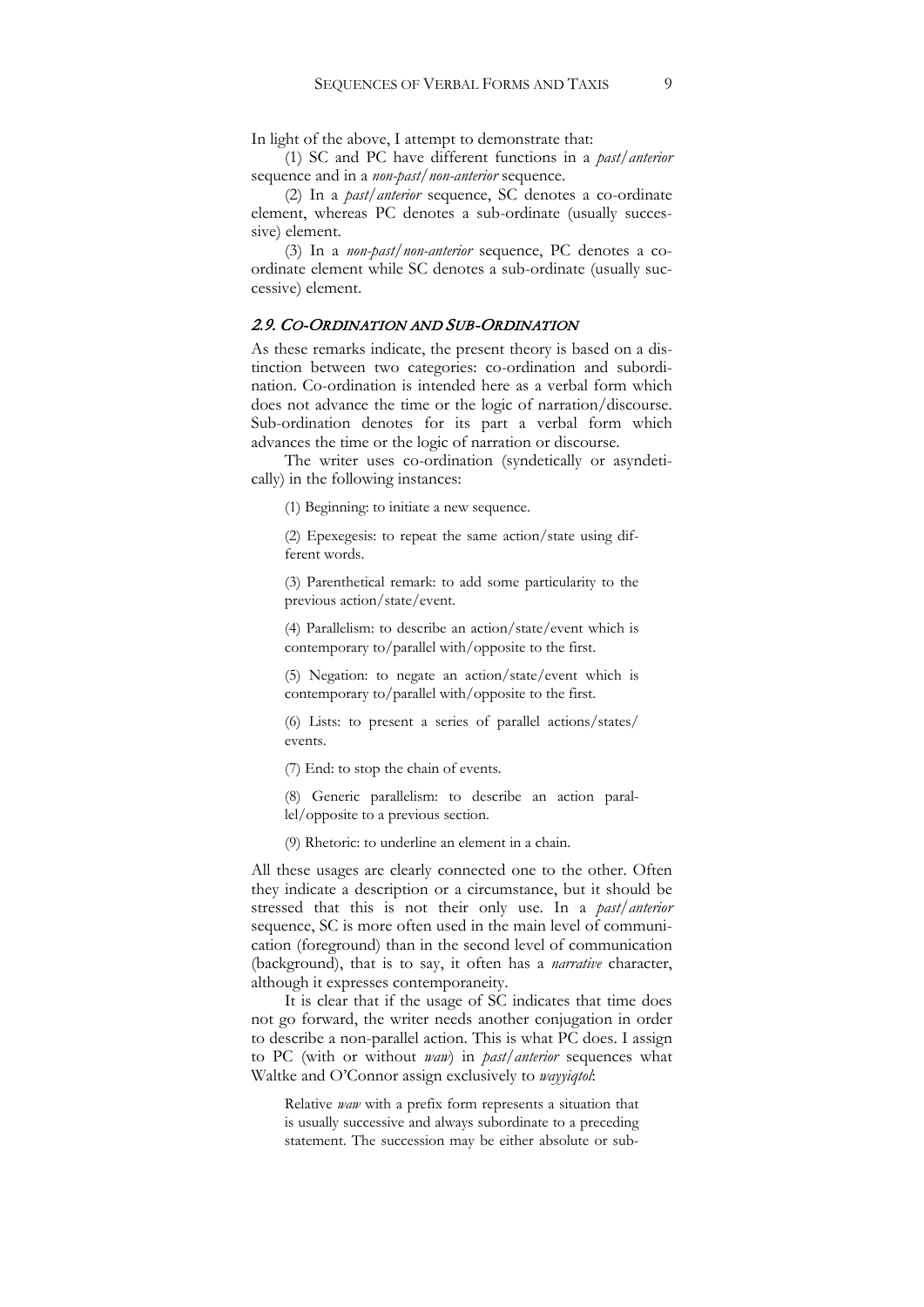In light of the above, I attempt to demonstrate that:

(1) SC and PC have different functions in a *past/anterior* sequence and in a *non-past/non-anterior* sequence.

(2) In a *past/anterior* sequence, SC denotes a co-ordinate element, whereas PC denotes a sub-ordinate (usually successive) element.

(3) In a *non-past/non-anterior* sequence, PC denotes a co-ordinate element while SC denotes a sub-ordinate (usually successive) element.

### *2.9. Co-Ordination and Sub-Ordination*

As these remarks indicate, the present theory is based on a distinction between two categories: co-ordination and subordination. Co-ordination is intended here as a verbal form which does not advance the time or the logic of narration/discourse. Sub-ordination denotes for its part a verbal form which advances the time or the logic of narration or discourse.

The writer uses co-ordination (syndetically or asyndetically) in the following instances:

(1) Beginning: to initiate a new sequence.

(2) Epexegesis: to repeat the same action/state using different words.

(3) Parenthetical remark: to add some particularity to the previous action/state/event.

(4) Parallelism: to describe an action/state/event which is contemporary to/parallel with/opposite to the first.

(5) Negation: to negate an action/state/event which is contemporary to/parallel with/opposite to the first.

(6) Lists: to present a series of parallel actions/states/events.

(7) End: to stop the chain of events.

(8) Generic parallelism: to describe an action parallel/opposite to a previous section.

(9) Rhetoric: to underline an element in a chain.

All these usages are clearly connected one to the other. Often they indicate a description or a circumstance, but it should be stressed that this is not their only use. In a *past/anterior* sequence, SC is more often used in the main level of communication (foreground) than in the second level of communication (background), that is to say, it often has a *narrative* character, although it expresses contemporaneity.

It is clear that if the usage of SC indicates that time does not go forward, the writer needs another conjugation in order to describe a non-parallel action. This is what PC does. I assign to PC (with or without *waw*) in *past/anterior* sequences what Waltke and O'Connor assign exclusively to *wayyiqtol*:

> Relative *waw* with a prefix form represents a situation that is usually successive and always subordinate to a preceding statement. The succession may be either absolute or sub-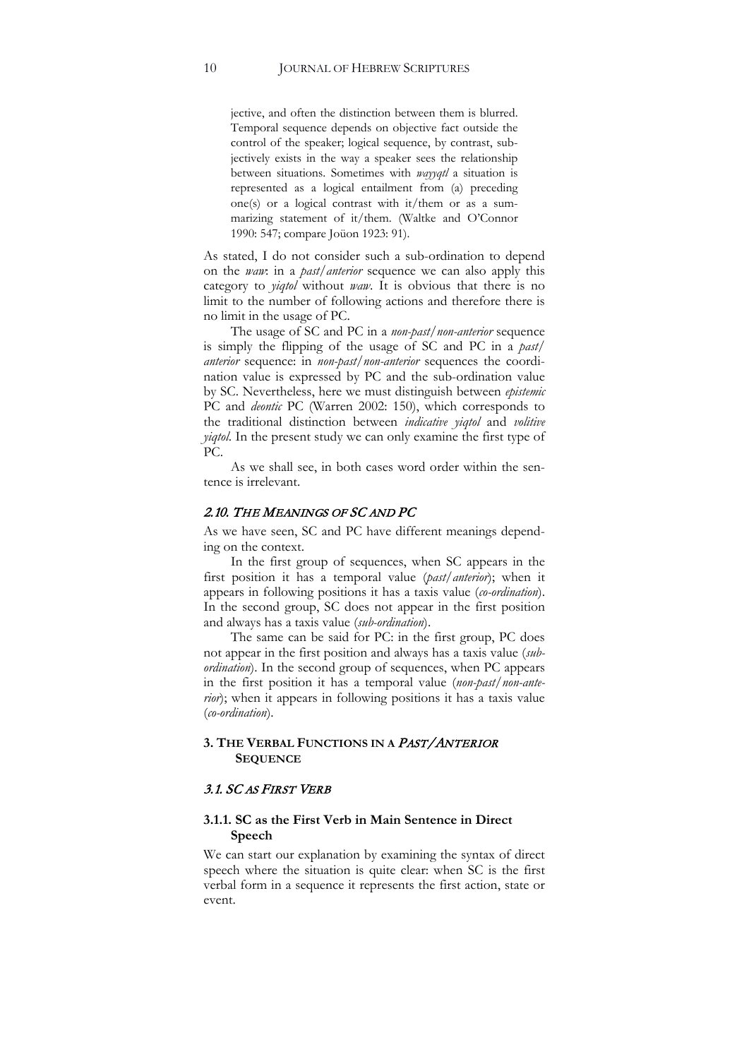> jective, and often the distinction between them is blurred. Temporal sequence depends on objective fact outside the control of the speaker; logical sequence, by contrast, subjectively exists in the way a speaker sees the relationship between situations. Sometimes with *wayyqtl* a situation is represented as a logical entailment from (a) preceding one(s) or a logical contrast with it/them or as a summarizing statement of it/them. (Waltke and O'Connor 1990: 547; compare Joüon 1923: 91).

As stated, I do not consider such a sub-ordination to depend on the *waw*: in a *past/anterior* sequence we can also apply this category to *yiqtol* without *waw*. It is obvious that there is no limit to the number of following actions and therefore there is no limit in the usage of PC.

The usage of SC and PC in a *non-past/non-anterior* sequence is simply the flipping of the usage of SC and PC in a *past/anterior* sequence: in *non-past/non-anterior* sequences the coordination value is expressed by PC and the sub-ordination value by SC. Nevertheless, here we must distinguish between *epistemic* PC and *deontic* PC (Warren 2002: 150), which corresponds to the traditional distinction between *indicative yiqtol* and *volitive yiqtol*. In the present study we can only examine the first type of PC.

As we shall see, in both cases word order within the sentence is irrelevant.

### 2.10. The Meanings of SC and PC

As we have seen, SC and PC have different meanings depending on the context.

In the first group of sequences, when SC appears in the first position it has a temporal value (*past/anterior*); when it appears in following positions it has a taxis value (*co-ordination*). In the second group, SC does not appear in the first position and always has a taxis value (*sub-ordination*).

The same can be said for PC: in the first group, PC does not appear in the first position and always has a taxis value (*sub-ordination*). In the second group of sequences, when PC appears in the first position it has a temporal value (*non-past/non-anterior*); when it appears in following positions it has a taxis value (*co-ordination*).

## 3. The Verbal Functions in a *Past/Anterior* Sequence

### 3.1. SC as First Verb

#### 3.1.1. SC as the First Verb in Main Sentence in Direct Speech

We can start our explanation by examining the syntax of direct speech where the situation is quite clear: when SC is the first verbal form in a sequence it represents the first action, state or event.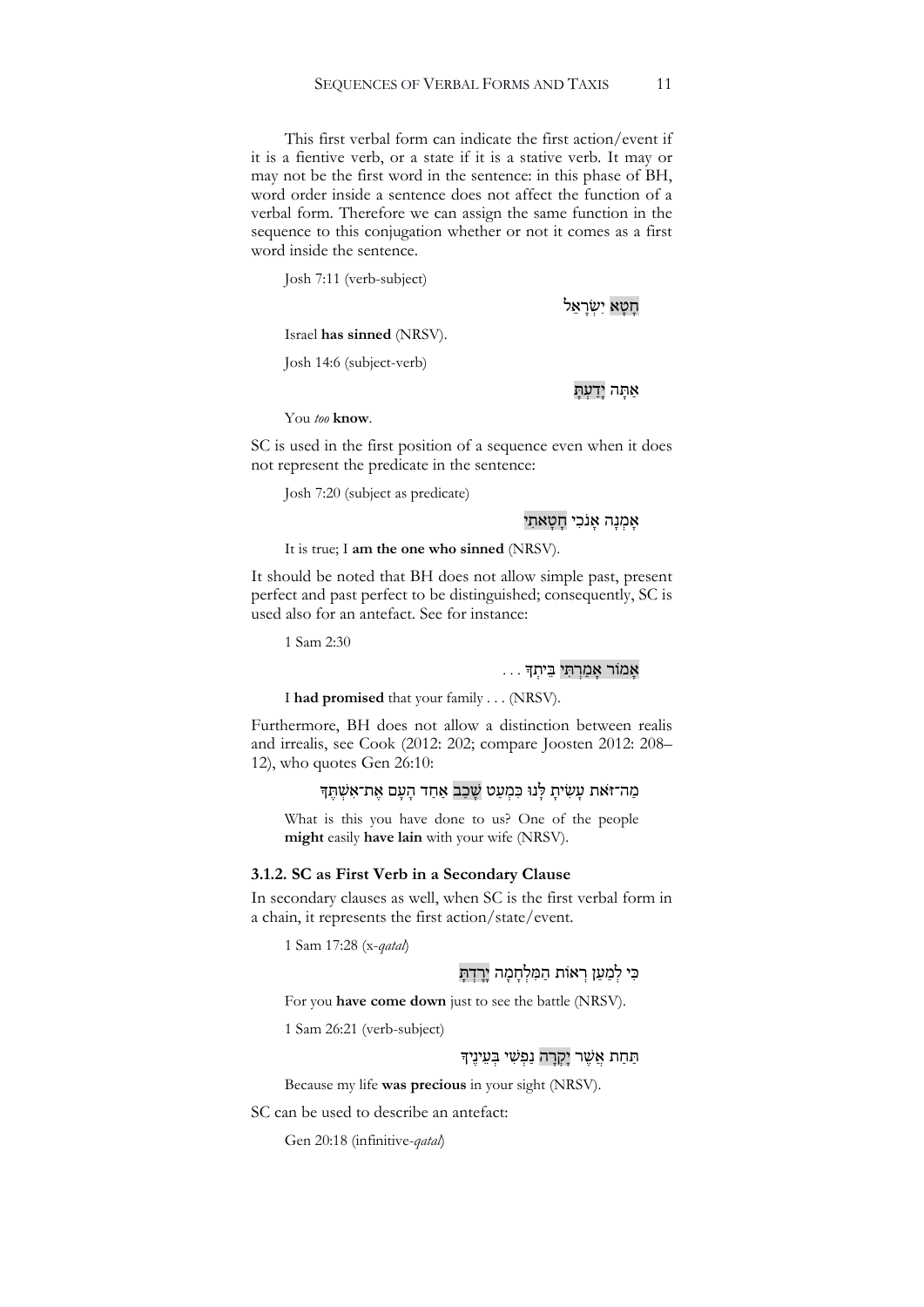This first verbal form can indicate the first action/event if it is a fientive verb, or a state if it is a stative verb. It may or may not be the first word in the sentence: in this phase of BH, word order inside a sentence does not affect the function of a verbal form. Therefore we can assign the same function in the sequence to this conjugation whether or not it comes as a first word inside the sentence.

Josh 7:11 (verb-subject)

חָטָא יִשְׂרָאֵל

Israel **has sinned** (NRSV).

Josh 14:6 (subject-verb)

אַתָּה יָדַעְתָּ

You *too* **know**.

SC is used in the first position of a sequence even when it does not represent the predicate in the sentence:

Josh 7:20 (subject as predicate)

אָמְנָה אָנֹכִי חָטָאתִי

It is true; I **am the one who sinned** (NRSV).

It should be noted that BH does not allow simple past, present perfect and past perfect to be distinguished; consequently, SC is used also for an antefact. See for instance:

1 Sam 2:30

אָמוֹר אָמַרְתִּי בֵּיתְךָ . . .

I **had promised** that your family . . . (NRSV).

Furthermore, BH does not allow a distinction between realis and irrealis, see Cook (2012: 202; compare Joosten 2012: 208–12), who quotes Gen 26:10:

מַה־זֹּאת עָשִׂיתָ לָּנוּ כִּמְעַט שָׁכַב אַחַד הָעָם אֶת־אִשְׁתֶּךָ

What is this you have done to us? One of the people **might** easily **have lain** with your wife (NRSV).

### 3.1.2. SC as First Verb in a Secondary Clause

In secondary clauses as well, when SC is the first verbal form in a chain, it represents the first action/state/event.

1 Sam 17:28 (x-*qatal*)

כִּי לְמַעַן רְאוֹת הַמִּלְחָמָה יָרָדְתָּ

For you **have come down** just to see the battle (NRSV).

1 Sam 26:21 (verb-subject)

תַּחַת אֲשֶׁר יָקְרָה נַפְשִׁי בְּעֵינֶיךָ

Because my life **was precious** in your sight (NRSV).

SC can be used to describe an antefact:

Gen 20:18 (infinitive-*qatal*)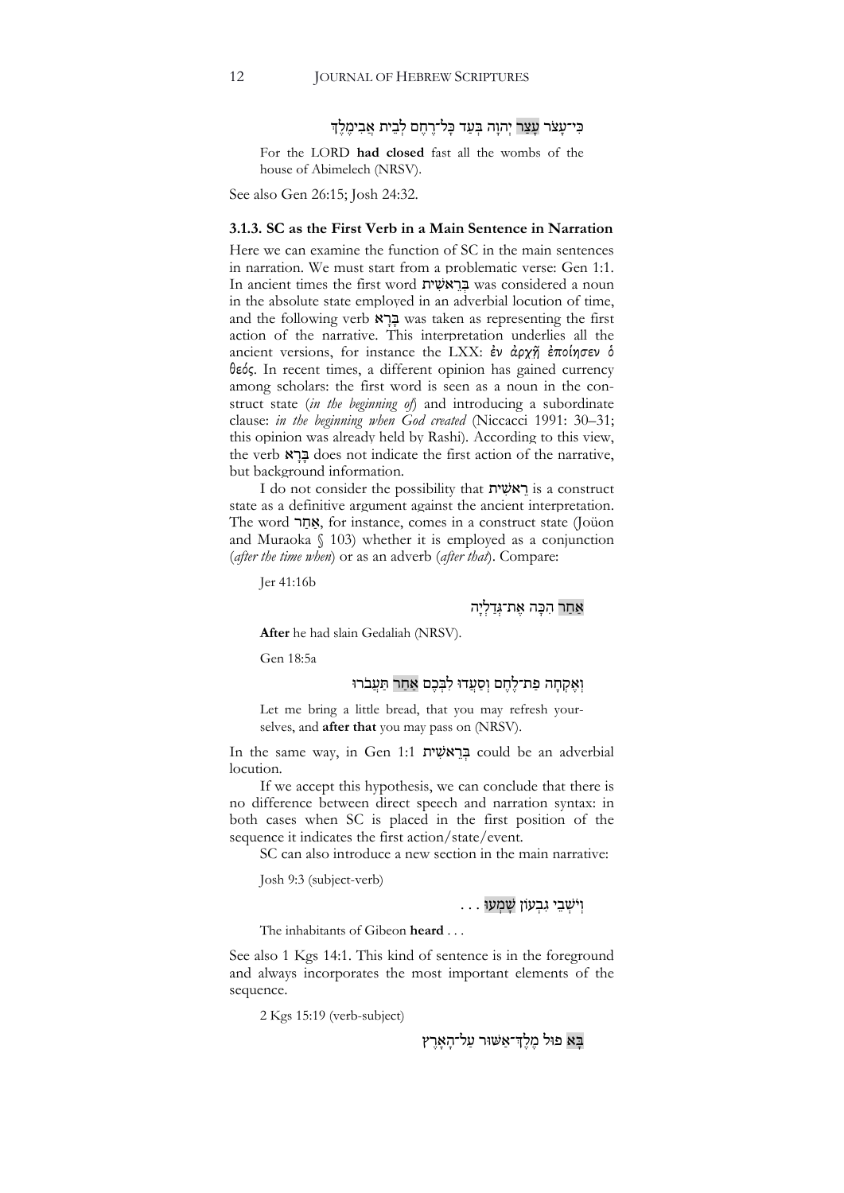כִּי־עָצֹר עָצַר יְהוָה בְּעַד כָּל־רֶחֶם לְבֵית אֲבִימֶלֶךְ

For the LORD **had closed** fast all the wombs of the house of Abimelech (NRSV).

See also Gen 26:15; Josh 24:32.

### 3.1.3. SC as the First Verb in a Main Sentence in Narration

Here we can examine the function of SC in the main sentences in narration. We must start from a problematic verse: Gen 1:1. In ancient times the first word בְּרֵאשִׁית was considered a noun in the absolute state employed in an adverbial locution of time, and the following verb בָּרָא was taken as representing the first action of the narrative. This interpretation underlies all the ancient versions, for instance the LXX: ἐν ἀρχῇ ἐποίησεν ὁ θεός. In recent times, a different opinion has gained currency among scholars: the first word is seen as a noun in the construct state (*in the beginning of*) and introducing a subordinate clause: *in the beginning when God created* (Niccacci 1991: 30–31; this opinion was already held by Rashi). According to this view, the verb בָּרָא does not indicate the first action of the narrative, but background information.

I do not consider the possibility that רֵאשִׁית is a construct state as a definitive argument against the ancient interpretation. The word אַחַר, for instance, comes in a construct state (Joüon and Muraoka § 103) whether it is employed as a conjunction (*after the time when*) or as an adverb (*after that*). Compare:

Jer 41:16b

אַחַר הִכָּה אֶת־גְּדַלְיָה

**After** he had slain Gedaliah (NRSV).

Gen 18:5a

וְאֶקְחָה פַת־לֶחֶם וְסַעֲדוּ לִבְּכֶם אַחַר תַּעֲבֹרוּ

Let me bring a little bread, that you may refresh yourselves, and **after that** you may pass on (NRSV).

In the same way, in Gen 1:1 בְּרֵאשִׁית could be an adverbial locution.

If we accept this hypothesis, we can conclude that there is no difference between direct speech and narration syntax: in both cases when SC is placed in the first position of the sequence it indicates the first action/state/event.

SC can also introduce a new section in the main narrative:

Josh 9:3 (subject-verb)

וְיֹשְׁבֵי גִבְעוֹן שָׁמְעוּ . . .

The inhabitants of Gibeon **heard** . . .

See also 1 Kgs 14:1. This kind of sentence is in the foreground and always incorporates the most important elements of the sequence.

2 Kgs 15:19 (verb-subject)

בָּא פוּל מֶלֶךְ־אַשּׁוּר עַל־הָאָרֶץ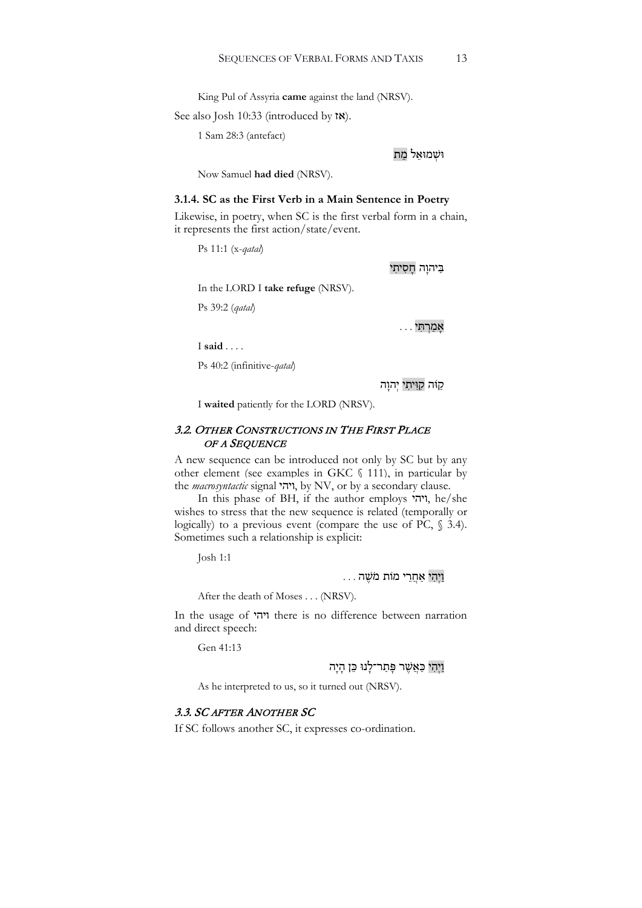King Pul of Assyria **came** against the land (NRSV).

See also Josh 10:33 (introduced by **אז**).

1 Sam 28:3 (antefact)

וּשְׁמוּאֵל מֵת

Now Samuel **had died** (NRSV).

### 3.1.4. SC as the First Verb in a Main Sentence in Poetry

Likewise, in poetry, when SC is the first verbal form in a chain, it represents the first action/state/event.

Ps 11:1 (x-*qatal*)

בַּיהוָה חָסִיתִי

In the LORD I **take refuge** (NRSV).

Ps 39:2 (*qatal*)

אָמַרְתִּי . . .

I **said** . . . .

Ps 40:2 (infinitive-*qatal*)

קַוֹּה קִוִּיתִי יְהוָה

I **waited** patiently for the LORD (NRSV).

## *3.2. Other Constructions in The First Place of a Sequence*

A new sequence can be introduced not only by SC but by any other element (see examples in GKC § 111), in particular by the *macrosyntactic* signal **ויהי**, by NV, or by a secondary clause.

In this phase of BH, if the author employs **ויהי**, he/she wishes to stress that the new sequence is related (temporally or logically) to a previous event (compare the use of PC, § 3.4). Sometimes such a relationship is explicit:

Josh 1:1

וַיְהִי אַחֲרֵי מוֹת מֹשֶׁה . . .

After the death of Moses . . . (NRSV).

In the usage of **ויהי** there is no difference between narration and direct speech:

Gen 41:13

וַיְהִי כַּאֲשֶׁר פָּתַר־לָנוּ כֵּן הָיָה

As he interpreted to us, so it turned out (NRSV).

## *3.3. SC after Another SC*

If SC follows another SC, it expresses co-ordination.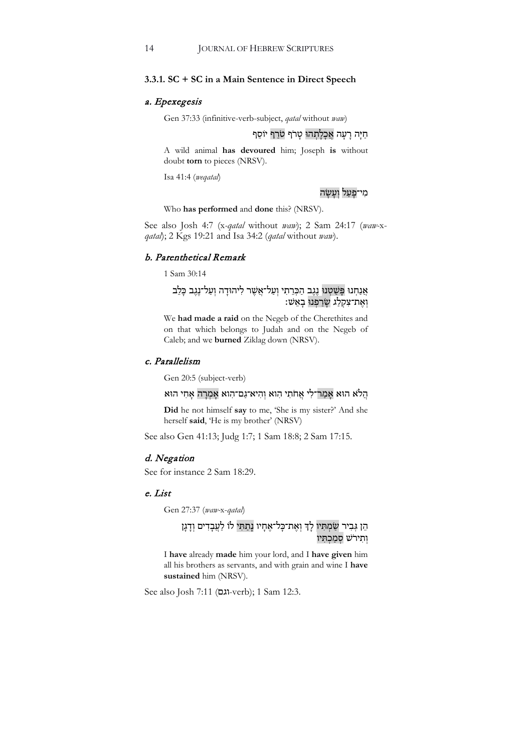### 3.3.1. SC + SC in a Main Sentence in Direct Speech

#### *a. Epexegesis*

Gen 37:33 (infinitive-verb-subject, *qatal* without *waw*)

חַיָּה רָעָה אֲכָלָתְהוּ טָרֹף טֹרַף יוֹסֵף

A wild animal **has devoured** him; Joseph **is** without doubt **torn** to pieces (NRSV).

Isa 41:4 (*weqatal*)

מִי־פָעַל וְעָשָׂה

Who **has performed** and **done** this? (NRSV).

See also Josh 4:7 (x-*qatal* without *waw*); 2 Sam 24:17 (*waw*-x-*qatal*); 2 Kgs 19:21 and Isa 34:2 (*qatal* without *waw*).

#### *b. Parenthetical Remark*

1 Sam 30:14

אֲנַחְנוּ פָּשַׁטְנוּ נֶגֶב הַכְּרֵתִי וְעַל־אֲשֶׁר לִיהוּדָה וְעַל־נֶגֶב כָּלֵב וְאֶת־צִקְלַג שָׂרַפְנוּ בָאֵשׁ׃

We **had made a raid** on the Negeb of the Cherethites and on that which belongs to Judah and on the Negeb of Caleb; and we **burned** Ziklag down (NRSV).

#### *c. Parallelism*

Gen 20:5 (subject-verb)

הֲלֹא הוּא אָמַר־לִי אֲחֹתִי הִוא וְהִיא־גַם־הִוא אָמְרָה אָחִי הוּא

**Did** he not himself **say** to me, 'She is my sister?' And she herself **said**, 'He is my brother' (NRSV)

See also Gen 41:13; Judg 1:7; 1 Sam 18:8; 2 Sam 17:15.

#### *d. Negation*

See for instance 2 Sam 18:29.

#### *e. List*

Gen 27:37 (*waw*-x-*qatal*)

הֵן גְּבִיר שַׂמְתִּיו לָךְ וְאֶת־כָּל־אֶחָיו נָתַתִּי לוֹ לַעֲבָדִים וְדָגָן וְתִירֹשׁ סְמַכְתִּיו

I **have** already **made** him your lord, and I **have given** him all his brothers as servants, and with grain and wine I **have sustained** him (NRSV).

See also Josh 7:11 (וגם-verb); 1 Sam 12:3.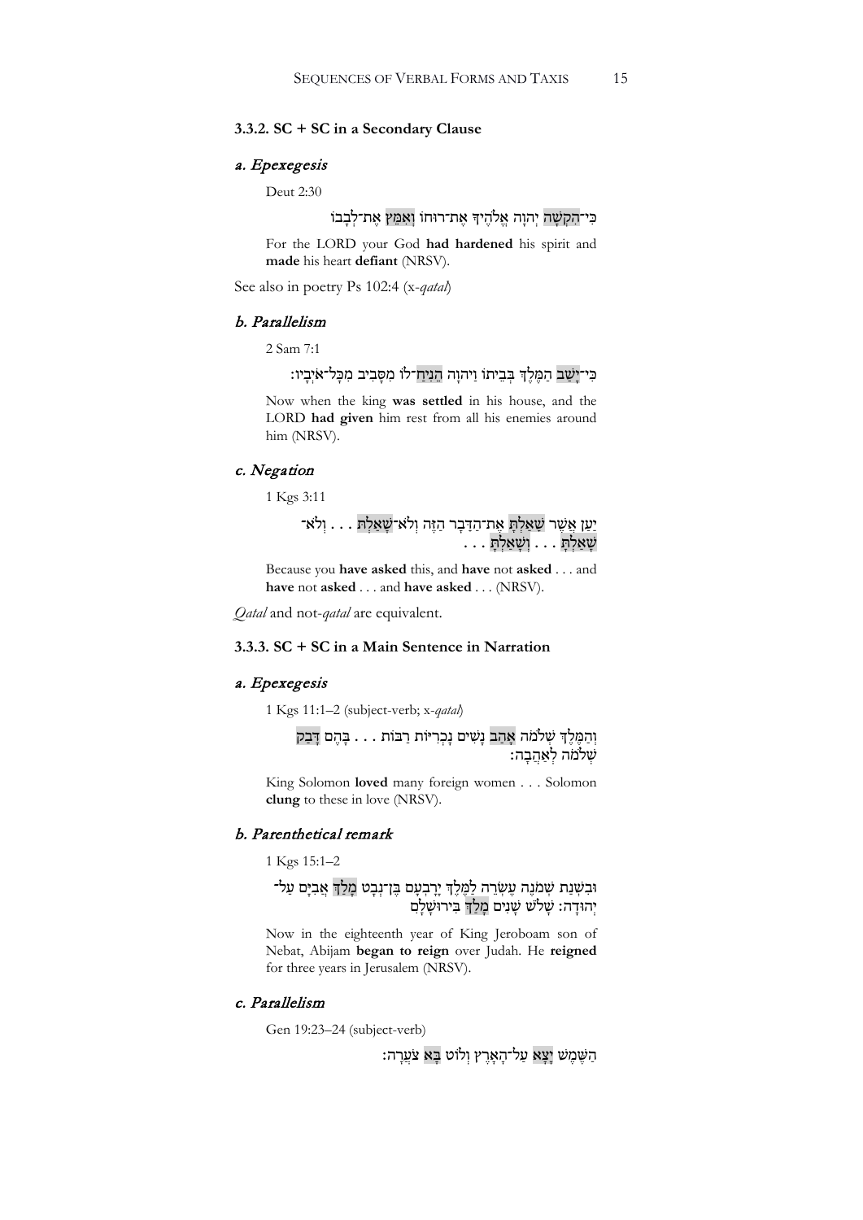### 3.3.2. SC + SC in a Secondary Clause

#### *a. Epexegesis*

Deut 2:30

כִּי־הִקְשָׁה יְהוָה אֱלֹהֶיךָ אֶת־רוּחוֹ וְאִמֵּץ אֶת־לְבָבוֹ

For the LORD your God **had hardened** his spirit and **made** his heart **defiant** (NRSV).

See also in poetry Ps 102:4 (x-*qatal*)

#### *b. Parallelism*

2 Sam 7:1

כִּי־יָשַׁב הַמֶּלֶךְ בְּבֵיתוֹ וַיהוָה הֵנִיחַ־לוֹ מִסָּבִיב מִכָּל־אֹיְבָיו׃

Now when the king **was settled** in his house, and the LORD **had given** him rest from all his enemies around him (NRSV).

#### *c. Negation*

1 Kgs 3:11

יַעַן אֲשֶׁר שָׁאַלְתָּ אֶת־הַדָּבָר הַזֶּה וְלֹא־שָׁאַלְתָּ . . . וְלֹא־שָׁאַלְתָּ . . . וְשָׁאַלְתָּ . . .

Because you **have asked** this, and **have** not **asked** . . . and **have** not **asked** . . . and **have asked** . . . (NRSV).

*Qatal* and not-*qatal* are equivalent.

### 3.3.3. SC + SC in a Main Sentence in Narration

#### *a. Epexegesis*

1 Kgs 11:1–2 (subject-verb; x-*qatal*)

וְהַמֶּלֶךְ שְׁלֹמֹה אָהַב נָשִׁים נָכְרִיּוֹת רַבּוֹת . . . בָּהֶם דָּבַק שְׁלֹמֹה לְאַהֲבָה׃

King Solomon **loved** many foreign women . . . Solomon **clung** to these in love (NRSV).

#### *b. Parenthetical remark*

1 Kgs 15:1–2

וּבִשְׁנַת שְׁמֹנֶה עֶשְׂרֵה לַמֶּלֶךְ יָרָבְעָם בֶּן־נְבָט מָלַךְ אֲבִיָּם עַל־יְהוּדָה׃ שָׁלֹשׁ שָׁנִים מָלַךְ בִּירוּשָׁלִָם

Now in the eighteenth year of King Jeroboam son of Nebat, Abijam **began to reign** over Judah. He **reigned** for three years in Jerusalem (NRSV).

#### *c. Parallelism*

Gen 19:23–24 (subject-verb)

הַשֶּׁמֶשׁ יָצָא עַל־הָאָרֶץ וְלוֹט בָּא צֹעֲרָה׃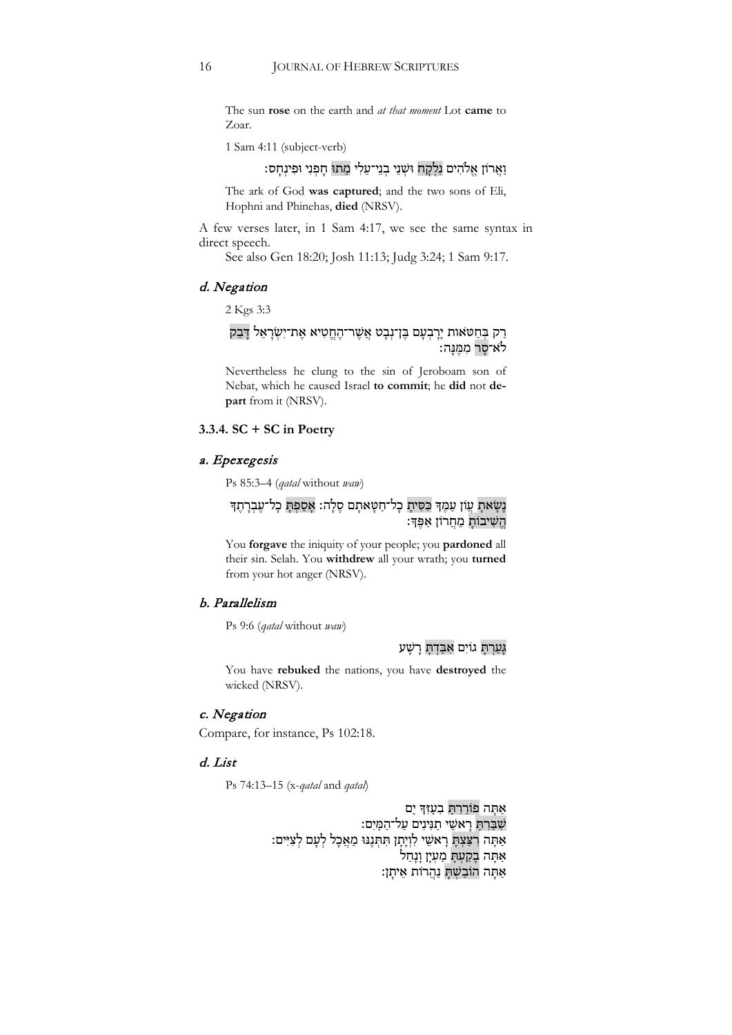The sun **rose** on the earth and *at that moment* Lot **came** to Zoar.

1 Sam 4:11 (subject-verb)

וַאֲרוֹן אֱלֹהִים נִלְקָח וּשְׁנֵי בְנֵי־עֵלִי מֵתוּ חָפְנִי וּפִינְחָס׃

The ark of God **was captured**; and the two sons of Eli, Hophni and Phinehas, **died** (NRSV).

A few verses later, in 1 Sam 4:17, we see the same syntax in direct speech.

See also Gen 18:20; Josh 11:13; Judg 3:24; 1 Sam 9:17.

### *d. Negation*

2 Kgs 3:3

רַק בְּחַטֹּאות יָרָבְעָם בֶּן־נְבָט אֲשֶׁר־הֶחֱטִיא אֶת־יִשְׂרָאֵל דָּבֵק לֹא־סָר מִמֶּנָּה׃

Nevertheless he clung to the sin of Jeroboam son of Nebat, which he caused Israel **to commit**; he **did** not **depart** from it (NRSV).

## 3.3.4. SC + SC in Poetry

### *a. Epexegesis*

Ps 85:3–4 (*qatal* without *waw*)

נָשָׂאתָ עֲוֹן עַמֶּךָ כִּסִּיתָ כָל־חַטָּאתָם סֶלָה׃ אָסַפְתָּ כָל־עֶבְרָתֶךָ הֱשִׁיבוֹתָ מֵחֲרוֹן אַפֶּךָ׃

You **forgave** the iniquity of your people; you **pardoned** all their sin. Selah. You **withdrew** all your wrath; you **turned** from your hot anger (NRSV).

### *b. Parallelism*

Ps 9:6 (*qatal* without *waw*)

גָּעַרְתָּ גוֹיִם אִבַּדְתָּ רָשָׁע

You have **rebuked** the nations, you have **destroyed** the wicked (NRSV).

### *c. Negation*

Compare, for instance, Ps 102:18.

### *d. List*

Ps 74:13–15 (x-*qatal* and *qatal*)

אַתָּה פוֹרַרְתָּ בְעָזְּךָ יָם
שִׁבַּרְתָּ רָאשֵׁי תַנִּינִים עַל־הַמָּיִם׃
אַתָּה רִצַּצְתָּ רָאשֵׁי לִוְיָתָן תִּתְּנֶנּוּ מַאֲכָל לְעָם לְצִיִּים׃
אַתָּה בָקַעְתָּ מַעְיָן וָנָחַל
אַתָּה הוֹבַשְׁתָּ נַהֲרוֹת אֵיתָן׃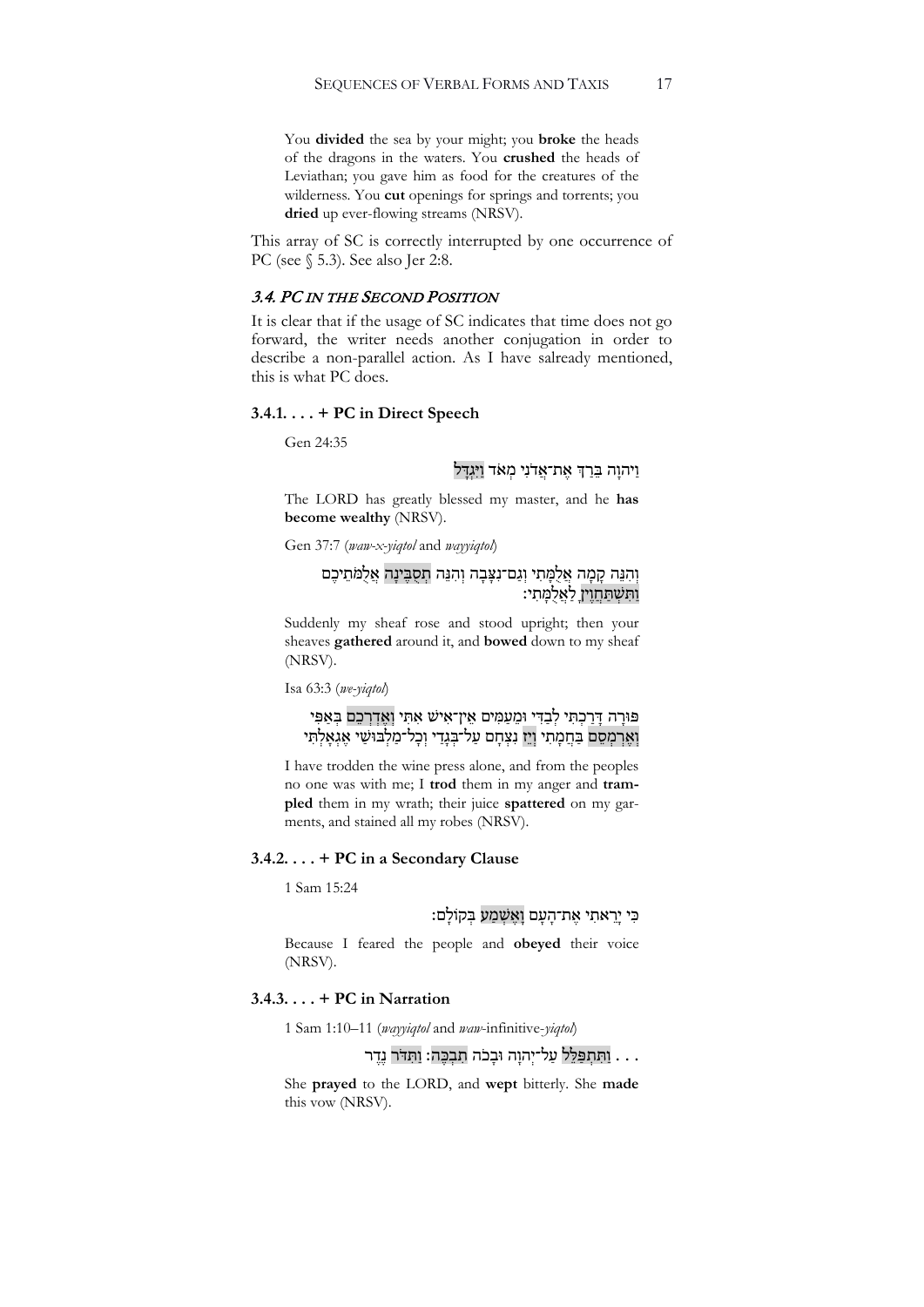You **divided** the sea by your might; you **broke** the heads of the dragons in the waters. You **crushed** the heads of Leviathan; you gave him as food for the creatures of the wilderness. You **cut** openings for springs and torrents; you **dried** up ever-flowing streams (NRSV).

This array of SC is correctly interrupted by one occurrence of PC (see § 5.3). See also Jer 2:8.

### *3.4. PC in the Second Position*

It is clear that if the usage of SC indicates that time does not go forward, the writer needs another conjugation in order to describe a non-parallel action. As I have salready mentioned, this is what PC does.

#### 3.4.1. . . . + PC in Direct Speech

Gen 24:35

וַיהוָה בֵּרַךְ אֶת־אֲדֹנִי מְאֹד וַיִּגְדָּל

The LORD has greatly blessed my master, and he **has become wealthy** (NRSV).

Gen 37:7 (*waw-x-yiqtol* and *wayyiqtol*)

וְהִנֵּה קָמָה אֲלֻמָּתִי וְגַם־נִצָּבָה וְהִנֵּה תְסֻבֶּינָה אֲלֻמֹּתֵיכֶם וַתִּשְׁתַּחֲוֶיןָ לַאֲלֻמָּתִי׃

Suddenly my sheaf rose and stood upright; then your sheaves **gathered** around it, and **bowed** down to my sheaf (NRSV).

Isa 63:3 (*we-yiqtol*)

פּוּרָה דָּרַכְתִּי לְבַדִּי וּמֵעַמִּים אֵין־אִישׁ אִתִּי וְאֶדְרְכֵם בְּאַפִּי וְאֶרְמְסֵם בַּחֲמָתִי וְיֵז נִצְחָם עַל־בְּגָדַי וְכָל־מַלְבּוּשַׁי אֶגְאָלְתִּי

I have trodden the wine press alone, and from the peoples no one was with me; I **trod** them in my anger and **trampled** them in my wrath; their juice **spattered** on my garments, and stained all my robes (NRSV).

#### 3.4.2. . . . + PC in a Secondary Clause

1 Sam 15:24

כִּי יָרֵאתִי אֶת־הָעָם וָאֶשְׁמַע בְּקוֹלָם׃

Because I feared the people and **obeyed** their voice (NRSV).

#### 3.4.3. . . . + PC in Narration

1 Sam 1:10–11 (*wayyiqtol* and *waw*-infinitive-*yiqtol*)

. . . וַתִּתְפַּלֵּל עַל־יְהוָה וּבָכֹה תִבְכֶּה׃ וַתִּדֹּר נֶדֶר

She **prayed** to the LORD, and **wept** bitterly. She **made** this vow (NRSV).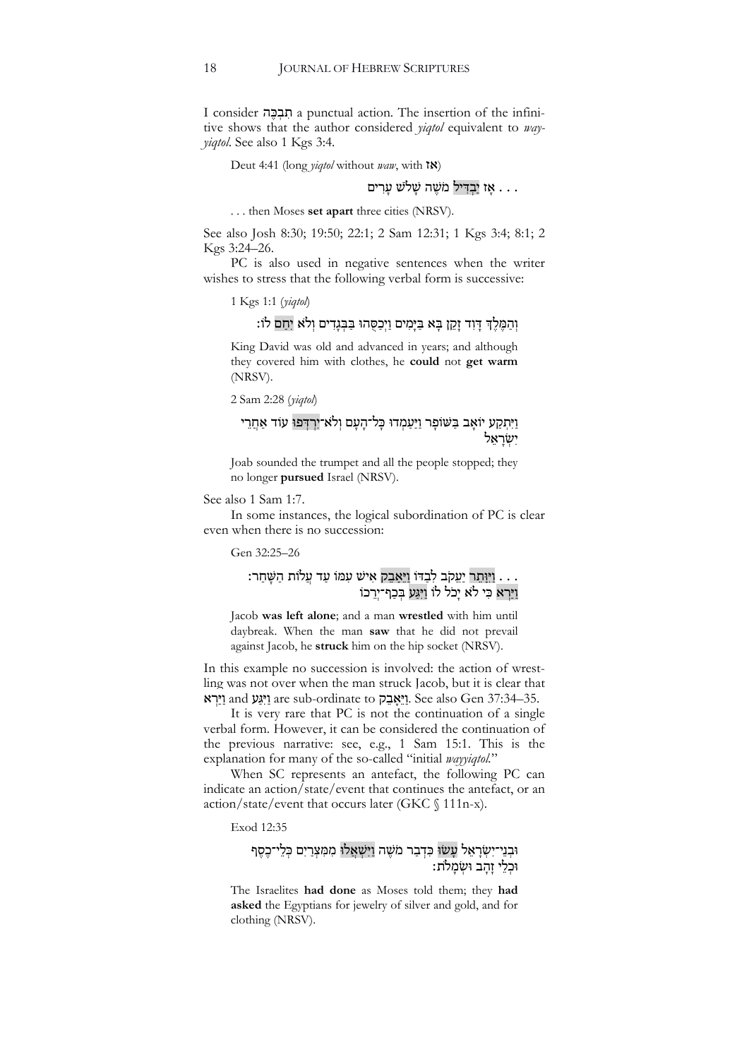I consider תִּבְכֶּה a punctual action. The insertion of the infinitive shows that the author considered *yiqtol* equivalent to *wayyiqtol*. See also 1 Kgs 3:4.

Deut 4:41 (long *yiqtol* without *waw*, with **אז**)

. . . אָז יַבְדִּיל מֹשֶׁה שָׁלֹשׁ עָרִים

. . . then Moses **set apart** three cities (NRSV).

See also Josh 8:30; 19:50; 22:1; 2 Sam 12:31; 1 Kgs 3:4; 8:1; 2 Kgs 3:24–26.

PC is also used in negative sentences when the writer wishes to stress that the following verbal form is successive:

1 Kgs 1:1 (*yiqtol*)

וְהַמֶּלֶךְ דָּוִד זָקֵן בָּא בַּיָּמִים וַיְכַסֻּהוּ בַּבְּגָדִים וְלֹא יִחַם לוֹ׃

King David was old and advanced in years; and although they covered him with clothes, he **could** not **get warm** (NRSV).

2 Sam 2:28 (*yiqtol*)

וַיִּתְקַע יוֹאָב בַּשּׁוֹפָר וַיַּעַמְדוּ כָּל־הָעָם וְלֹא־יִרְדְּפוּ עוֹד אַחֲרֵי יִשְׂרָאֵל

Joab sounded the trumpet and all the people stopped; they no longer **pursued** Israel (NRSV).

See also 1 Sam 1:7.

In some instances, the logical subordination of PC is clear even when there is no succession:

Gen 32:25–26

. . . וַיִּוָּתֵר יַעֲקֹב לְבַדּוֹ וַיֵּאָבֵק אִישׁ עִמּוֹ עַד עֲלוֹת הַשָּׁחַר׃ וַיַּרְא כִּי לֹא יָכֹל לוֹ וַיִּגַּע בְּכַף־יְרֵכוֹ

Jacob **was left alone**; and a man **wrestled** with him until daybreak. When the man **saw** that he did not prevail against Jacob, he **struck** him on the hip socket (NRSV).

In this example no succession is involved: the action of wrestling was not over when the man struck Jacob, but it is clear that וַיַּרְא and וַיִּגַּע are sub-ordinate to וַיֵּאָבֵק. See also Gen 37:34–35.

It is very rare that PC is not the continuation of a single verbal form. However, it can be considered the continuation of the previous narrative: see, e.g., 1 Sam 15:1. This is the explanation for many of the so-called "initial *wayyiqtol*."

When SC represents an antefact, the following PC can indicate an action/state/event that continues the antefact, or an action/state/event that occurs later (GKC § 111n-x).

Exod 12:35

וּבְנֵי־יִשְׂרָאֵל עָשׂוּ כִּדְבַר מֹשֶׁה וַיִּשְׁאֲלוּ מִמִּצְרַיִם כְּלֵי־כֶסֶף וּכְלֵי זָהָב וּשְׂמָלֹת׃

The Israelites **had done** as Moses told them; they **had asked** the Egyptians for jewelry of silver and gold, and for clothing (NRSV).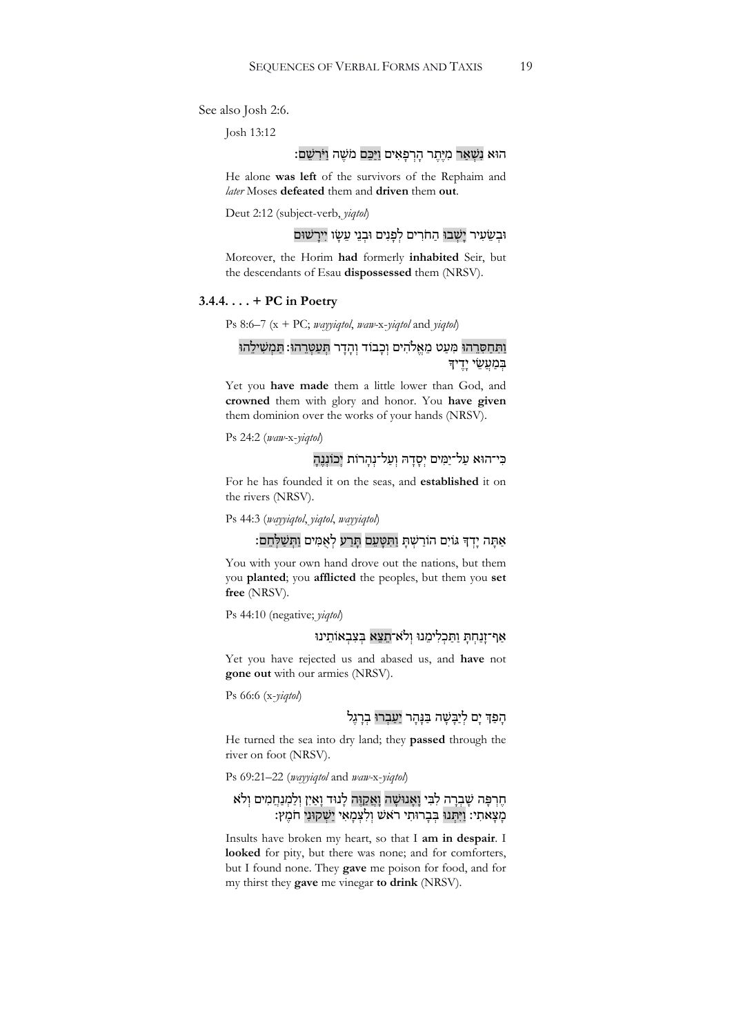See also Josh 2:6.

Josh 13:12

הוּא נִשְׁאַר מִיֶּתֶר הָרְפָאִים וַיַּכֵּם מֹשֶׁה וַיֹּרִשֵׁם׃

He alone **was left** of the survivors of the Rephaim and *later* Moses **defeated** them and **driven** them **out**.

Deut 2:12 (subject-verb, *yiqtol*)

וּבְשֵׂעִיר יָשְׁבוּ הַחֹרִים לְפָנִים וּבְנֵי עֵשָׂו יִירָשׁוּם

Moreover, the Horim **had** formerly **inhabited** Seir, but the descendants of Esau **dispossessed** them (NRSV).

### 3.4.4. . . . + PC in Poetry

Ps 8:6–7 (x + PC; *wayyiqtol*, *waw*-x-*yiqtol* and *yiqtol*)

וַתְּחַסְּרֵהוּ מְּעַט מֵאֱלֹהִים וְכָבוֹד וְהָדָר תְּעַטְּרֵהוּ׃ תַּמְשִׁילֵהוּ בְּמַעֲשֵׂי יָדֶיךָ

Yet you **have made** them a little lower than God, and **crowned** them with glory and honor. You **have given** them dominion over the works of your hands (NRSV).

Ps 24:2 (*waw*-x-*yiqtol*)

כִּי־הוּא עַל־יַמִּים יְסָדָהּ וְעַל־נְהָרוֹת יְכוֹנְנֶהָ

For he has founded it on the seas, and **established** it on the rivers (NRSV).

Ps 44:3 (*wayyiqtol*, *yiqtol*, *wayyiqtol*)

אַתָּה יָדְךָ גּוֹיִם הוֹרַשְׁתָּ וַתִּטָּעֵם תָּרַע לְאֻמִּים וַתְּשַׁלְּחֵם׃

You with your own hand drove out the nations, but them you **planted**; you **afflicted** the peoples, but them you **set free** (NRSV).

Ps 44:10 (negative; *yiqtol*)

אַף־זָנַחְתָּ וַתַּכְלִימֵנוּ וְלֹא־תֵצֵא בְּצִבְאוֹתֵינוּ

Yet you have rejected us and abased us, and **have** not **gone out** with our armies (NRSV).

Ps 66:6 (x-*yiqtol*)

הָפַךְ יָם לְיַבָּשָׁה בַּנָּהָר יַעַבְרוּ בְרָגֶל

He turned the sea into dry land; they **passed** through the river on foot (NRSV).

Ps 69:21–22 (*wayyiqtol* and *waw*-x-*yiqtol*)

חֶרְפָּה שָׁבְרָה לִבִּי וָאָנוּשָׁה וָאֲקַוֶּה לָנוּד וָאַיִן וְלַמְנַחֲמִים וְלֹא מָצָאתִי׃ וַיִּתְּנוּ בְּבָרוּתִי רֹאשׁ וְלִצְמָאִי יַשְׁקוּנִי חֹמֶץ׃

Insults have broken my heart, so that I **am in despair**. I **looked** for pity, but there was none; and for comforters, but I found none. They **gave** me poison for food, and for my thirst they **gave** me vinegar **to drink** (NRSV).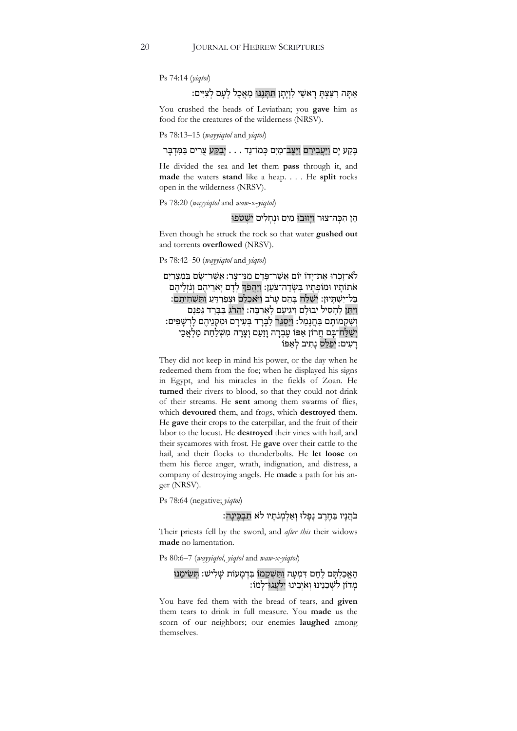Ps 74:14 (*yiqtol*)

אַתָּה רִצַּצְתָּ רָאשֵׁי לִוְיָתָן תִּתְּנֶנּוּ מַאֲכָל לְעָם לְצִיִּים׃

You crushed the heads of Leviathan; you **gave** him as food for the creatures of the wilderness (NRSV).

Ps 78:13–15 (*wayyiqtol* and *yiqtol*)

בָּקַע יָם וַיַּעֲבִירֵם וַיַּצֶּב־מַיִם כְּמוֹ־נֵד . . . יְבַקַּע צֻרִים בַּמִּדְבָּר

He divided the sea and **let** them **pass** through it, and **made** the waters **stand** like a heap. . . . He **split** rocks open in the wilderness (NRSV).

Ps 78:20 (*wayyiqtol* and *waw*-x-*yiqtol*)

הֵן הִכָּה־צוּר וַיָּזוּבוּ מַיִם וּנְחָלִים יִשְׁטֹפוּ

Even though he struck the rock so that water **gushed out** and torrents **overflowed** (NRSV).

Ps 78:42–50 (*wayyiqtol* and *yiqtol*)

לֹא־זָכְרוּ אֶת־יָדוֹ יוֹם אֲשֶׁר־פָּדָם מִנִּי־צָר׃ אֲשֶׁר־שָׂם בְּמִצְרַיִם אֹתוֹתָיו וּמוֹפְתָיו בִּשְׂדֵה־צֹעַן׃ וַיַּהֲפֹךְ לְדָם יְאֹרֵיהֶם וְנֹזְלֵיהֶם בַּל־יִשְׁתָּיוּן׃ יְשַׁלַּח בָּהֶם עָרֹב וַיֹּאכְלֵם וּצְפַרְדֵּעַ וַתַּשְׁחִיתֵם׃ וַיִּתֵּן לֶחָסִיל יְבוּלָם וִיגִיעָם לָאַרְבֶּה׃ יַהֲרֹג בַּבָּרָד גַּפְנָם וְשִׁקְמוֹתָם בַּחֲנָמַל׃ וַיַּסְגֵּר לַבָּרָד בְּעִירָם וּמִקְנֵיהֶם לָרְשָׁפִים׃ יְשַׁלַּח־בָּם חֲרוֹן אַפּוֹ עֶבְרָה וָזַעַם וְצָרָה מִשְׁלַחַת מַלְאֲכֵי רָעִים׃ יְפַלֵּס נָתִיב לְאַפּוֹ

They did not keep in mind his power, or the day when he redeemed them from the foe; when he displayed his signs in Egypt, and his miracles in the fields of Zoan. He **turned** their rivers to blood, so that they could not drink of their streams. He **sent** among them swarms of flies, which **devoured** them, and frogs, which **destroyed** them. He **gave** their crops to the caterpillar, and the fruit of their labor to the locust. He **destroyed** their vines with hail, and their sycamores with frost. He **gave** over their cattle to the hail, and their flocks to thunderbolts. He **let loose** on them his fierce anger, wrath, indignation, and distress, a company of destroying angels. He **made** a path for his anger (NRSV).

Ps 78:64 (negative; *yiqtol*)

כֹּהֲנָיו בַּחֶרֶב נָפָלוּ וְאַלְמְנֹתָיו לֹא תִבְכֶּינָה׃

Their priests fell by the sword, and *after this* their widows **made** no lamentation.

Ps 80:6–7 (*wayyiqtol*, *yiqtol* and *waw*-x-*yiqtol*)

הֶאֱכַלְתָּם לֶחֶם דִּמְעָה וַתַּשְׁקֵמוֹ בִּדְמָעוֹת שָׁלִישׁ׃ תְּשִׂימֵנוּ מָדוֹן לִשְׁכֵנֵינוּ וְאֹיְבֵינוּ יִלְעֲגוּ־לָמוֹ׃

You have fed them with the bread of tears, and **given** them tears to drink in full measure. You **made** us the scorn of our neighbors; our enemies **laughed** among themselves.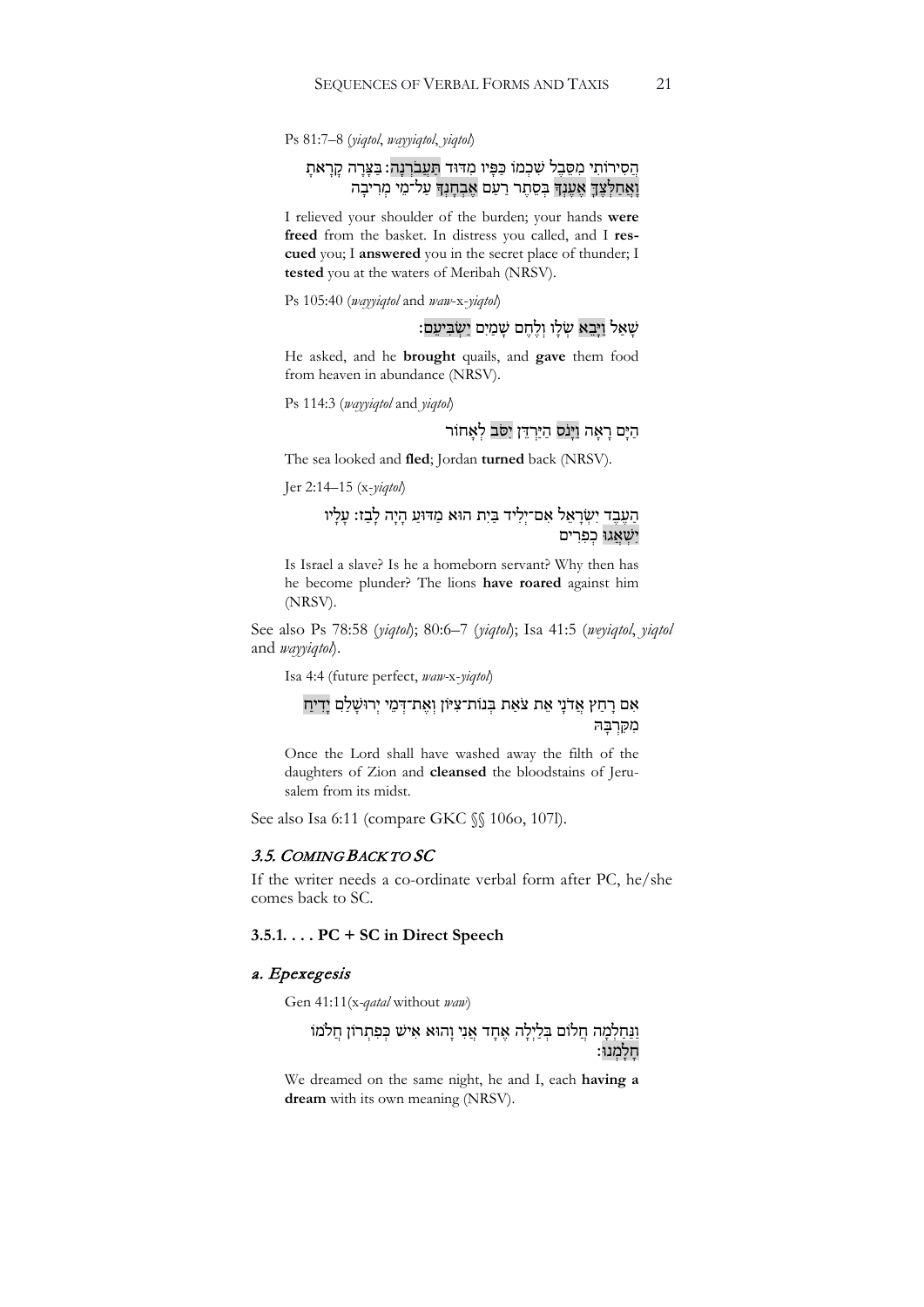Ps 81:7–8 (*yiqtol*, *wayyiqtol*, *yiqtol*)

הֲסִירוֹתִי מִסֵּבֶל שִׁכְמוֹ כַּפָּיו מִדּוּד תַּעֲבֹרְנָה׃ בַּצָּרָה קָרָאתָ וָאֲחַלְּצֶךָּ אֶעֶנְךָ בְּסֵתֶר רַעַם אֶבְחָנְךָ עַל־מֵי מְרִיבָה

I relieved your shoulder of the burden; your hands **were freed** from the basket. In distress you called, and I **rescued** you; I **answered** you in the secret place of thunder; I **tested** you at the waters of Meribah (NRSV).

Ps 105:40 (*wayyiqtol* and *waw*-x-*yiqtol*)

שָׁאַל וַיָּבֵא שְׂלָו וְלֶחֶם שָׁמַיִם יַשְׂבִּיעֵם׃

He asked, and he **brought** quails, and **gave** them food from heaven in abundance (NRSV).

Ps 114:3 (*wayyiqtol* and *yiqtol*)

הַיָּם רָאָה וַיָּנֹס הַיַּרְדֵּן יִסֹּב לְאָחוֹר

The sea looked and **fled**; Jordan **turned** back (NRSV).

Jer 2:14–15 (x-*yiqtol*)

הַעֶבֶד יִשְׂרָאֵל אִם־יְלִיד בַּיִת הוּא מַדּוּעַ הָיָה לָבַז׃ עָלָיו יִשְׁאֲגוּ כְפִרִים

Is Israel a slave? Is he a homeborn servant? Why then has he become plunder? The lions **have roared** against him (NRSV).

See also Ps 78:58 (*yiqtol*); 80:6–7 (*yiqtol*); Isa 41:5 (*weyiqtol*, *yiqtol* and *wayyiqtol*).

Isa 4:4 (future perfect, *waw*-x-*yiqtol*)

אִם רָחַץ אֲדֹנָי אֵת צֹאַת בְּנוֹת־צִיּוֹן וְאֶת־דְּמֵי יְרוּשָׁלַם יָדִיחַ מִקִּרְבָּהּ

Once the Lord shall have washed away the filth of the daughters of Zion and **cleansed** the bloodstains of Jerusalem from its midst.

See also Isa 6:11 (compare GKC §§ 106o, 107l).

### *3.5. Coming Back to SC*

If the writer needs a co-ordinate verbal form after PC, he/she comes back to SC.

#### 3.5.1. . . . PC + SC in Direct Speech

#### *a. Epexegesis*

Gen 41:11(x-*qatal* without *waw*)

וַנַּחַלְמָה חֲלוֹם בְּלַיְלָה אֶחָד אֲנִי וָהוּא אִישׁ כְּפִתְרוֹן חֲלֹמוֹ חָלָמְנוּ׃

We dreamed on the same night, he and I, each **having a dream** with its own meaning (NRSV).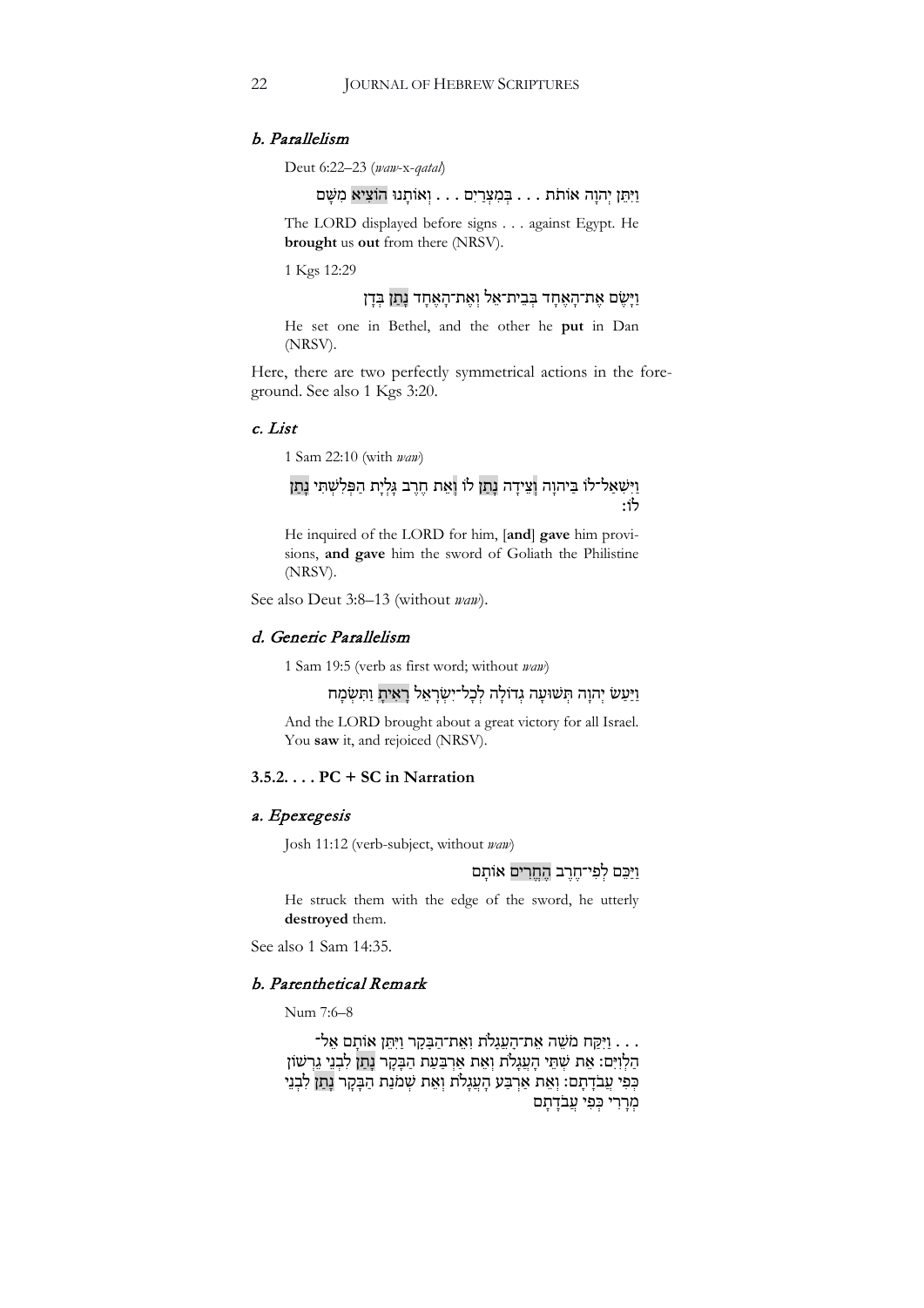### b. Parallelism

Deut 6:22–23 (*waw*-x-*qatal*)

וַיִּתֵּן יְהוָה אוֹתֹת . . . בְּמִצְרַיִם . . . וְאוֹתָנוּ הוֹצִיא מִשָּׁם

The LORD displayed before signs . . . against Egypt. He **brought** us **out** from there (NRSV).

1 Kgs 12:29

וַיָּשֶׂם אֶת־הָאֶחָד בְּבֵית־אֵל וְאֶת־הָאֶחָד נָתַן בְּדָן

He set one in Bethel, and the other he **put** in Dan (NRSV).

Here, there are two perfectly symmetrical actions in the foreground. See also 1 Kgs 3:20.

### c. List

1 Sam 22:10 (with *waw*)

וַיִּשְׁאַל־לוֹ בַּיהוָה וְצֵידָה נָתַן לוֹ וְאֵת חֶרֶב גָּלְיָת הַפְּלִשְׁתִּי נָתַן לוֹ׃

He inquired of the LORD for him, [**and**] **gave** him provisions, **and gave** him the sword of Goliath the Philistine (NRSV).

See also Deut 3:8–13 (without *waw*).

### d. Generic Parallelism

1 Sam 19:5 (verb as first word; without *waw*)

וַיַּעַשׂ יְהוָה תְּשׁוּעָה גְדוֹלָה לְכָל־יִשְׂרָאֵל רָאִיתָ וַתִּשְׂמָח

And the LORD brought about a great victory for all Israel. You **saw** it, and rejoiced (NRSV).

#### 3.5.2. . . . PC + SC in Narration

### a. Epexegesis

Josh 11:12 (verb-subject, without *waw*)

וַיַּכֵּם לְפִי־חֶרֶב הֶחֱרִים אוֹתָם

He struck them with the edge of the sword, he utterly **destroyed** them.

See also 1 Sam 14:35.

### b. Parenthetical Remark

Num 7:6–8

. . . וַיִּקַּח מֹשֶׁה אֶת־הָעֲגָלֹת וְאֶת־הַבָּקָר וַיִּתֵּן אוֹתָם אֶל־הַלְוִיִּם׃ אֵת שְׁתֵּי הָעֲגָלוֹת וְאֵת אַרְבַּעַת הַבָּקָר נָתַן לִבְנֵי גֵרְשׁוֹן כְּפִי עֲבֹדָתָם׃ וְאֵת אַרְבַּע הָעֲגָלֹת וְאֵת שְׁמֹנַת הַבָּקָר נָתַן לִבְנֵי מְרָרִי כְּפִי עֲבֹדָתָם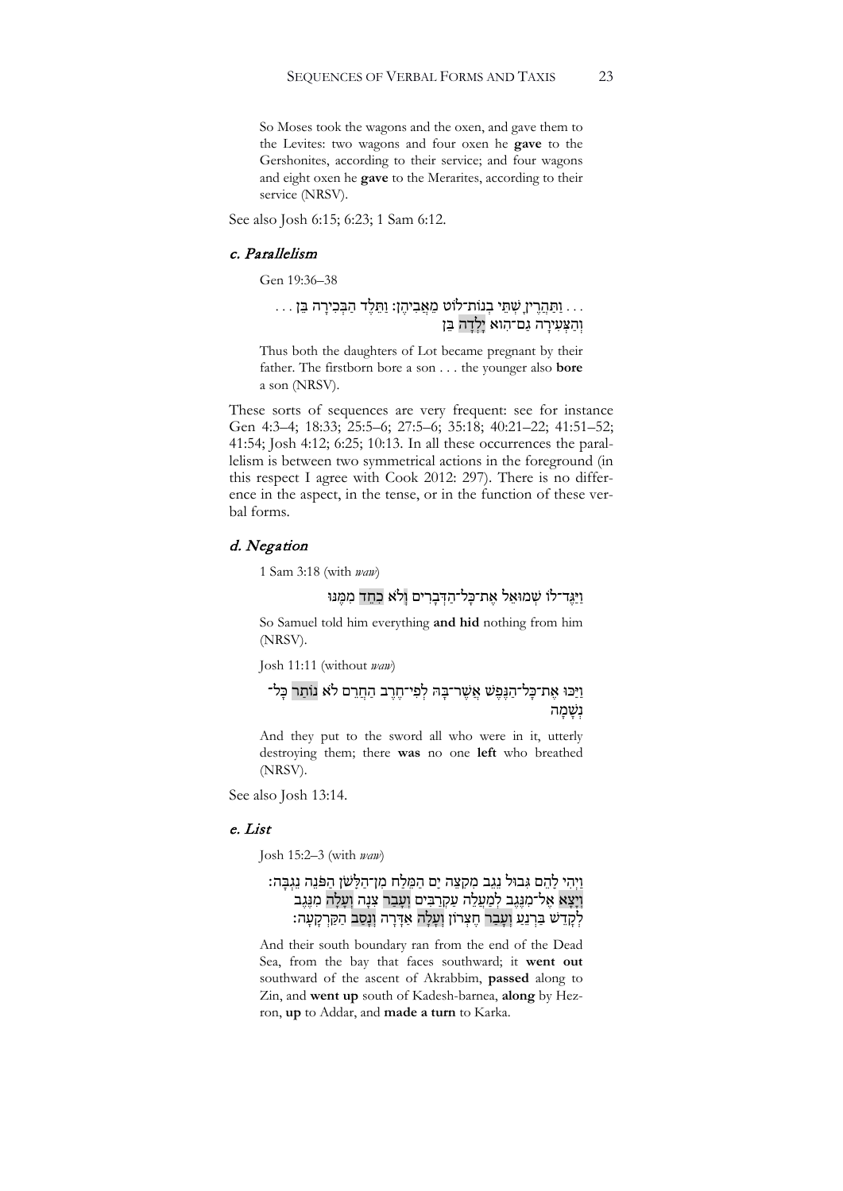So Moses took the wagons and the oxen, and gave them to the Levites: two wagons and four oxen he **gave** to the Gershonites, according to their service; and four wagons and eight oxen he **gave** to the Merarites, according to their service (NRSV).

See also Josh 6:15; 6:23; 1 Sam 6:12.

### *c. Parallelism*

Gen 19:36–38

. . . וַתַּהֲרֶיןָ שְׁתֵּי בְנוֹת־לוֹט מֵאֲבִיהֶן׃ וַתֵּלֶד הַבְּכִירָה בֵּן . . . וְהַצְּעִירָה גַם־הִוא יָלְדָה בֵּן

Thus both the daughters of Lot became pregnant by their father. The firstborn bore a son . . . the younger also **bore** a son (NRSV).

These sorts of sequences are very frequent: see for instance Gen 4:3–4; 18:33; 25:5–6; 27:5–6; 35:18; 40:21–22; 41:51–52; 41:54; Josh 4:12; 6:25; 10:13. In all these occurrences the parallelism is between two symmetrical actions in the foreground (in this respect I agree with Cook 2012: 297). There is no difference in the aspect, in the tense, or in the function of these verbal forms.

### *d. Negation*

1 Sam 3:18 (with *waw*)

וַיַּגֶּד־לוֹ שְׁמוּאֵל אֶת־כָּל־הַדְּבָרִים וְלֹא כִחֵד מִמֶּנּוּ

So Samuel told him everything **and hid** nothing from him (NRSV).

Josh 11:11 (without *waw*)

וַיַּכּוּ אֶת־כָּל־הַנֶּפֶשׁ אֲשֶׁר־בָּהּ לְפִי־חֶרֶב הַחֲרֵם לֹא נוֹתַר כָּל־נְשָׁמָה

And they put to the sword all who were in it, utterly destroying them; there **was** no one **left** who breathed (NRSV).

See also Josh 13:14.

### *e. List*

Josh 15:2–3 (with *waw*)

וַיְהִי לָהֶם גְּבוּל נֶגֶב מִקְצֵה יָם הַמֶּלַח מִן־הַלָּשֹׁן הַפֹּנֶה נֶגְבָּה׃ וְיָצָא אֶל־מִנֶּגֶב לְמַעֲלֵה עַקְרַבִּים וְעָבַר צִנָה וְעָלָה מִנֶּגֶב לְקָדֵשׁ בַּרְנֵעַ וְעָבַר חֶצְרוֹן וְעָלָה אַדָּרָה וְנָסַב הַקַּרְקָעָה׃

And their south boundary ran from the end of the Dead Sea, from the bay that faces southward; it **went out** southward of the ascent of Akrabbim, **passed** along to Zin, and **went up** south of Kadesh-barnea, **along** by Hezron, **up** to Addar, and **made a turn** to Karka.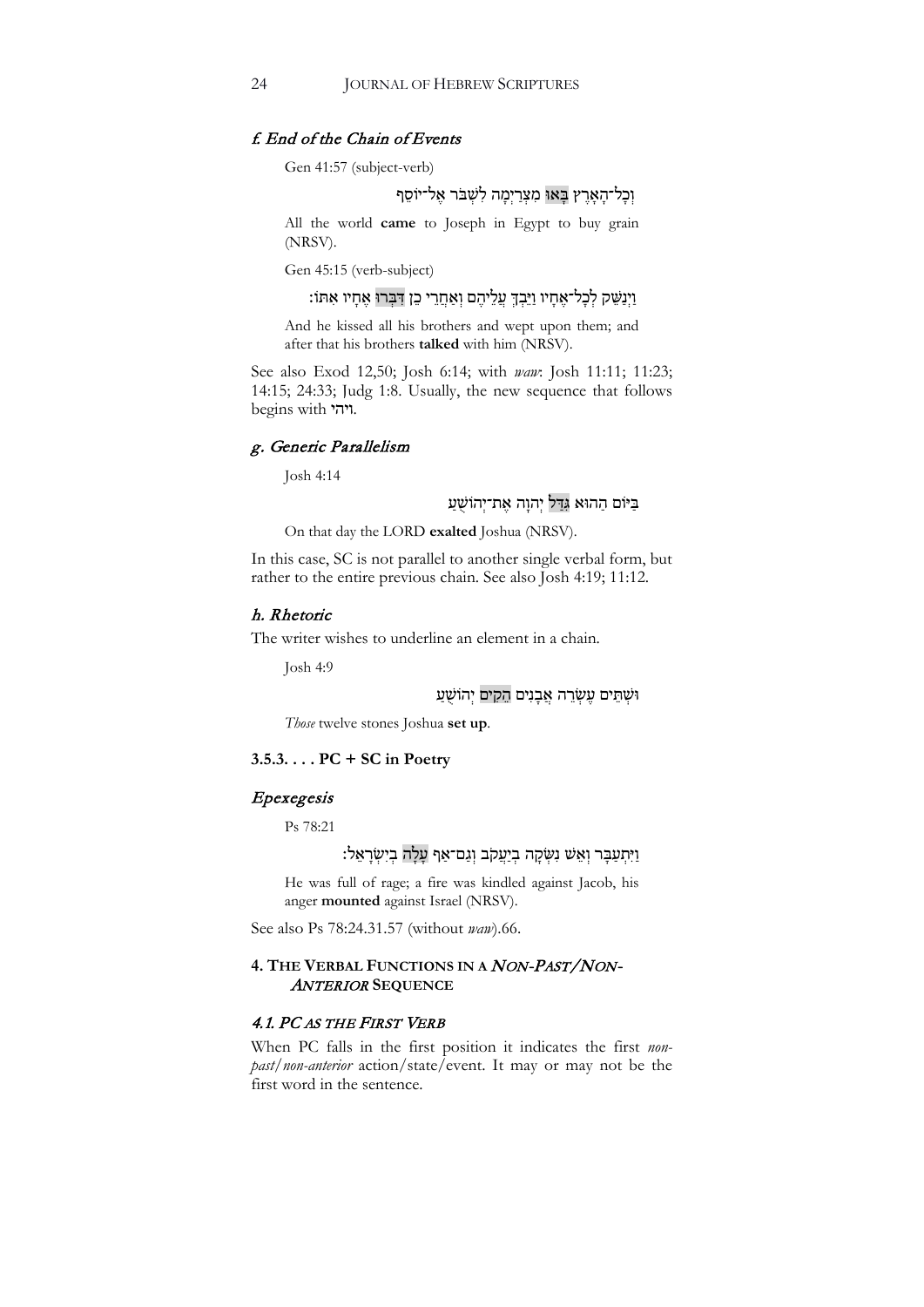### *f. End of the Chain of Events*

Gen 41:57 (subject-verb)

וְכָל־הָאָרֶץ בָּאוּ מִצְרַיְמָה לִשְׁבֹּר אֶל־יוֹסֵף

All the world **came** to Joseph in Egypt to buy grain (NRSV).

Gen 45:15 (verb-subject)

וַיְנַשֵּׁק לְכָל־אֶחָיו וַיֵּבְךְּ עֲלֵיהֶם וְאַחֲרֵי כֵן דִּבְּרוּ אֶחָיו אִתּוֹ׃

And he kissed all his brothers and wept upon them; and after that his brothers **talked** with him (NRSV).

See also Exod 12,50; Josh 6:14; with *waw*: Josh 11:11; 11:23; 14:15; 24:33; Judg 1:8. Usually, the new sequence that follows begins with ויהי.

### *g. Generic Parallelism*

Josh 4:14

בַּיּוֹם הַהוּא גִּדַּל יְהוָה אֶת־יְהוֹשֻׁעַ

On that day the LORD **exalted** Joshua (NRSV).

In this case, SC is not parallel to another single verbal form, but rather to the entire previous chain. See also Josh 4:19; 11:12.

### *h. Rhetoric*

The writer wishes to underline an element in a chain.

Josh 4:9

וּשְׁתֵּים עֶשְׂרֵה אֲבָנִים הֵקִים יְהוֹשֻׁעַ

*Those* twelve stones Joshua **set up**.

#### 3.5.3. . . . PC + SC in Poetry

### *Epexegesis*

Ps 78:21

וַיִּתְעַבָּר וְאֵשׁ נִשְּׂקָה בְיַעֲקֹב וְגַם־אַף עָלָה בְיִשְׂרָאֵל׃

He was full of rage; a fire was kindled against Jacob, his anger **mounted** against Israel (NRSV).

See also Ps 78:24.31.57 (without *waw*).66.

## 4. The Verbal Functions in a *Non-Past/Non-Anterior* Sequence

### *4.1. PC as the First Verb*

When PC falls in the first position it indicates the first *non-past/non-anterior* action/state/event. It may or may not be the first word in the sentence.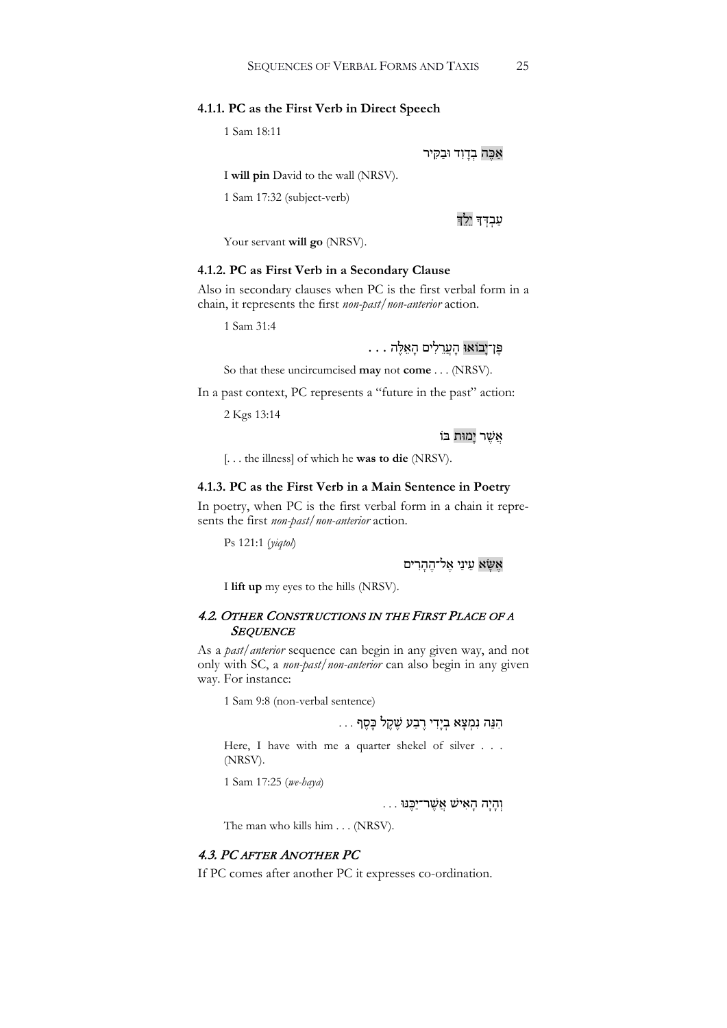### 4.1.1. PC as the First Verb in Direct Speech

1 Sam 18:11

אַכֶּה בְדָוִד וּבַקִּיר

I **will pin** David to the wall (NRSV).

1 Sam 17:32 (subject-verb)

עַבְדְּךָ יֵלֵךְ

Your servant **will go** (NRSV).

### 4.1.2. PC as First Verb in a Secondary Clause

Also in secondary clauses when PC is the first verbal form in a chain, it represents the first *non-past/non-anterior* action.

1 Sam 31:4

פֶּן־יָבוֹאוּ הָעֲרֵלִים הָאֵלֶּה . . .

So that these uncircumcised **may** not **come** . . . (NRSV).

In a past context, PC represents a "future in the past" action:

2 Kgs 13:14

אֲשֶׁר יָמוּת בּוֹ

[. . . the illness] of which he **was to die** (NRSV).

### 4.1.3. PC as the First Verb in a Main Sentence in Poetry

In poetry, when PC is the first verbal form in a chain it represents the first *non-past/non-anterior* action.

Ps 121:1 (*yiqtol*)

אֶשָּׂא עֵינַי אֶל־הֶהָרִים

I **lift up** my eyes to the hills (NRSV).

## 4.2. Other Constructions in the First Place of a Sequence

As a *past/anterior* sequence can begin in any given way, and not only with SC, a *non-past/non-anterior* can also begin in any given way. For instance:

1 Sam 9:8 (non-verbal sentence)

הִנֵּה נִמְצָא בְיָדִי רֶבַע שֶׁקֶל כָּסֶף . . .

Here, I have with me a quarter shekel of silver . . . (NRSV).

1 Sam 17:25 (*we-haya*)

וְהָיָה הָאִישׁ אֲשֶׁר־יַכֶּנּוּ . . .

The man who kills him . . . (NRSV).

## 4.3. PC after Another PC

If PC comes after another PC it expresses co-ordination.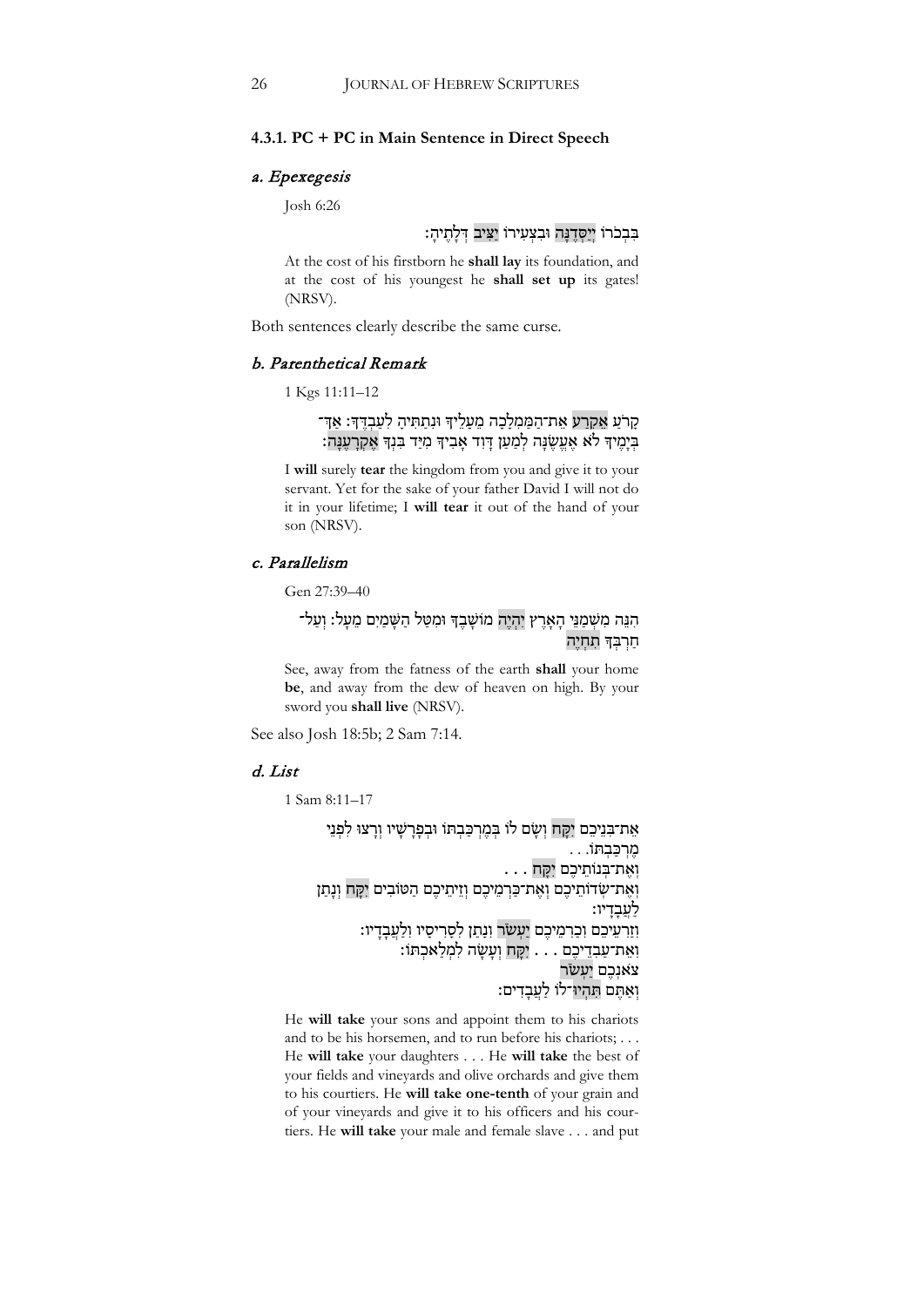### 4.3.1. PC + PC in Main Sentence in Direct Speech

#### *a. Epexegesis*

Josh 6:26

בִּבְכֹרוֹ יְיַסְּדֶנָּה וּבִצְעִירוֹ יַצִּיב דְּלָתֶיהָ׃

At the cost of his firstborn he **shall lay** its foundation, and at the cost of his youngest he **shall set up** its gates! (NRSV).

Both sentences clearly describe the same curse.

#### *b. Parenthetical Remark*

1 Kgs 11:11–12

קָרֹעַ אֶקְרַע אֶת־הַמַּמְלָכָה מֵעָלֶיךָ וּנְתַתִּיהָ לְעַבְדֶּךָ׃ אַךְ־בְּיָמֶיךָ לֹא אֶעֱשֶׂנָּה לְמַעַן דָּוִד אָבִיךָ מִיַּד בִּנְךָ אֶקְרָעֶנָּה׃

I **will** surely **tear** the kingdom from you and give it to your servant. Yet for the sake of your father David I will not do it in your lifetime; I **will tear** it out of the hand of your son (NRSV).

#### *c. Parallelism*

Gen 27:39–40

הִנֵּה מִשְׁמַנֵּי הָאָרֶץ יִהְיֶה מוֹשָׁבֶךָ וּמִטַּל הַשָּׁמַיִם מֵעָל׃ וְעַל־חַרְבְּךָ תִחְיֶה

See, away from the fatness of the earth **shall** your home **be**, and away from the dew of heaven on high. By your sword you **shall live** (NRSV).

See also Josh 18:5b; 2 Sam 7:14.

#### *d. List*

1 Sam 8:11–17

אֶת־בְּנֵיכֶם יִקָּח וְשָׂם לוֹ בְּמֶרְכַּבְתּוֹ וּבְפָרָשָׁיו וְרָצוּ לִפְנֵי מֶרְכַּבְתּוֹ. . .
וְאֶת־בְּנוֹתֵיכֶם יִקָּח . . .
וְאֶת־שְׂדוֹתֵיכֶם וְאֶת־כַּרְמֵיכֶם וְזֵיתֵיכֶם הַטּוֹבִים יִקָּח וְנָתַן לַעֲבָדָיו׃
וְזַרְעֵיכֶם וְכַרְמֵיכֶם יַעְשֹׂר וְנָתַן לְסָרִיסָיו וְלַעֲבָדָיו׃
וְאֶת־עַבְדֵיכֶם . . . יִקָּח וְעָשָׂה לִמְלַאכְתּוֹ׃
צֹאנְכֶם יַעְשֹׂר
וְאַתֶּם תִּהְיוּ־לוֹ לַעֲבָדִים׃

He **will take** your sons and appoint them to his chariots and to be his horsemen, and to run before his chariots; . . . He **will take** your daughters . . . He **will take** the best of your fields and vineyards and olive orchards and give them to his courtiers. He **will take one-tenth** of your grain and of your vineyards and give it to his officers and his courtiers. He **will take** your male and female slave . . . and put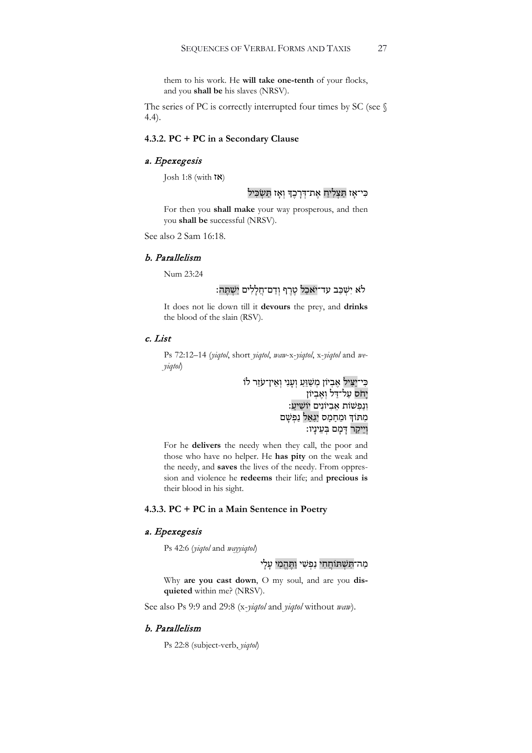them to his work. He **will take one-tenth** of your flocks, and you **shall be** his slaves (NRSV).

The series of PC is correctly interrupted four times by SC (see § 4.4).

### 4.3.2. PC + PC in a Secondary Clause

#### *a. Epexegesis*

Josh 1:8 (with **אז**)

כִּי־אָז תַּצְלִיחַ אֶת־דְּרָכֶךָ וְאָז תַּשְׂכִּיל

For then you **shall make** your way prosperous, and then you **shall be** successful (NRSV).

See also 2 Sam 16:18.

#### *b. Parallelism*

Num 23:24

לֹא יִשְׁכַּב עַד־יֹאכַל טֶרֶף וְדַם־חֲלָלִים יִשְׁתֶּה׃

It does not lie down till it **devours** the prey, and **drinks** the blood of the slain (RSV).

#### *c. List*

Ps 72:12–14 (*yiqtol*, short *yiqtol*, *waw*-x-*yiqtol*, x-*yiqtol* and *we-yiqtol*)

כִּי־יַצִּיל אֶבְיוֹן מְשַׁוֵּעַ וְעָנִי וְאֵין־עֹזֵר לוֹ
יָחֹס עַל־דַּל וְאֶבְיוֹן
וְנַפְשׁוֹת אֶבְיוֹנִים יוֹשִׁיעַ׃
מִתּוֹךְ וּמֵחָמָס יִגְאַל נַפְשָׁם
וְיֵיקַר דָּמָם בְּעֵינָיו׃

For he **delivers** the needy when they call, the poor and those who have no helper. He **has pity** on the weak and the needy, and **saves** the lives of the needy. From oppression and violence he **redeems** their life; and **precious is** their blood in his sight.

### 4.3.3. PC + PC in a Main Sentence in Poetry

#### *a. Epexegesis*

Ps 42:6 (*yiqtol* and *wayyiqtol*)

מַה־תִּשְׁתּוֹחֲחִי נַפְשִׁי וַתֶּהֱמִי עָלָי

Why **are you cast down**, O my soul, and are you **disquieted** within me? (NRSV).

See also Ps 9:9 and 29:8 (x-*yiqtol* and *yiqtol* without *waw*).

#### *b. Parallelism*

Ps 22:8 (subject-verb, *yiqtol*)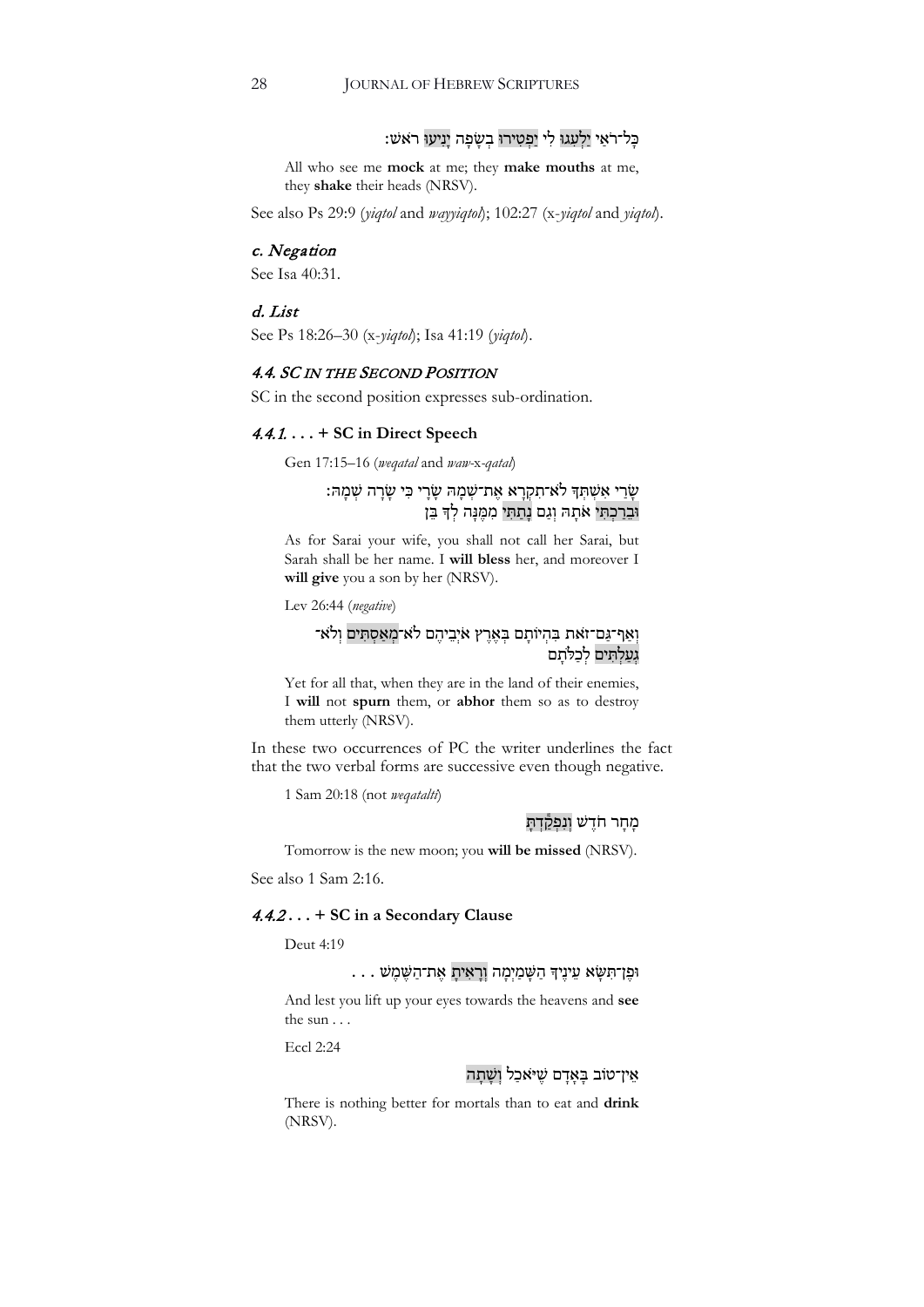כָּל־רֹאַי יַלְעִגוּ לִי יַפְטִירוּ בְשָׂפָה יָנִיעוּ רֹאשׁ׃

All who see me **mock** at me; they **make mouths** at me, they **shake** their heads (NRSV).

See also Ps 29:9 (*yiqtol* and *wayyiqtol*); 102:27 (x-*yiqtol* and *yiqtol*).

### *c. Negation*

See Isa 40:31.

### *d. List*

See Ps 18:26–30 (x-*yiqtol*); Isa 41:19 (*yiqtol*).

## *4.4. SC in the Second Position*

SC in the second position expresses sub-ordination.

### *4.4.1.* . . . + SC in Direct Speech

Gen 17:15–16 (*weqatal* and *waw*-x-*qatal*)

שָׂרַי אִשְׁתְּךָ לֹא־תִקְרָא אֶת־שְׁמָהּ שָׂרָי כִּי שָׂרָה שְׁמָהּ׃ וּבֵרַכְתִּי אֹתָהּ וְגַם נָתַתִּי מִמֶּנָּה לְךָ בֵּן

As for Sarai your wife, you shall not call her Sarai, but Sarah shall be her name. I **will bless** her, and moreover I **will give** you a son by her (NRSV).

Lev 26:44 (*negative*)

וְאַף־גַּם־זֹאת בִּהְיוֹתָם בְּאֶרֶץ אֹיְבֵיהֶם לֹא־מְאַסְתִּים וְלֹא־גְעַלְתִּים לְכַלֹּתָם

Yet for all that, when they are in the land of their enemies, I **will** not **spurn** them, or **abhor** them so as to destroy them utterly (NRSV).

In these two occurrences of PC the writer underlines the fact that the two verbal forms are successive even though negative.

1 Sam 20:18 (not *weqatalti*)

מָחָר חֹדֶשׁ וְנִפְקַדְתָּ

Tomorrow is the new moon; you **will be missed** (NRSV).

See also 1 Sam 2:16.

### *4.4.2* . . . + SC in a Secondary Clause

Deut 4:19

וּפֶן־תִּשָּׂא עֵינֶיךָ הַשָּׁמַיְמָה וְרָאִיתָ אֶת־הַשֶּׁמֶשׁ . . .

And lest you lift up your eyes towards the heavens and **see** the sun . . .

Eccl 2:24

אֵין־טוֹב בָּאָדָם שֶׁיֹּאכַל וְשָׁתָה

There is nothing better for mortals than to eat and **drink** (NRSV).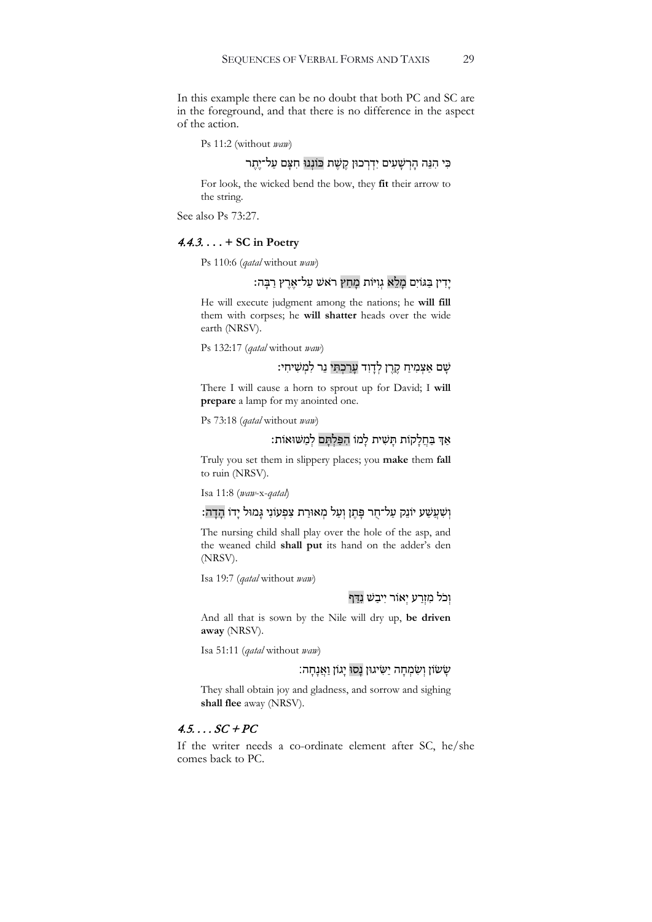In this example there can be no doubt that both PC and SC are in the foreground, and that there is no difference in the aspect of the action.

Ps 11:2 (without *waw*)

כִּי הִנֵּה הָרְשָׁעִים יִדְרְכוּן קֶשֶׁת כּוֹנְנוּ חִצָּם עַל־יֶתֶר

For look, the wicked bend the bow, they **fit** their arrow to the string.

See also Ps 73:27.

### *4.4.3. . . .* + SC in Poetry

Ps 110:6 (*qatal* without *waw*)

יָדִין בַּגּוֹיִם מָלֵא גְוִיּוֹת מָחַץ רֹאשׁ עַל־אֶרֶץ רַבָּה׃

He will execute judgment among the nations; he **will fill** them with corpses; he **will shatter** heads over the wide earth (NRSV).

Ps 132:17 (*qatal* without *waw*)

שָׁם אַצְמִיחַ קֶרֶן לְדָוִד עָרַכְתִּי נֵר לִמְשִׁיחִי׃

There I will cause a horn to sprout up for David; I **will prepare** a lamp for my anointed one.

Ps 73:18 (*qatal* without *waw*)

אַךְ בַּחֲלָקוֹת תָּשִׁית לָמוֹ הִפַּלְתָּם לְמַשּׁוּאוֹת׃

Truly you set them in slippery places; you **make** them **fall** to ruin (NRSV).

Isa 11:8 (*waw*-x-*qatal*)

וְשִׁעֲשַׁע יוֹנֵק עַל־חֻר פָּתֶן וְעַל מְאוּרַת צִפְעוֹנִי גָּמוּל יָדוֹ הָדָה׃

The nursing child shall play over the hole of the asp, and the weaned child **shall put** its hand on the adder's den (NRSV).

Isa 19:7 (*qatal* without *waw*)

וְכֹל מִזְרַע יְאוֹר יִיבַשׁ נִדַּף

And all that is sown by the Nile will dry up, **be driven away** (NRSV).

Isa 51:11 (*qatal* without *waw*)

שָׂשׂוֹן וְשִׂמְחָה יַשִּׂיגוּן נָסוּ יָגוֹן וַאֲנָחָה׃

They shall obtain joy and gladness, and sorrow and sighing **shall flee** away (NRSV).

## *4.5. . . . SC + PC*

If the writer needs a co-ordinate element after SC, he/she comes back to PC.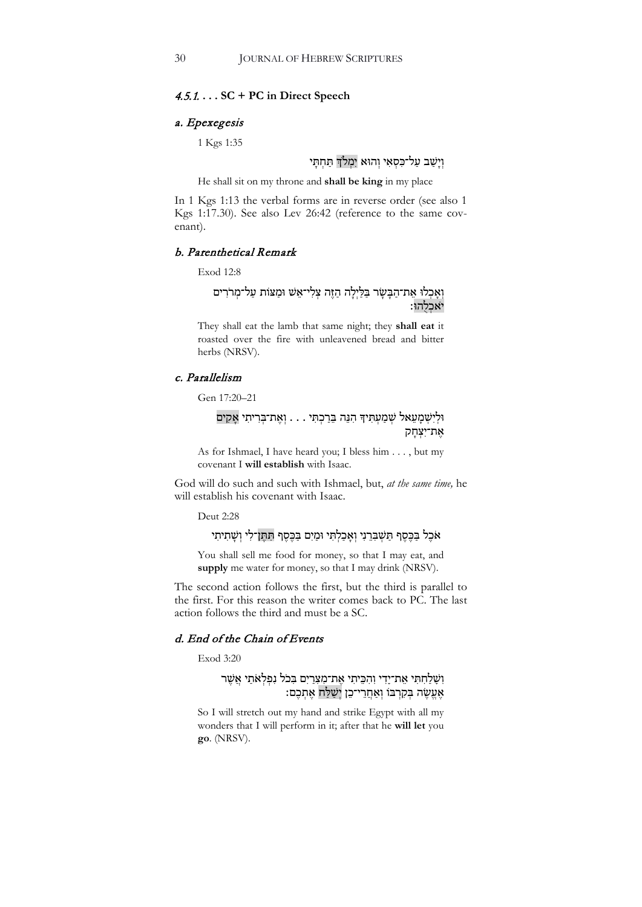#### *4.5.1. . . .* **SC + PC in Direct Speech**

##### *a. Epexegesis*

1 Kgs 1:35

וְיָשַׁב עַל־כִּסְאִי וְהוּא יִמְלֹךְ תַּחְתָּי

He shall sit on my throne and **shall be king** in my place

In 1 Kgs 1:13 the verbal forms are in reverse order (see also 1 Kgs 1:17.30). See also Lev 26:42 (reference to the same covenant).

##### *b. Parenthetical Remark*

Exod 12:8

וְאָכְלוּ אֶת־הַבָּשָׂר בַּלַּיְלָה הַזֶּה צְלִי־אֵשׁ וּמַצּוֹת עַל־מְרֹרִים יֹאכְלֻהוּ׃

They shall eat the lamb that same night; they **shall eat** it roasted over the fire with unleavened bread and bitter herbs (NRSV).

##### *c. Parallelism*

Gen 17:20–21

וּלְיִשְׁמָעֵאל שְׁמַעְתִּיךָ הִנֵּה בֵּרַכְתִּי . . . וְאֶת־בְּרִיתִי אָקִים אֶת־יִצְחָק

As for Ishmael, I have heard you; I bless him . . . , but my covenant I **will establish** with Isaac.

God will do such and such with Ishmael, but, *at the same time,* he will establish his covenant with Isaac.

Deut 2:28

אֹכֶל בַּכֶּסֶף תַּשְׁבִּרֵנִי וְאָכַלְתִּי וּמַיִם בַּכֶּסֶף תִּתֶּן־לִי וְשָׁתִיתִי

You shall sell me food for money, so that I may eat, and **supply** me water for money, so that I may drink (NRSV).

The second action follows the first, but the third is parallel to the first. For this reason the writer comes back to PC. The last action follows the third and must be a SC.

##### *d. End of the Chain of Events*

Exod 3:20

וְשָׁלַחְתִּי אֶת־יָדִי וְהִכֵּיתִי אֶת־מִצְרַיִם בְּכֹל נִפְלְאֹתַי אֲשֶׁר אֶעֱשֶׂה בְּקִרְבּוֹ וְאַחֲרֵי־כֵן יְשַׁלַּח אֶתְכֶם׃

So I will stretch out my hand and strike Egypt with all my wonders that I will perform in it; after that he **will let** you **go**. (NRSV).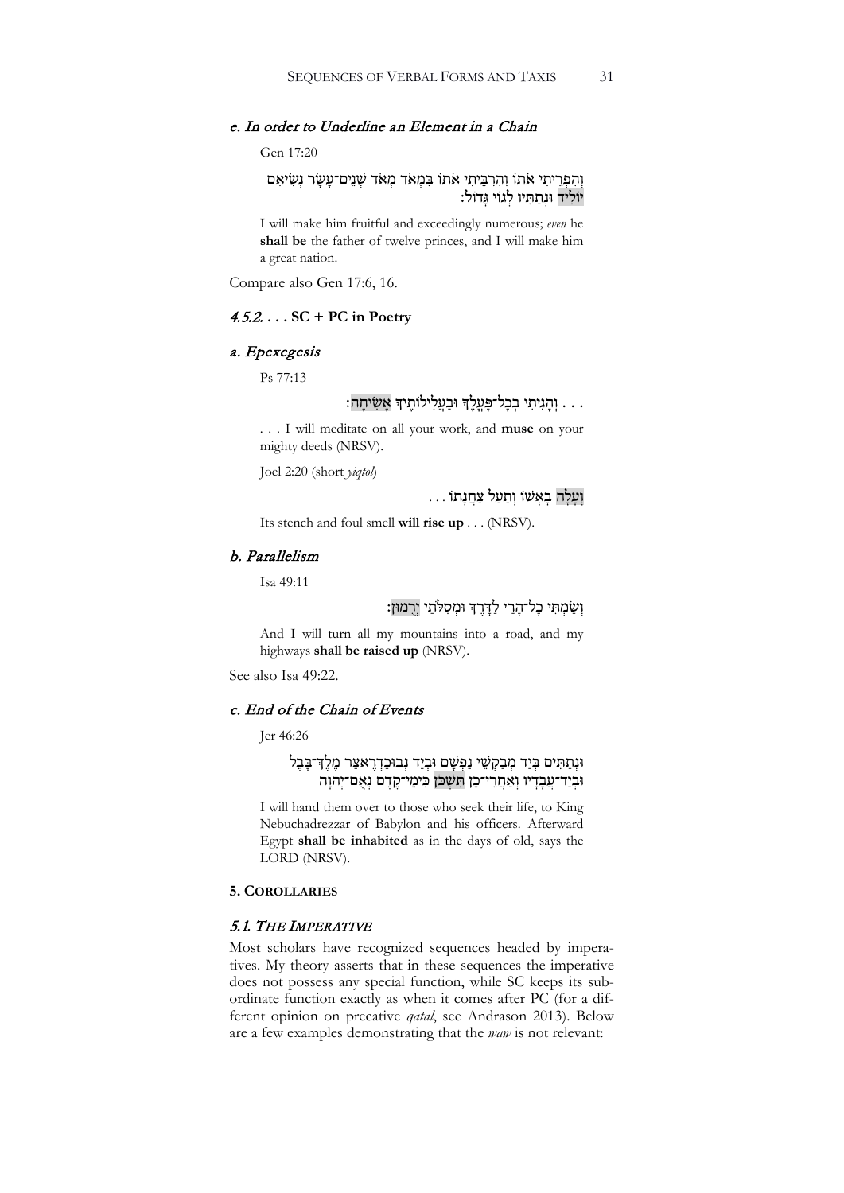### e. *In order to Underline an Element in a Chain*

Gen 17:20

וְהִפְרֵיתִי אֹתוֹ וְהִרְבֵּיתִי אֹתוֹ בִּמְאֹד מְאֹד שְׁנֵים־עָשָׂר נְשִׂיאִם יוֹלִיד וּנְתַתִּיו לְגוֹי גָּדוֹל׃

I will make him fruitful and exceedingly numerous; *even* he **shall be** the father of twelve princes, and I will make him a great nation.

Compare also Gen 17:6, 16.

### *4.5.2. . . .* **SC + PC in Poetry**

### a. *Epexegesis*

Ps 77:13

. . . וְהָגִיתִי בְכָל־פָּעֳלֶךָ וּבַעֲלִילוֹתֶיךָ אָשִׂיחָה׃

. . . I will meditate on all your work, and **muse** on your mighty deeds (NRSV).

Joel 2:20 (short *yiqtol*)

וְעָלָה בָאְשׁוֹ וְתַעַל צַחֲנָתוֹ . . .

Its stench and foul smell **will rise up** . . . (NRSV).

### b. *Parallelism*

Isa 49:11

וְשַׂמְתִּי כָל־הָרַי לַדָּרֶךְ וּמְסִלֹּתַי יְרֻמוּן׃

And I will turn all my mountains into a road, and my highways **shall be raised up** (NRSV).

See also Isa 49:22.

### c. *End of the Chain of Events*

Jer 46:26

וּנְתַתִּים בְּיַד מְבַקְשֵׁי נַפְשָׁם וּבְיַד נְבוּכַדְרֶאצַּר מֶלֶךְ־בָּבֶל וּבְיַד־עֲבָדָיו וְאַחֲרֵי־כֵן תִּשְׁכֹּן כִּימֵי־קֶדֶם נְאֻם־יְהוָה

I will hand them over to those who seek their life, to King Nebuchadrezzar of Babylon and his officers. Afterward Egypt **shall be inhabited** as in the days of old, says the LORD (NRSV).

## 5. Corollaries

### *5.1. The Imperative*

Most scholars have recognized sequences headed by imperatives. My theory asserts that in these sequences the imperative does not possess any special function, while SC keeps its subordinate function exactly as when it comes after PC (for a different opinion on precative *qatal*, see Andrason 2013). Below are a few examples demonstrating that the *waw* is not relevant: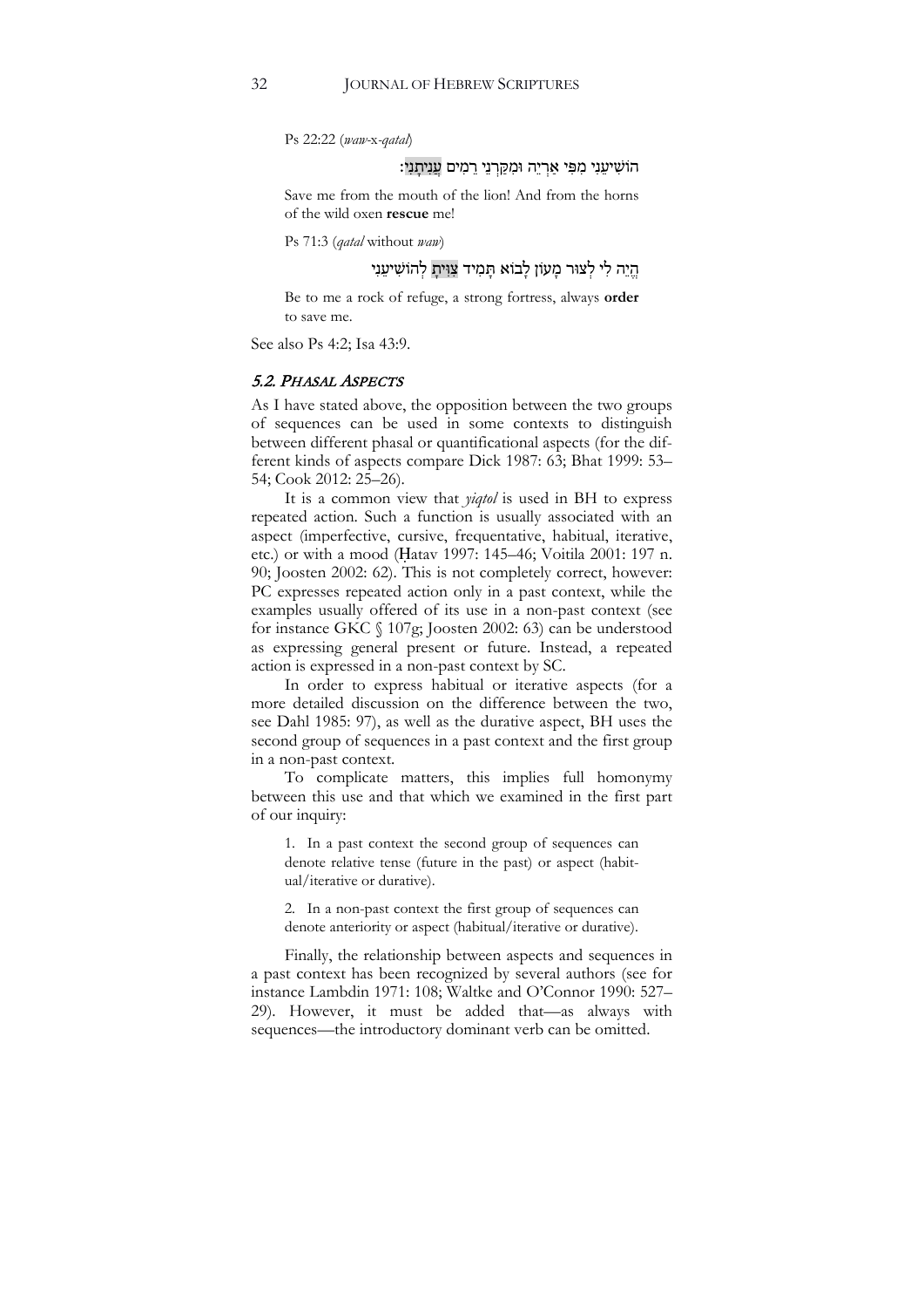Ps 22:22 (*waw*-x-*qatal*)

הוֹשִׁיעֵנִי מִפִּי אַרְיֵה וּמִקַּרְנֵי רֵמִים עֲנִיתָנִי׃

Save me from the mouth of the lion! And from the horns of the wild oxen **rescue** me!

Ps 71:3 (*qatal* without *waw*)

הֱיֵה לִי לְצוּר מָעוֹן לָבוֹא תָּמִיד צִוִּיתָ לְהוֹשִׁיעֵנִי

Be to me a rock of refuge, a strong fortress, always **order** to save me.

See also Ps 4:2; Isa 43:9.

### 5.2. *PHASAL ASPECTS*

As I have stated above, the opposition between the two groups of sequences can be used in some contexts to distinguish between different phasal or quantificational aspects (for the different kinds of aspects compare Dick 1987: 63; Bhat 1999: 53–54; Cook 2012: 25–26).

It is a common view that *yiqtol* is used in BH to express repeated action. Such a function is usually associated with an aspect (imperfective, cursive, frequentative, habitual, iterative, etc.) or with a mood (Ḥatav 1997: 145–46; Voitila 2001: 197 n. 90; Joosten 2002: 62). This is not completely correct, however: PC expresses repeated action only in a past context, while the examples usually offered of its use in a non-past context (see for instance GKC § 107g; Joosten 2002: 63) can be understood as expressing general present or future. Instead, a repeated action is expressed in a non-past context by SC.

In order to express habitual or iterative aspects (for a more detailed discussion on the difference between the two, see Dahl 1985: 97), as well as the durative aspect, BH uses the second group of sequences in a past context and the first group in a non-past context.

To complicate matters, this implies full homonymy between this use and that which we examined in the first part of our inquiry:

1. In a past context the second group of sequences can denote relative tense (future in the past) or aspect (habitual/iterative or durative).

2. In a non-past context the first group of sequences can denote anteriority or aspect (habitual/iterative or durative).

Finally, the relationship between aspects and sequences in a past context has been recognized by several authors (see for instance Lambdin 1971: 108; Waltke and O'Connor 1990: 527–29). However, it must be added that—as always with sequences—the introductory dominant verb can be omitted.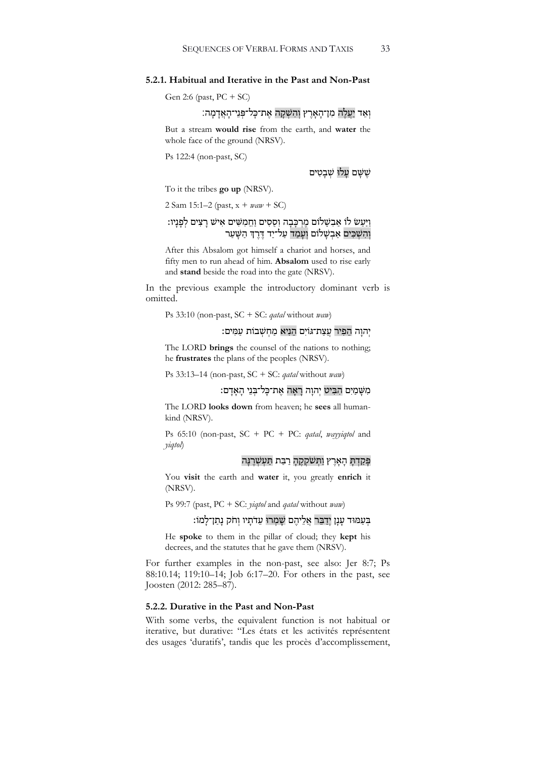### 5.2.1. Habitual and Iterative in the Past and Non-Past

Gen 2:6 (past, PC + SC)

וְאֵד יַעֲלֶה מִן־הָאָרֶץ וְהִשְׁקָה אֶת־כָּל־פְּנֵי־הָאֲדָמָה׃

But a stream **would rise** from the earth, and **water** the whole face of the ground (NRSV).

Ps 122:4 (non-past, SC)

שֶׁשָּׁם עָלוּ שְׁבָטִים

To it the tribes **go up** (NRSV).

2 Sam 15:1–2 (past, x + *waw* + SC)

וַיַּעַשׂ לוֹ אַבְשָׁלוֹם מֶרְכָּבָה וְסֻסִים וַחֲמִשִּׁים אִישׁ רָצִים לְפָנָיו׃ וְהִשְׁכִּים אַבְשָׁלוֹם וְעָמַד עַל־יַד דֶּרֶךְ הַשָּׁעַר

After this Absalom got himself a chariot and horses, and fifty men to run ahead of him. **Absalom** used to rise early and **stand** beside the road into the gate (NRSV).

In the previous example the introductory dominant verb is omitted.

Ps 33:10 (non-past, SC + SC: *qatal* without *waw*)

יְהוָה הֵפִיר עֲצַת־גּוֹיִם הֵנִיא מַחְשְׁבוֹת עַמִּים׃

The LORD **brings** the counsel of the nations to nothing; he **frustrates** the plans of the peoples (NRSV).

Ps 33:13–14 (non-past, SC + SC: *qatal* without *waw*)

מִשָּׁמַיִם הִבִּיט יְהוָה רָאָה אֶת־כָּל־בְּנֵי הָאָדָם׃

The LORD **looks down** from heaven; he **sees** all humankind (NRSV).

Ps 65:10 (non-past, SC + PC + PC: *qatal*, *wayyiqtol* and *yiqtol*)

פָּקַדְתָּ הָאָרֶץ וַתְּשֹׁקְקֶהָ רַבַּת תַּעְשְׁרֶנָּה

You **visit** the earth and **water** it, you greatly **enrich** it (NRSV).

Ps 99:7 (past, PC + SC: *yiqtol* and *qatal* without *waw*)

בְּעַמּוּד עָנָן יְדַבֵּר אֲלֵיהֶם שָׁמְרוּ עֵדֹתָיו וְחֹק נָתַן־לָמוֹ׃

He **spoke** to them in the pillar of cloud; they **kept** his decrees, and the statutes that he gave them (NRSV).

For further examples in the non-past, see also: Jer 8:7; Ps 88:10.14; 119:10–14; Job 6:17–20. For others in the past, see Joosten (2012: 285–87).

### 5.2.2. Durative in the Past and Non-Past

With some verbs, the equivalent function is not habitual or iterative, but durative: "Les états et les activités représentent des usages 'duratifs', tandis que les procès d'accomplissement,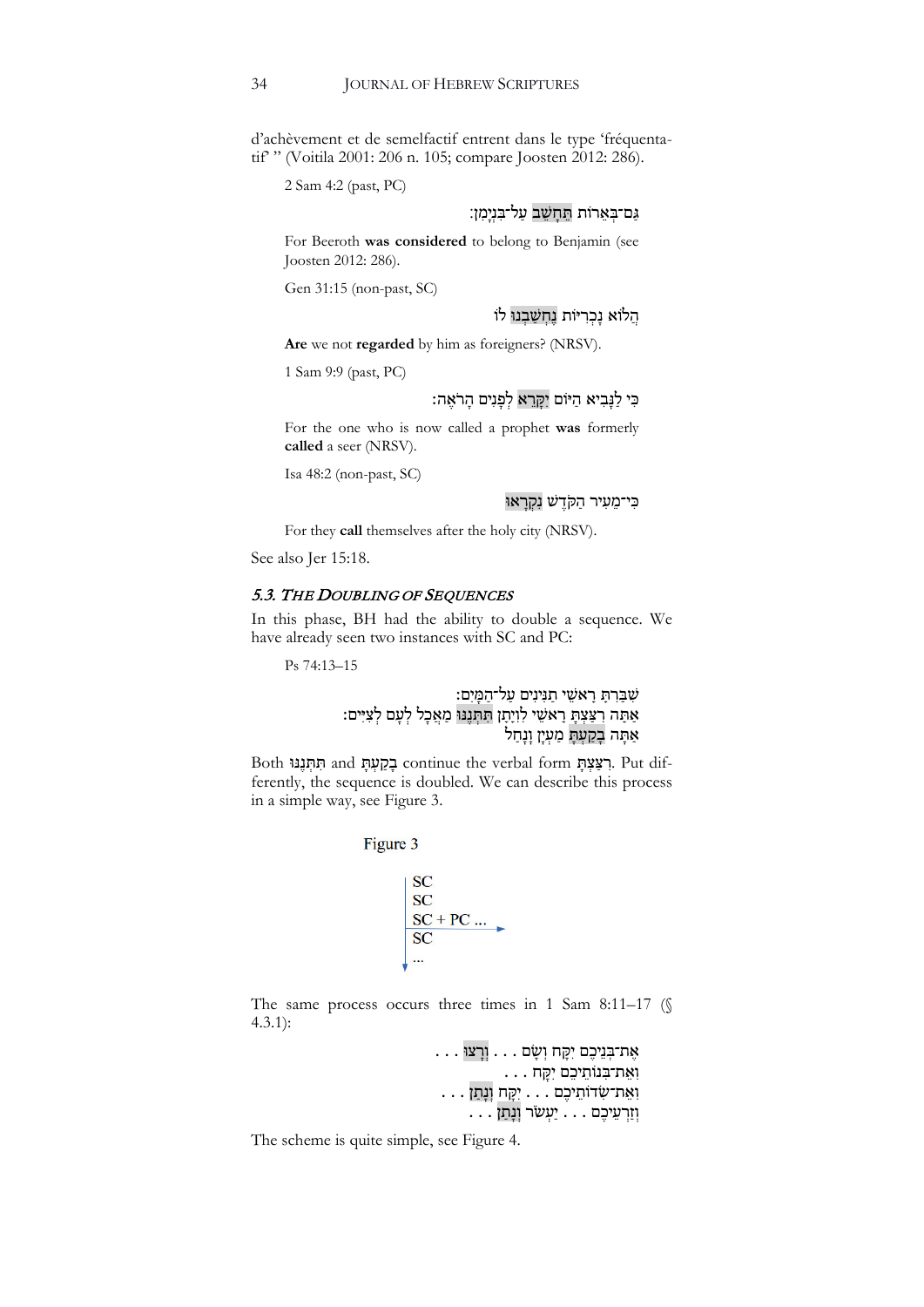d'achèvement et de semelfactif entrent dans le type 'fréquentatif' " (Voitila 2001: 206 n. 105; compare Joosten 2012: 286).

2 Sam 4:2 (past, PC)

גַּם־בְּאֵרוֹת תֵּחָשֵׁב עַל־בִּנְיָמִן׃

For Beeroth **was considered** to belong to Benjamin (see Joosten 2012: 286).

Gen 31:15 (non-past, SC)

הֲלוֹא נָכְרִיּוֹת נֶחְשַׁבְנוּ לוֹ

**Are** we not **regarded** by him as foreigners? (NRSV).

1 Sam 9:9 (past, PC)

כִּי לַנָּבִיא הַיּוֹם יִקָּרֵא לְפָנִים הָרֹאֶה׃

For the one who is now called a prophet **was** formerly **called** a seer (NRSV).

Isa 48:2 (non-past, SC)

כִּי־מֵעִיר הַקֹּדֶשׁ נִקְרָאוּ

For they **call** themselves after the holy city (NRSV).

See also Jer 15:18.

### 5.3. *The Doubling of Sequences*

In this phase, BH had the ability to double a sequence. We have already seen two instances with SC and PC:

Ps 74:13–15

שִׁבַּרְתָּ רָאשֵׁי תַנִּינִים עַל־הַמָּיִם׃
אַתָּה רִצַּצְתָּ רָאשֵׁי לִוְיָתָן תִּתְּנֶנּוּ מַאֲכָל לְעָם לְצִיִּים׃
אַתָּה בָקַעְתָּ מַעְיָן וָנָחַל

Both תִּתְּנֶנּוּ and בָקַעְתָּ continue the verbal form רִצַּצְתָּ. Put differently, the sequence is doubled. We can describe this process in a simple way, see Figure 3.

Figure 3

```
SC
SC
SC + PC ... →
SC
...
```

The same process occurs three times in 1 Sam 8:11–17 (§ 4.3.1):

. . . אֶת־בְּנֵיכֶם יִקָּח וְשָׂם . . . וְרָצוּ
. . . וְאֶת־בְּנוֹתֵיכֶם יִקָּח
. . . וְאֶת־שְׂדוֹתֵיכֶם . . . יִקָּח וְנָתַן
. . . וְזַרְעֵיכֶם . . . יַעְשֹׂר וְנָתַן

The scheme is quite simple, see Figure 4.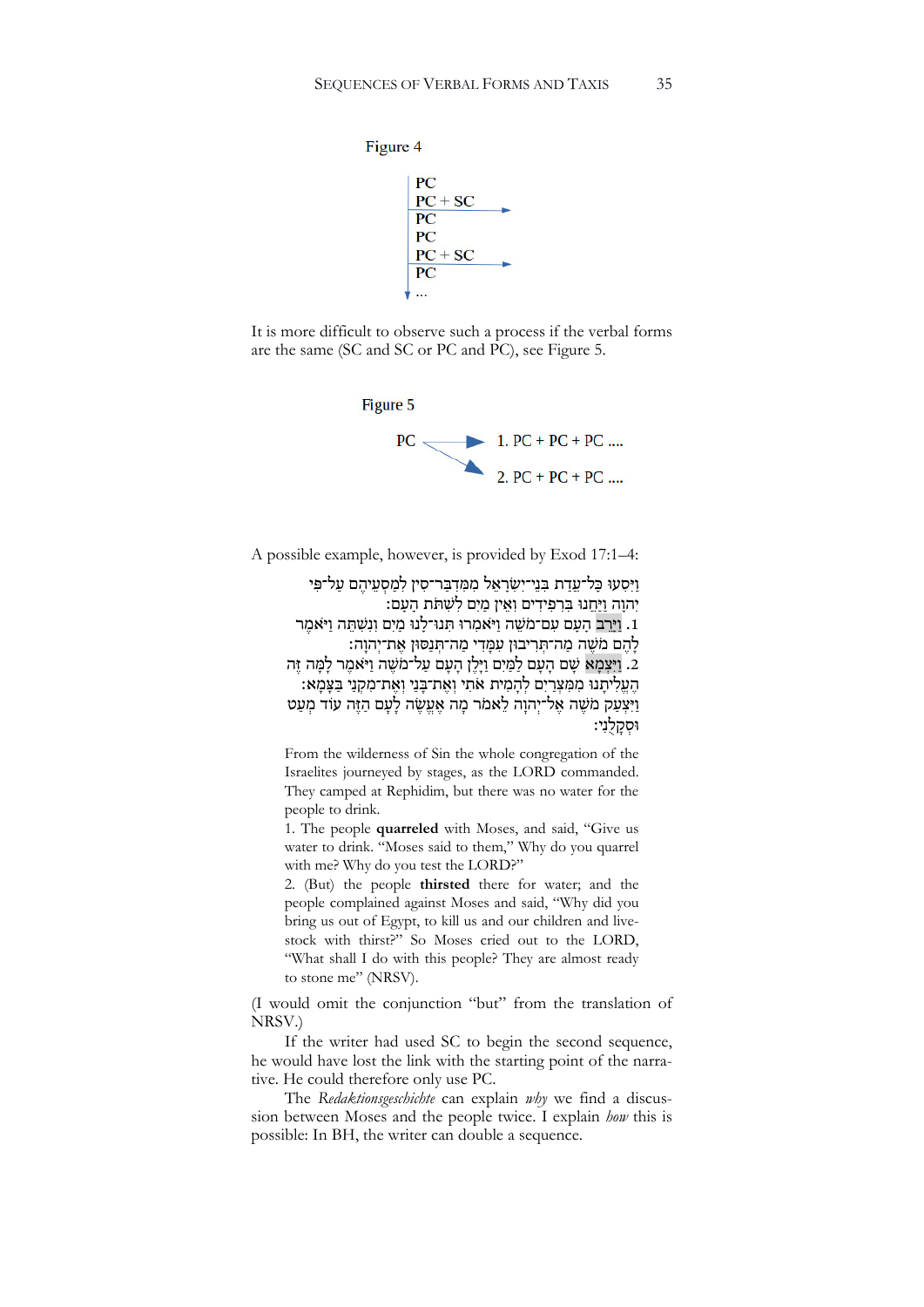Figure 4

```
| PC
| PC + SC ──────►
| PC
| PC
| PC + SC ──────►
| PC
▼ ...
```

It is more difficult to observe such a process if the verbal forms are the same (SC and SC or PC and PC), see Figure 5.

Figure 5

```
PC ──────► 1. PC + PC + PC ....
   ╲
    ──────► 2. PC + PC + PC ....
```

A possible example, however, is provided by Exod 17:1–4:

וַיִּסְעוּ כָּל־עֲדַת בְּנֵי־יִשְׂרָאֵל מִמִּדְבַּר־סִין לְמַסְעֵיהֶם עַל־פִּי יְהוָה וַיַּחֲנוּ בִּרְפִידִים וְאֵין מַיִם לִשְׁתֹּת הָעָם׃
1. וַיָּרֶב הָעָם עִם־מֹשֶׁה וַיֹּאמְרוּ תְּנוּ־לָנוּ מַיִם וְנִשְׁתֶּה וַיֹּאמֶר לָהֶם מֹשֶׁה מַה־תְּרִיבוּן עִמָּדִי מַה־תְּנַסּוּן אֶת־יְהוָה׃
2. וַיִּצְמָא שָׁם הָעָם לַמַּיִם וַיָּלֶן הָעָם עַל־מֹשֶׁה וַיֹּאמֶר לָמָּה זֶּה הֶעֱלִיתָנוּ מִמִּצְרַיִם לְהָמִית אֹתִי וְאֶת־בָּנַי וְאֶת־מִקְנַי בַּצָּמָא׃ וַיִּצְעַק מֹשֶׁה אֶל־יְהוָה לֵאמֹר מָה אֶעֱשֶׂה לָעָם הַזֶּה עוֹד מְעַט וּסְקָלֻנִי׃

> From the wilderness of Sin the whole congregation of the Israelites journeyed by stages, as the LORD commanded. They camped at Rephidim, but there was no water for the people to drink.
> 1. The people **quarreled** with Moses, and said, "Give us water to drink. "Moses said to them," Why do you quarrel with me? Why do you test the LORD?"
> 2. (But) the people **thirsted** there for water; and the people complained against Moses and said, "Why did you bring us out of Egypt, to kill us and our children and livestock with thirst?" So Moses cried out to the LORD, "What shall I do with this people? They are almost ready to stone me" (NRSV).

(I would omit the conjunction "but" from the translation of NRSV.)

If the writer had used SC to begin the second sequence, he would have lost the link with the starting point of the narrative. He could therefore only use PC.

The *Redaktionsgeschichte* can explain *why* we find a discussion between Moses and the people twice. I explain *how* this is possible: In BH, the writer can double a sequence.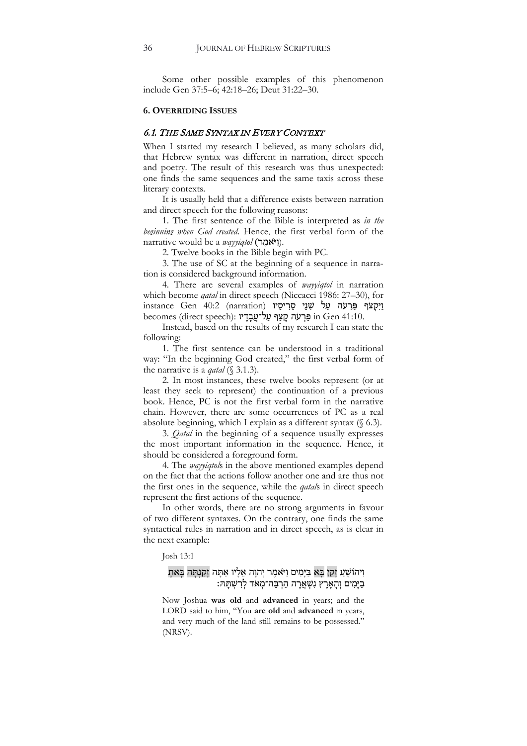Some other possible examples of this phenomenon include Gen 37:5–6; 42:18–26; Deut 31:22–30.

## 6. OVERRIDING ISSUES

### 6.1. *THE SAME SYNTAX IN EVERY CONTEXT*

When I started my research I believed, as many scholars did, that Hebrew syntax was different in narration, direct speech and poetry. The result of this research was thus unexpected: one finds the same sequences and the same taxis across these literary contexts.

It is usually held that a difference exists between narration and direct speech for the following reasons:

1. The first sentence of the Bible is interpreted as *in the beginning when God created*. Hence, the first verbal form of the narrative would be a *wayyiqtol* (וַיֹּאמֶר).

2. Twelve books in the Bible begin with PC.

3. The use of SC at the beginning of a sequence in narration is considered background information.

4. There are several examples of *wayyiqtol* in narration which become *qatal* in direct speech (Niccacci 1986: 27–30), for instance Gen 40:2 (narration) וַיִּקְצֹף פַּרְעֹה עַל שְׁנֵי סָרִיסָיו becomes (direct speech): פַּרְעֹה קָצַף עַל־עֲבָדָיו in Gen 41:10.

Instead, based on the results of my research I can state the following:

1. The first sentence can be understood in a traditional way: "In the beginning God created," the first verbal form of the narrative is a *qatal* (§ 3.1.3).

2. In most instances, these twelve books represent (or at least they seek to represent) the continuation of a previous book. Hence, PC is not the first verbal form in the narrative chain. However, there are some occurrences of PC as a real absolute beginning, which I explain as a different syntax (§ 6.3).

3. *Qatal* in the beginning of a sequence usually expresses the most important information in the sequence. Hence, it should be considered a foreground form.

4. The *wayyiqtol*s in the above mentioned examples depend on the fact that the actions follow another one and are thus not the first ones in the sequence, while the *qatal*s in direct speech represent the first actions of the sequence.

In other words, there are no strong arguments in favour of two different syntaxes. On the contrary, one finds the same syntactical rules in narration and in direct speech, as is clear in the next example:

Josh 13:1

וִיהוֹשֻׁעַ זָקֵן בָּא בַּיָּמִים וַיֹּאמֶר יְהוָה אֵלָיו אַתָּה זָקַנְתָּה בָּאתָ בַיָּמִים וְהָאָרֶץ נִשְׁאֲרָה הַרְבֵּה־מְאֹד לְרִשְׁתָּהּ׃

Now Joshua **was old** and **advanced** in years; and the LORD said to him, "You **are old** and **advanced** in years, and very much of the land still remains to be possessed." (NRSV).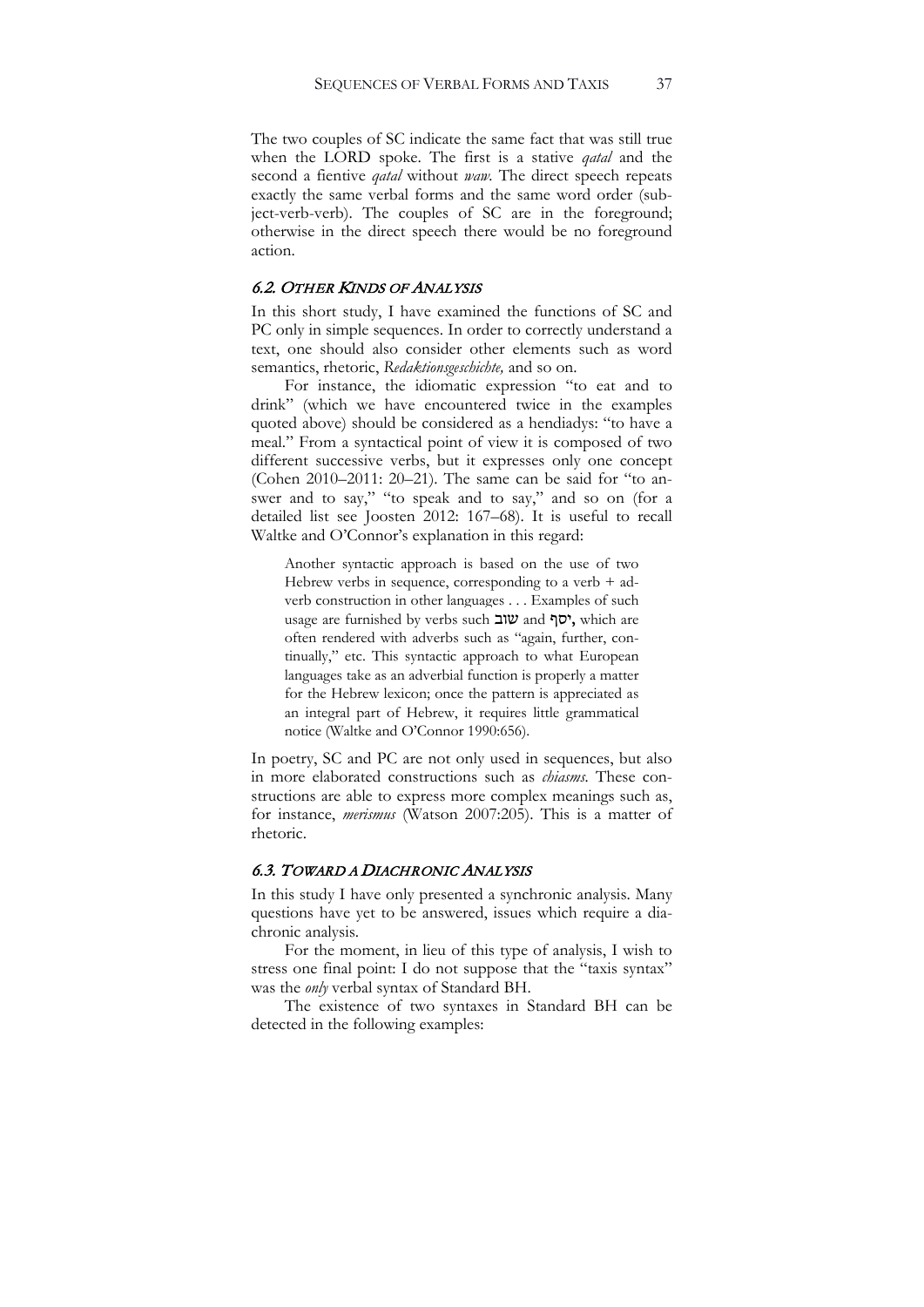The two couples of SC indicate the same fact that was still true when the LORD spoke. The first is a stative *qatal* and the second a fientive *qatal* without *waw*. The direct speech repeats exactly the same verbal forms and the same word order (subject-verb-verb). The couples of SC are in the foreground; otherwise in the direct speech there would be no foreground action.

### 6.2. OTHER KINDS OF ANALYSIS

In this short study, I have examined the functions of SC and PC only in simple sequences. In order to correctly understand a text, one should also consider other elements such as word semantics, rhetoric, *Redaktionsgeschichte,* and so on.

For instance, the idiomatic expression "to eat and to drink" (which we have encountered twice in the examples quoted above) should be considered as a hendiadys: "to have a meal." From a syntactical point of view it is composed of two different successive verbs, but it expresses only one concept (Cohen 2010–2011: 20–21). The same can be said for "to answer and to say," "to speak and to say," and so on (for a detailed list see Joosten 2012: 167–68). It is useful to recall Waltke and O'Connor's explanation in this regard:

> Another syntactic approach is based on the use of two Hebrew verbs in sequence, corresponding to a verb + adverb construction in other languages . . . Examples of such usage are furnished by verbs such שוב and יסף, which are often rendered with adverbs such as "again, further, continually," etc. This syntactic approach to what European languages take as an adverbial function is properly a matter for the Hebrew lexicon; once the pattern is appreciated as an integral part of Hebrew, it requires little grammatical notice (Waltke and O'Connor 1990:656).

In poetry, SC and PC are not only used in sequences, but also in more elaborated constructions such as *chiasms.* These constructions are able to express more complex meanings such as, for instance, *merismus* (Watson 2007:205). This is a matter of rhetoric.

### 6.3. TOWARD A DIACHRONIC ANALYSIS

In this study I have only presented a synchronic analysis. Many questions have yet to be answered, issues which require a diachronic analysis.

For the moment, in lieu of this type of analysis, I wish to stress one final point: I do not suppose that the "taxis syntax" was the *only* verbal syntax of Standard BH.

The existence of two syntaxes in Standard BH can be detected in the following examples: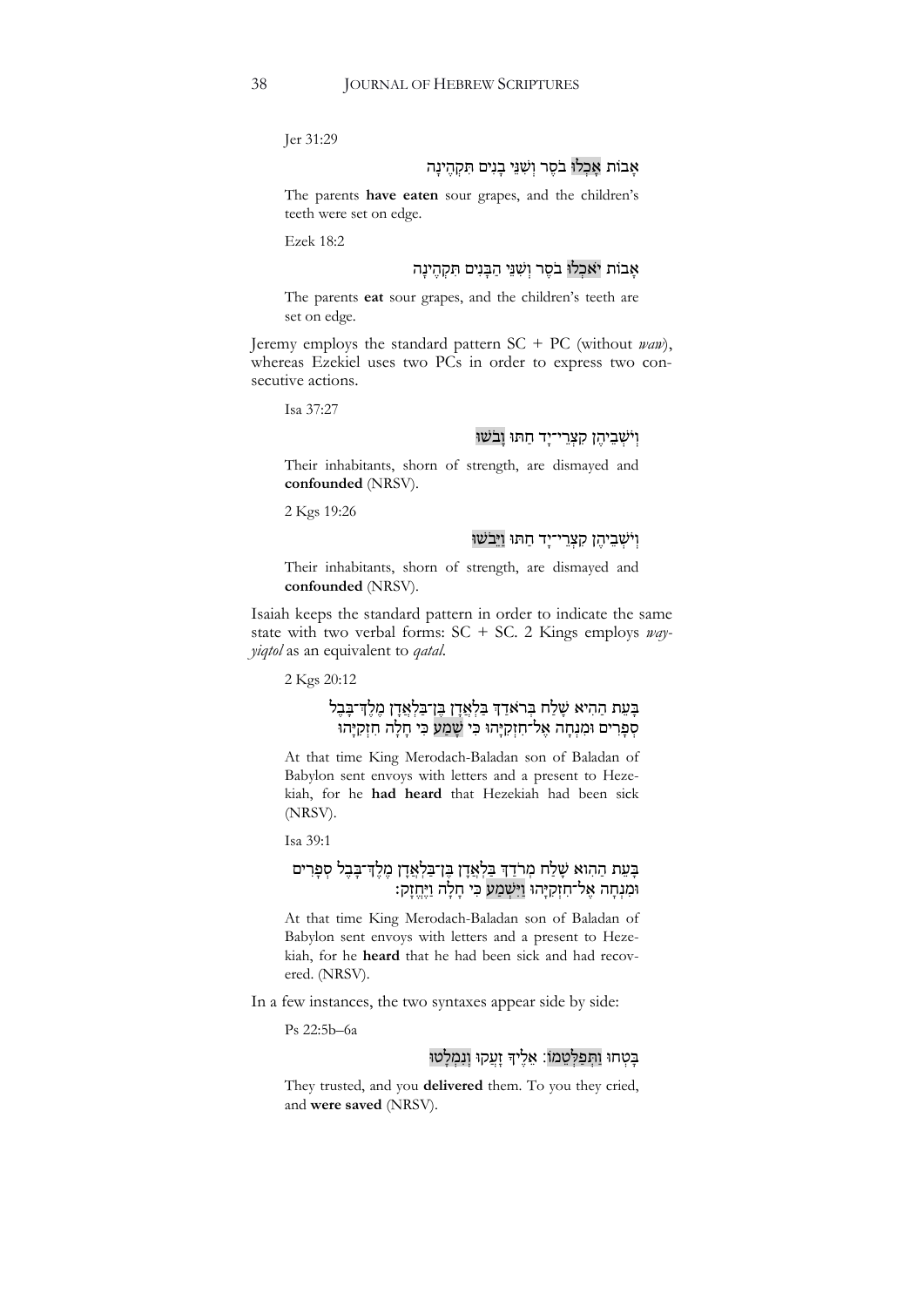Jer 31:29

אָבוֹת אָכְלוּ בֹסֶר וְשִׁנֵּי בָנִים תִּקְהֶינָה

The parents **have eaten** sour grapes, and the children's teeth were set on edge.

Ezek 18:2

אָבוֹת יֹאכְלוּ בֹסֶר וְשִׁנֵּי הַבָּנִים תִּקְהֶינָה

The parents **eat** sour grapes, and the children's teeth are set on edge.

Jeremy employs the standard pattern SC + PC (without *waw*), whereas Ezekiel uses two PCs in order to express two consecutive actions.

Isa 37:27

וְיֹשְׁבֵיהֶן קִצְרֵי־יָד חַתּוּ וָבֹשׁוּ

Their inhabitants, shorn of strength, are dismayed and **confounded** (NRSV).

2 Kgs 19:26

וְיֹשְׁבֵיהֶן קִצְרֵי־יָד חַתּוּ וַיֵּבֹשׁוּ

Their inhabitants, shorn of strength, are dismayed and **confounded** (NRSV).

Isaiah keeps the standard pattern in order to indicate the same state with two verbal forms: SC + SC. 2 Kings employs *wayyiqtol* as an equivalent to *qatal*.

2 Kgs 20:12

בָּעֵת הַהִיא שָׁלַח בְּרֹאדַךְ בַּלְאֲדָן בֶּן־בַּלְאֲדָן מֶלֶךְ־בָּבֶל סְפָרִים וּמִנְחָה אֶל־חִזְקִיָּהוּ כִּי שָׁמַע כִּי חָלָה חִזְקִיָּהוּ

At that time King Merodach-Baladan son of Baladan of Babylon sent envoys with letters and a present to Hezekiah, for he **had heard** that Hezekiah had been sick (NRSV).

Isa 39:1

בָּעֵת הַהוּא שָׁלַח מְרֹדַךְ בַּלְאֲדָן בֶּן־בַּלְאֲדָן מֶלֶךְ־בָּבֶל סְפָרִים וּמִנְחָה אֶל־חִזְקִיָּהוּ וַיִּשְׁמַע כִּי חָלָה וַיֶּחֱזָק׃

At that time King Merodach-Baladan son of Baladan of Babylon sent envoys with letters and a present to Hezekiah, for he **heard** that he had been sick and had recovered. (NRSV).

In a few instances, the two syntaxes appear side by side:

Ps 22:5b–6a

בָּטְחוּ וַתְּפַלְּטֵמוֹ׃ אֵלֶיךָ זָעֲקוּ וְנִמְלָטוּ

They trusted, and you **delivered** them. To you they cried, and **were saved** (NRSV).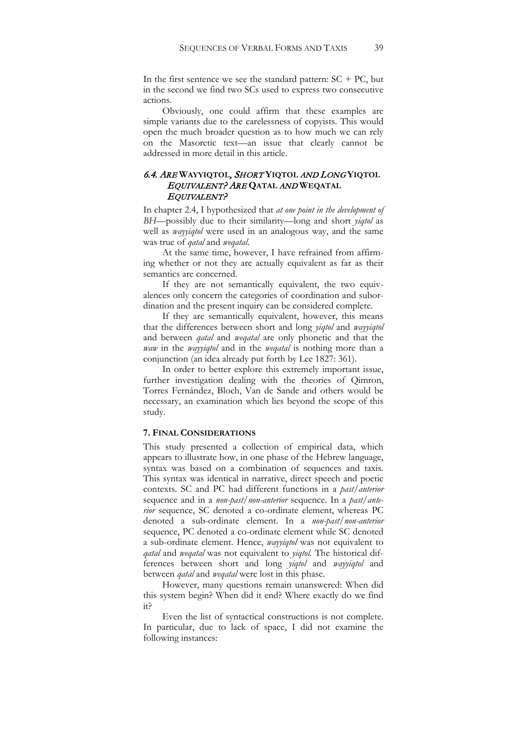In the first sentence we see the standard pattern: SC + PC, but in the second we find two SCs used to express two consecutive actions.

Obviously, one could affirm that these examples are simple variants due to the carelessness of copyists. This would open the much broader question as to how much we can rely on the Masoretic text—an issue that clearly cannot be addressed in more detail in this article.

### *6.4. Are* WAYYIQTOL*, Short* YIQTOL *and Long* YIQTOL *Equivalent? Are* QATAL *and* WEQATAL *Equivalent?*

In chapter 2.4, I hypothesized that *at one point in the development of BH*—possibly due to their similarity—long and short *yiqtol* as well as *wayyiqtol* were used in an analogous way, and the same was true of *qatal* and *weqatal*.

At the same time, however, I have refrained from affirming whether or not they are actually equivalent as far as their semantics are concerned.

If they are not semantically equivalent, the two equivalences only concern the categories of coordination and subordination and the present inquiry can be considered complete.

If they are semantically equivalent, however, this means that the differences between short and long *yiqtol* and *wayyiqtol* and between *qatal* and *weqatal* are only phonetic and that the *waw* in the *wayyiqtol* and in the *weqatal* is nothing more than a conjunction (an idea already put forth by Lee 1827: 361).

In order to better explore this extremely important issue, further investigation dealing with the theories of Qimron, Torres Fernández, Bloch, Van de Sande and others would be necessary, an examination which lies beyond the scope of this study.

## 7. Final Considerations

This study presented a collection of empirical data, which appears to illustrate how, in one phase of the Hebrew language, syntax was based on a combination of sequences and taxis. This syntax was identical in narrative, direct speech and poetic contexts. SC and PC had different functions in a *past/anterior* sequence and in a *non-past/non-anterior* sequence. In a *past/anterior* sequence, SC denoted a co-ordinate element, whereas PC denoted a sub-ordinate element. In a *non-past/non-anterior* sequence, PC denoted a co-ordinate element while SC denoted a sub-ordinate element. Hence, *wayyiqtol* was not equivalent to *qatal* and *weqatal* was not equivalent to *yiqtol*. The historical differences between short and long *yiqtol* and *wayyiqtol* and between *qatal* and *weqatal* were lost in this phase.

However, many questions remain unanswered: When did this system begin? When did it end? Where exactly do we find it?

Even the list of syntactical constructions is not complete. In particular, due to lack of space, I did not examine the following instances: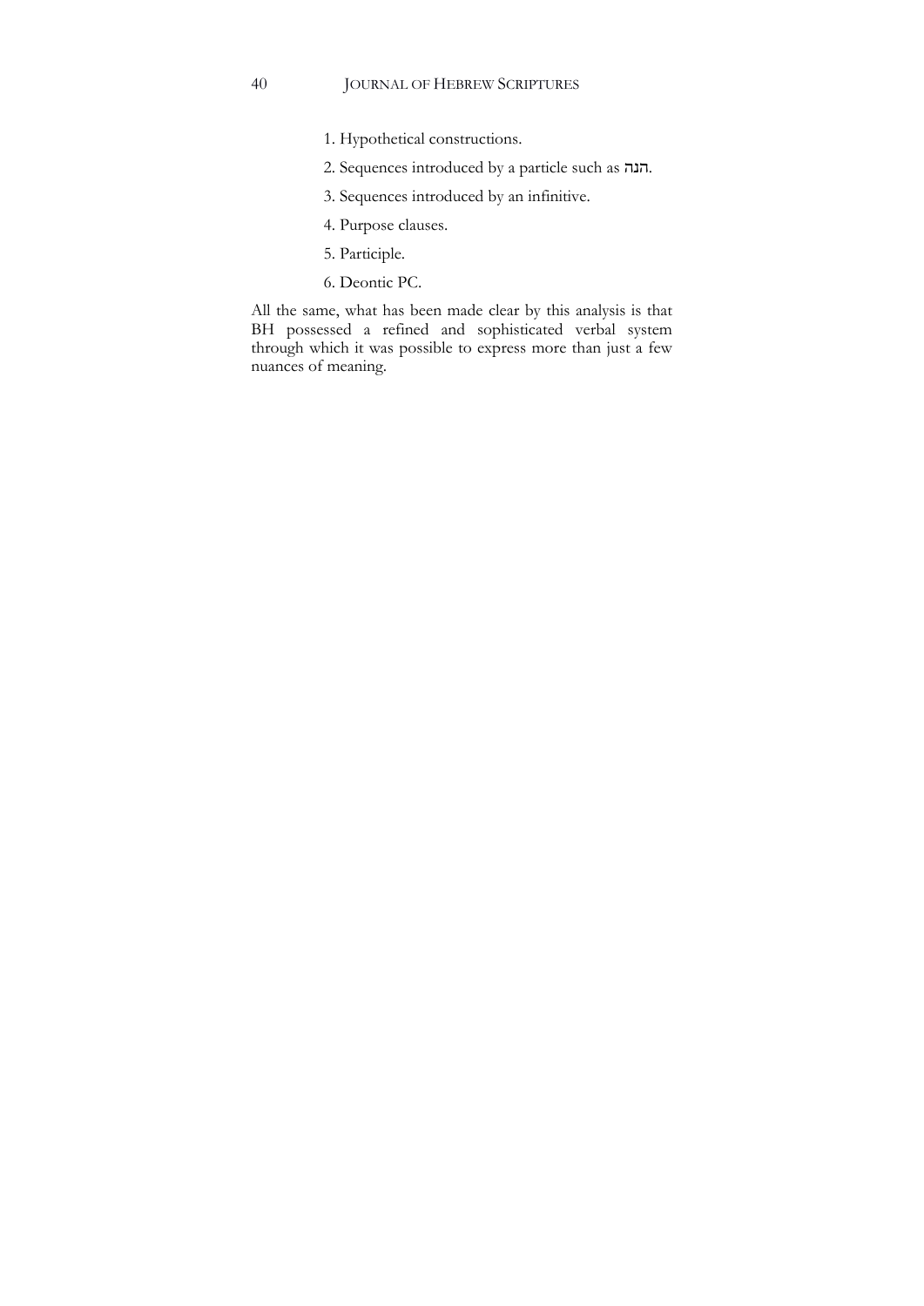1. Hypothetical constructions.
2. Sequences introduced by a particle such as הנה.
3. Sequences introduced by an infinitive.
4. Purpose clauses.
5. Participle.
6. Deontic PC.

All the same, what has been made clear by this analysis is that BH possessed a refined and sophisticated verbal system through which it was possible to express more than just a few nuances of meaning.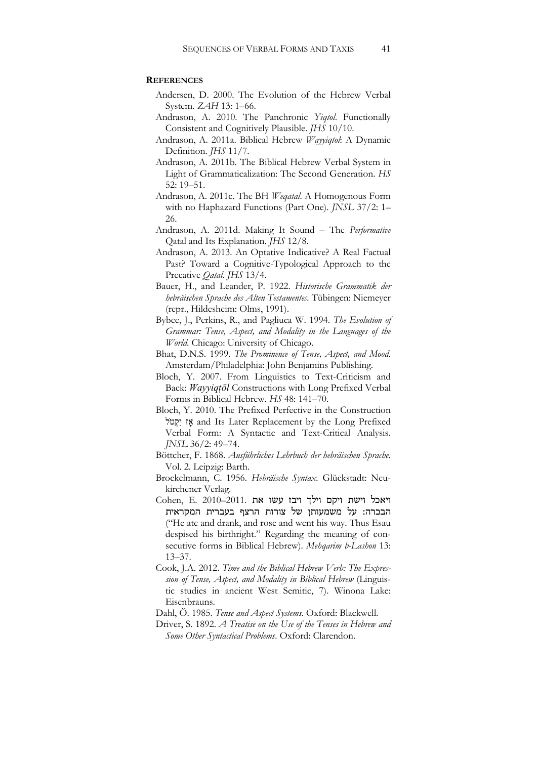**REFERENCES**

Andersen, D. 2000. The Evolution of the Hebrew Verbal System. *ZAH* 13: 1–66.

Andrason, A. 2010. The Panchronic *Yiqtol*. Functionally Consistent and Cognitively Plausible. *JHS* 10/10.

Andrason, A. 2011a. Biblical Hebrew *Wayyiqtol*: A Dynamic Definition. *JHS* 11/7.

Andrason, A. 2011b. The Biblical Hebrew Verbal System in Light of Grammaticalization: The Second Generation. *HS* 52: 19–51.

Andrason, A. 2011c. The BH *Weqatal*. A Homogenous Form with no Haphazard Functions (Part One). *JNSL* 37/2: 1–26.

Andrason, A. 2011d. Making It Sound – The *Performative* Qatal and Its Explanation. *JHS* 12/8.

Andrason, A. 2013. An Optative Indicative? A Real Factual Past? Toward a Cognitive-Typological Approach to the Precative *Qatal*. *JHS* 13/4.

Bauer, H., and Leander, P. 1922. *Historische Grammatik der hebräischen Sprache des Alten Testamentes*. Tübingen: Niemeyer (repr., Hildesheim: Olms, 1991).

Bybee, J., Perkins, R., and Pagliuca W. 1994. *The Evolution of Grammar: Tense, Aspect, and Modality in the Languages of the World*. Chicago: University of Chicago.

Bhat, D.N.S. 1999. *The Prominence of Tense, Aspect, and Mood*. Amsterdam/Philadelphia: John Benjamins Publishing.

Bloch, Y. 2007. From Linguistics to Text-Criticism and Back: *Wayyiqṭōl* Constructions with Long Prefixed Verbal Forms in Biblical Hebrew. *HS* 48: 141–70.

Bloch, Y. 2010. The Prefixed Perfective in the Construction אָז יִקְטֹל and Its Later Replacement by the Long Prefixed Verbal Form: A Syntactic and Text-Critical Analysis. *JNSL* 36/2: 49–74.

Böttcher, F. 1868. *Ausführliches Lehrbuch der hebräischen Sprache*. Vol. 2. Leipzig: Barth.

Brockelmann, C. 1956. *Hebräische Syntax*. Glückstadt: Neukirchener Verlag.

Cohen, E. 2010–2011. ויאכל וישת ויקם וילך ויבז עשו את הבכרה: על משמעותן של צורות הרצף בעברית המקראית ("He ate and drank, and rose and went his way. Thus Esau despised his birthright." Regarding the meaning of consecutive forms in Biblical Hebrew). *Mehqarim b-Lashon* 13: 13–37.

Cook, J.A. 2012. *Time and the Biblical Hebrew Verb: The Expression of Tense, Aspect, and Modality in Biblical Hebrew* (Linguistic studies in ancient West Semitic, 7). Winona Lake: Eisenbrauns.

Dahl, Ö. 1985. *Tense and Aspect Systems*. Oxford: Blackwell.

Driver, S. 1892. *A Treatise on the Use of the Tenses in Hebrew and Some Other Syntactical Problems*. Oxford: Clarendon.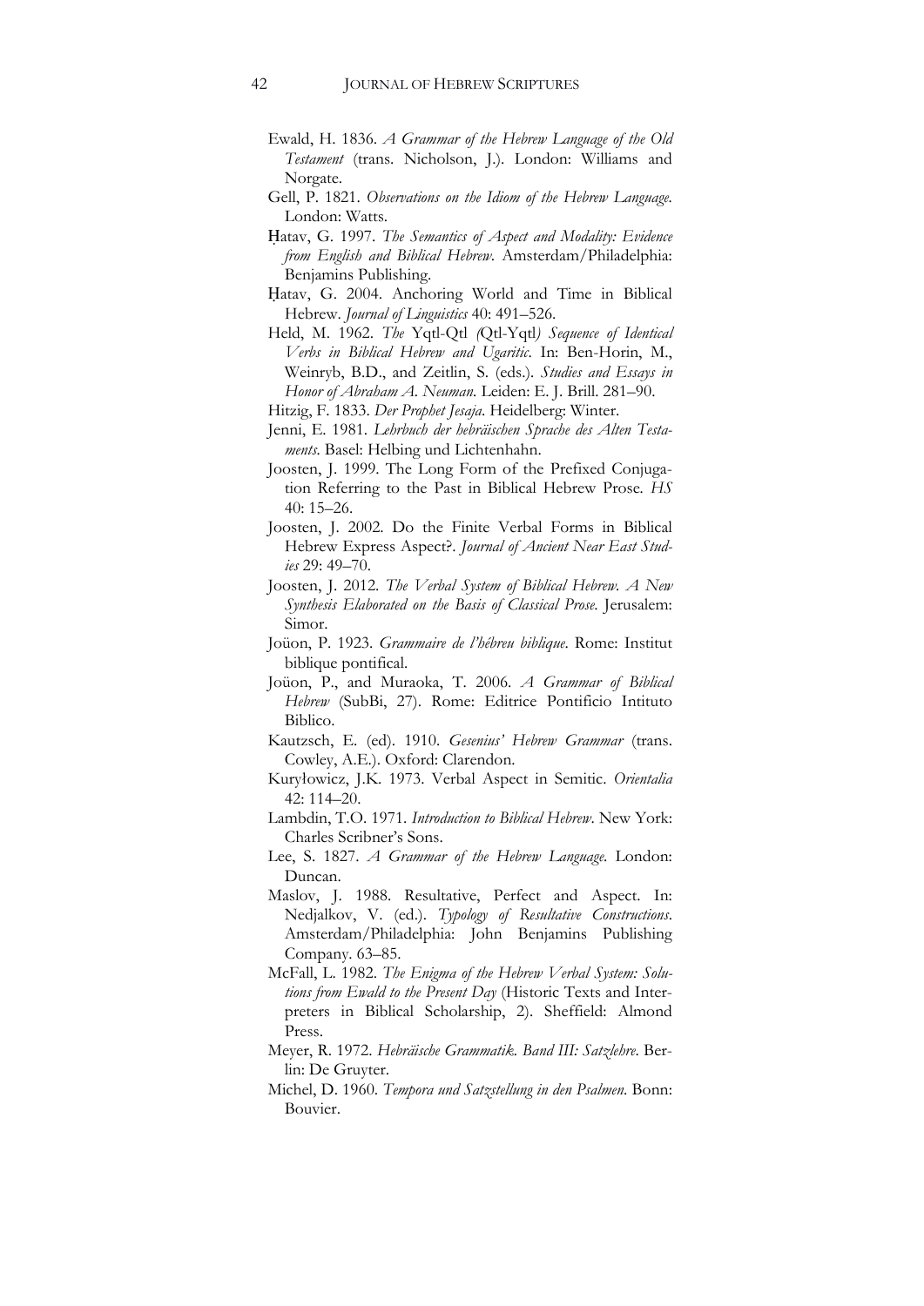Ewald, H. 1836. *A Grammar of the Hebrew Language of the Old Testament* (trans. Nicholson, J.). London: Williams and Norgate.

Gell, P. 1821. *Observations on the Idiom of the Hebrew Language.* London: Watts.

Ḥatav, G. 1997. *The Semantics of Aspect and Modality: Evidence from English and Biblical Hebrew.* Amsterdam/Philadelphia: Benjamins Publishing.

Ḥatav, G. 2004. Anchoring World and Time in Biblical Hebrew. *Journal of Linguistics* 40: 491–526.

Held, M. 1962. *The* Yqtl-Qtl *(*Qtl-Yqtl*) Sequence of Identical Verbs in Biblical Hebrew and Ugaritic.* In: Ben-Horin, M., Weinryb, B.D., and Zeitlin, S. (eds.). *Studies and Essays in Honor of Abraham A. Neuman.* Leiden: E. J. Brill. 281–90.

Hitzig, F. 1833. *Der Prophet Jesaja.* Heidelberg: Winter.

Jenni, E. 1981. *Lehrbuch der hebräischen Sprache des Alten Testaments.* Basel: Helbing und Lichtenhahn.

Joosten, J. 1999. The Long Form of the Prefixed Conjugation Referring to the Past in Biblical Hebrew Prose. *HS* 40: 15–26.

Joosten, J. 2002. Do the Finite Verbal Forms in Biblical Hebrew Express Aspect?. *Journal of Ancient Near East Studies* 29: 49–70.

Joosten, J. 2012. *The Verbal System of Biblical Hebrew. A New Synthesis Elaborated on the Basis of Classical Prose.* Jerusalem: Simor.

Joüon, P. 1923. *Grammaire de l'hébreu biblique.* Rome: Institut biblique pontifical.

Joüon, P., and Muraoka, T. 2006. *A Grammar of Biblical Hebrew* (SubBi, 27). Rome: Editrice Pontificio Intituto Biblico.

Kautzsch, E. (ed). 1910. *Gesenius' Hebrew Grammar* (trans. Cowley, A.E.). Oxford: Clarendon.

Kuryłowicz, J.K. 1973. Verbal Aspect in Semitic. *Orientalia* 42: 114–20.

Lambdin, T.O. 1971. *Introduction to Biblical Hebrew.* New York: Charles Scribner's Sons.

Lee, S. 1827. *A Grammar of the Hebrew Language.* London: Duncan.

Maslov, J. 1988. Resultative, Perfect and Aspect. In: Nedjalkov, V. (ed.). *Typology of Resultative Constructions.* Amsterdam/Philadelphia: John Benjamins Publishing Company. 63–85.

McFall, L. 1982. *The Enigma of the Hebrew Verbal System: Solutions from Ewald to the Present Day* (Historic Texts and Interpreters in Biblical Scholarship, 2). Sheffield: Almond Press.

Meyer, R. 1972. *Hebräische Grammatik. Band III: Satzlehre.* Berlin: De Gruyter.

Michel, D. 1960. *Tempora und Satzstellung in den Psalmen.* Bonn: Bouvier.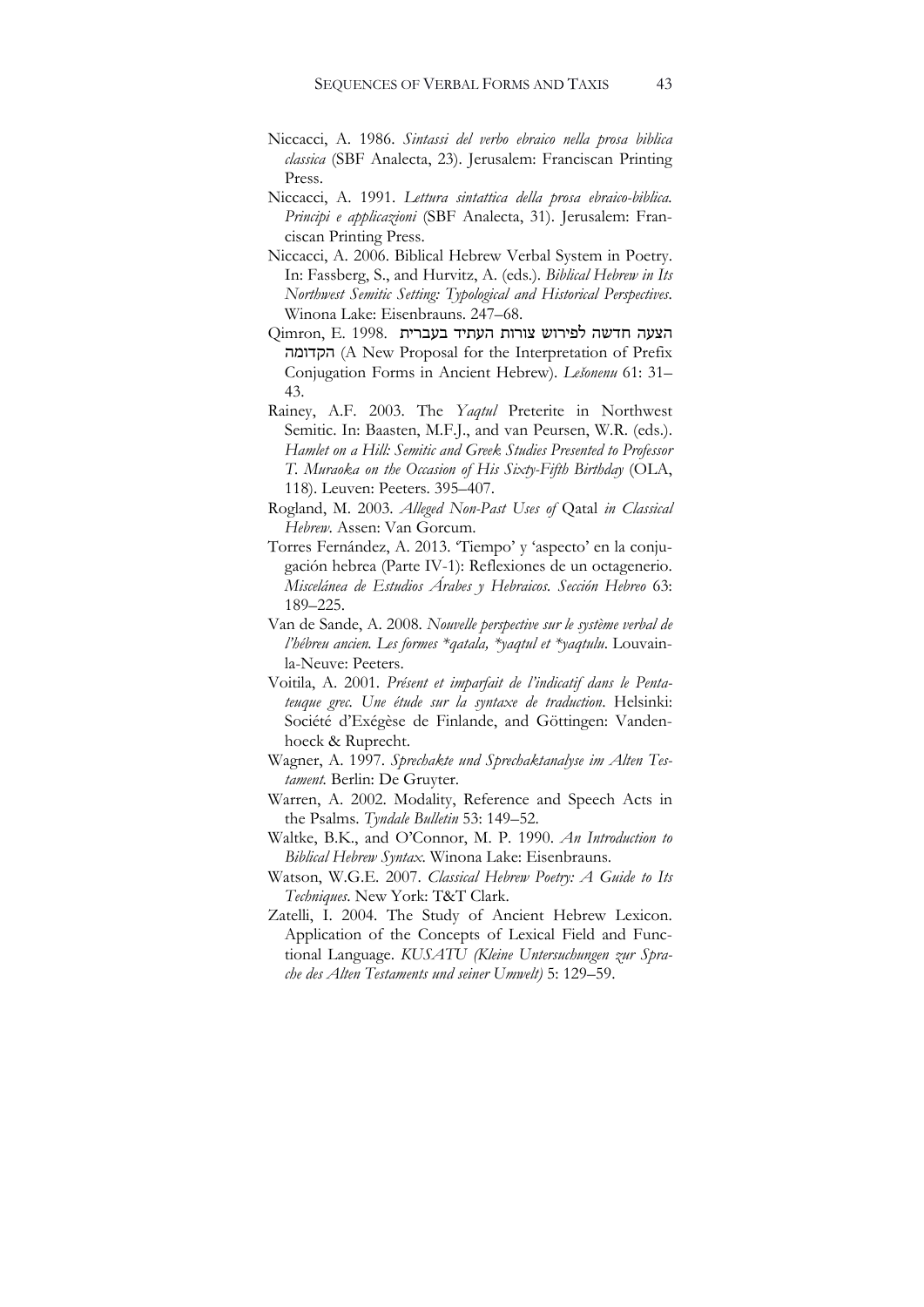Niccacci, A. 1986. *Sintassi del verbo ebraico nella prosa biblica classica* (SBF Analecta, 23). Jerusalem: Franciscan Printing Press.

Niccacci, A. 1991. *Lettura sintattica della prosa ebraico-biblica. Principi e applicazioni* (SBF Analecta, 31). Jerusalem: Franciscan Printing Press.

Niccacci, A. 2006. Biblical Hebrew Verbal System in Poetry. In: Fassberg, S., and Hurvitz, A. (eds.). *Biblical Hebrew in Its Northwest Semitic Setting: Typological and Historical Perspectives*. Winona Lake: Eisenbrauns. 247–68.

Qimron, E. 1998. הצעה חדשה לפירוש צורות העתיד בעברית הקדומה (A New Proposal for the Interpretation of Prefix Conjugation Forms in Ancient Hebrew). *Lešonenu* 61: 31–43.

Rainey, A.F. 2003. The *Yaqtul* Preterite in Northwest Semitic. In: Baasten, M.F.J., and van Peursen, W.R. (eds.). *Hamlet on a Hill: Semitic and Greek Studies Presented to Professor T. Muraoka on the Occasion of His Sixty-Fifth Birthday* (OLA, 118). Leuven: Peeters. 395–407.

Rogland, M. 2003. *Alleged Non-Past Uses of* Qatal *in Classical Hebrew*. Assen: Van Gorcum.

Torres Fernández, A. 2013. 'Tiempo' y 'aspecto' en la conjugación hebrea (Parte IV-1): Reflexiones de un octagenerio. *Miscelánea de Estudios Árabes y Hebraicos. Sección Hebreo* 63: 189–225.

Van de Sande, A. 2008. *Nouvelle perspective sur le système verbal de l'hébreu ancien. Les formes \*qatala, \*yaqtul et \*yaqtulu*. Louvain-la-Neuve: Peeters.

Voitila, A. 2001. *Présent et imparfait de l'indicatif dans le Pentateuque grec. Une étude sur la syntaxe de traduction*. Helsinki: Société d'Exégèse de Finlande, and Göttingen: Vandenhoeck & Ruprecht.

Wagner, A. 1997. *Sprechakte und Sprechaktanalyse im Alten Testament*. Berlin: De Gruyter.

Warren, A. 2002. Modality, Reference and Speech Acts in the Psalms. *Tyndale Bulletin* 53: 149–52.

Waltke, B.K., and O'Connor, M. P. 1990. *An Introduction to Biblical Hebrew Syntax*. Winona Lake: Eisenbrauns.

Watson, W.G.E. 2007. *Classical Hebrew Poetry: A Guide to Its Techniques*. New York: T&T Clark.

Zatelli, I. 2004. The Study of Ancient Hebrew Lexicon. Application of the Concepts of Lexical Field and Functional Language. *KUSATU (Kleine Untersuchungen zur Sprache des Alten Testaments und seiner Umwelt)* 5: 129–59.